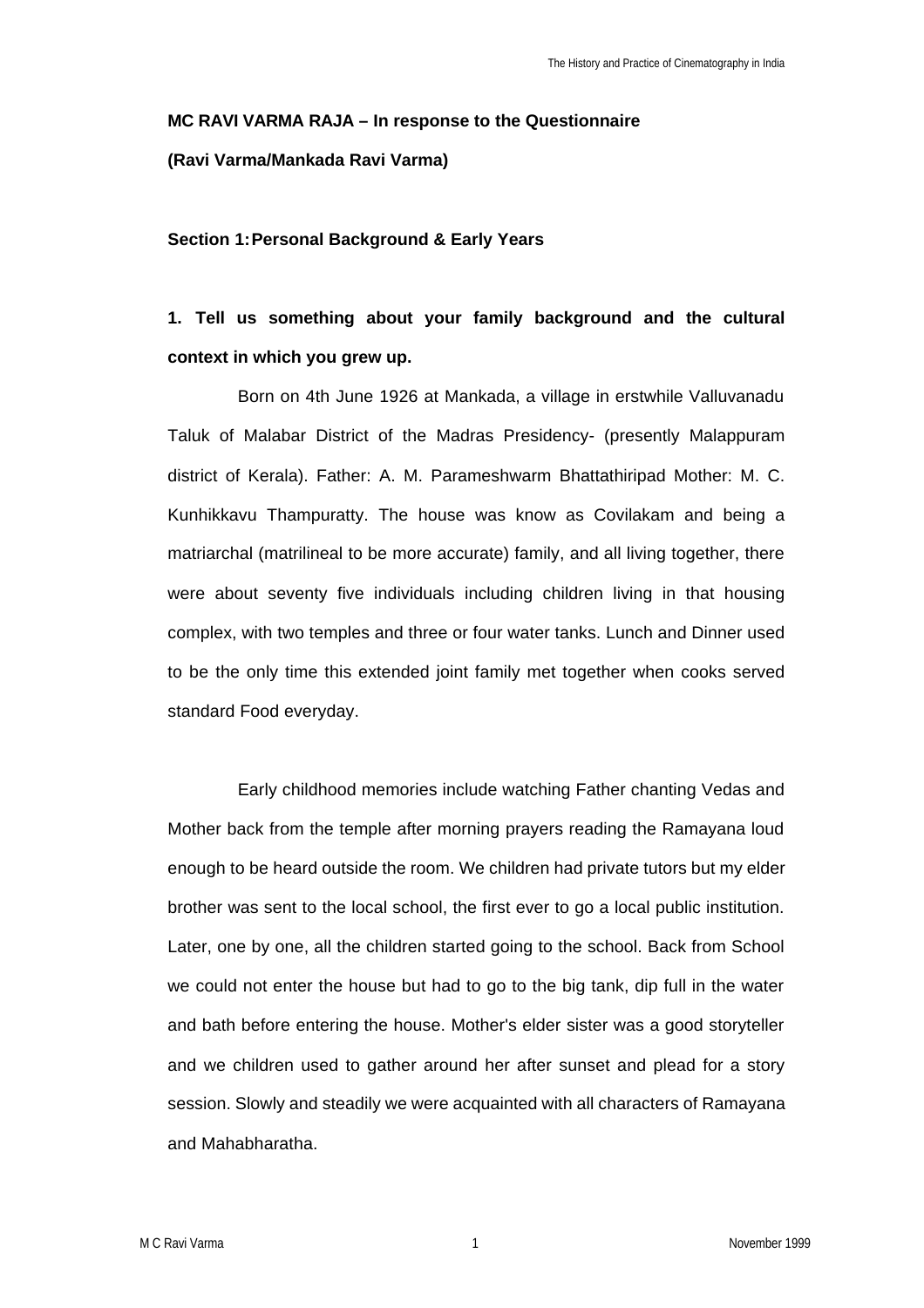**MC RAVI VARMA RAJA – In response to the Questionnaire**

**(Ravi Varma/Mankada Ravi Varma)**

**Section 1: Personal Background & Early Years**

**1. Tell us something about your family background and the cultural context in which you grew up.**

Born on 4th June 1926 at Mankada, a village in erstwhile Valluvanadu Taluk of Malabar District of the Madras Presidency- (presently Malappuram district of Kerala). Father: A. M. Parameshwarm Bhattathiripad Mother: M. C. Kunhikkavu Thampuratty. The house was know as Covilakam and being a matriarchal (matrilineal to be more accurate) family, and all living together, there were about seventy five individuals including children living in that housing complex, with two temples and three or four water tanks. Lunch and Dinner used to be the only time this extended joint family met together when cooks served standard Food everyday.

Early childhood memories include watching Father chanting Vedas and Mother back from the temple after morning prayers reading the Ramayana loud enough to be heard outside the room. We children had private tutors but my elder brother was sent to the local school, the first ever to go a local public institution. Later, one by one, all the children started going to the school. Back from School we could not enter the house but had to go to the big tank, dip full in the water and bath before entering the house. Mother's elder sister was a good storyteller and we children used to gather around her after sunset and plead for a story session. Slowly and steadily we were acquainted with all characters of Ramayana and Mahabharatha.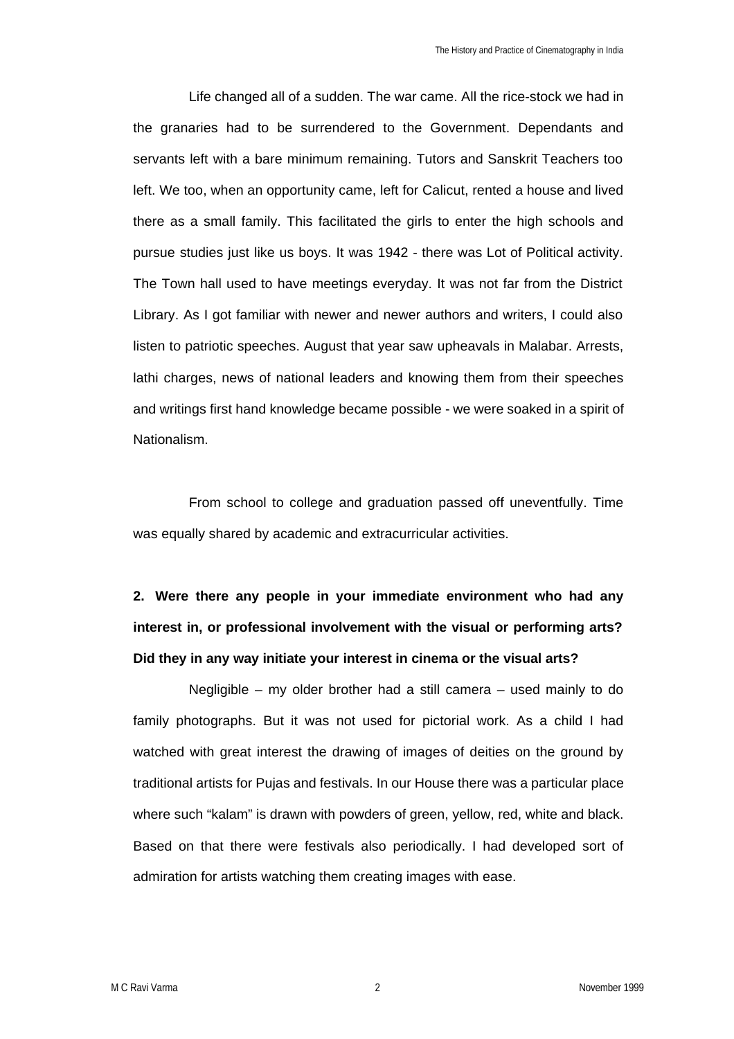Life changed all of a sudden. The war came. All the rice-stock we had in the granaries had to be surrendered to the Government. Dependants and servants left with a bare minimum remaining. Tutors and Sanskrit Teachers too left. We too, when an opportunity came, left for Calicut, rented a house and lived there as a small family. This facilitated the girls to enter the high schools and pursue studies just like us boys. It was 1942 - there was Lot of Political activity. The Town hall used to have meetings everyday. It was not far from the District Library. As I got familiar with newer and newer authors and writers, I could also listen to patriotic speeches. August that year saw upheavals in Malabar. Arrests, lathi charges, news of national leaders and knowing them from their speeches and writings first hand knowledge became possible - we were soaked in a spirit of Nationalism.

From school to college and graduation passed off uneventfully. Time was equally shared by academic and extracurricular activities.

**2. Were there any people in your immediate environment who had any interest in, or professional involvement with the visual or performing arts? Did they in any way initiate your interest in cinema or the visual arts?**

Negligible – my older brother had a still camera – used mainly to do family photographs. But it was not used for pictorial work. As a child I had watched with great interest the drawing of images of deities on the ground by traditional artists for Pujas and festivals. In our House there was a particular place where such "kalam" is drawn with powders of green, yellow, red, white and black. Based on that there were festivals also periodically. I had developed sort of admiration for artists watching them creating images with ease.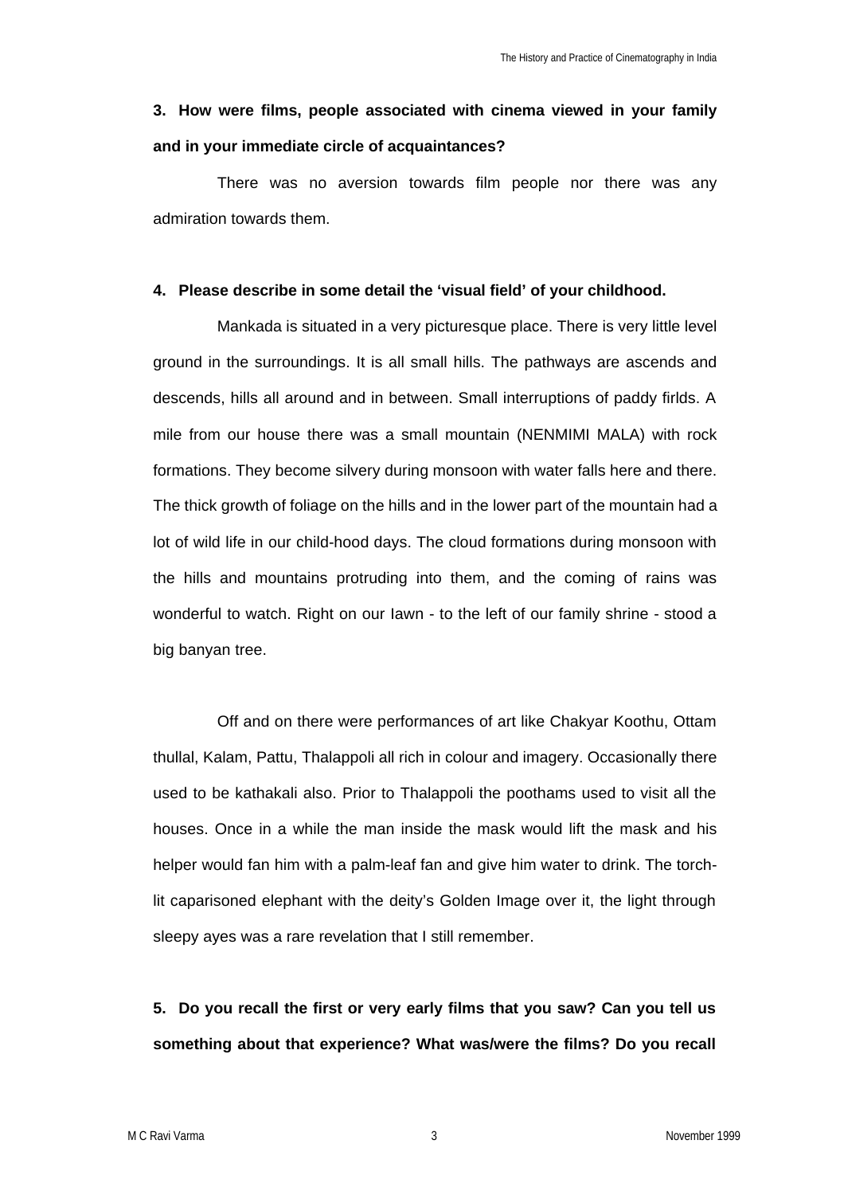**3. How were films, people associated with cinema viewed in your family and in your immediate circle of acquaintances?**

There was no aversion towards film people nor there was any admiration towards them.

**4. Please describe in some detail the 'visual field' of your childhood.**

Mankada is situated in a very picturesque place. There is very little level ground in the surroundings. It is all small hills. The pathways are ascends and descends, hills all around and in between. Small interruptions of paddy firlds. A mile from our house there was a small mountain (NENMIMI MALA) with rock formations. They become silvery during monsoon with water falls here and there. The thick growth of foliage on the hills and in the lower part of the mountain had a lot of wild life in our child-hood days. The cloud formations during monsoon with the hills and mountains protruding into them, and the coming of rains was wonderful to watch. Right on our Iawn - to the left of our family shrine - stood a big banyan tree.

Off and on there were performances of art like Chakyar Koothu, Ottam thullal, Kalam, Pattu, Thalappoli all rich in colour and imagery. Occasionally there used to be kathakali also. Prior to Thalappoli the poothams used to visit all the houses. Once in a while the man inside the mask would lift the mask and his helper would fan him with a palm-leaf fan and give him water to drink. The torch-lit caparisoned elephant with the deity's Golden Image over it, the light through sleepy ayes was a rare revelation that I still remember.

**5. Do you recall the first or very early films that you saw? Can you tell us something about that experience? What was/were the films? Do you recall**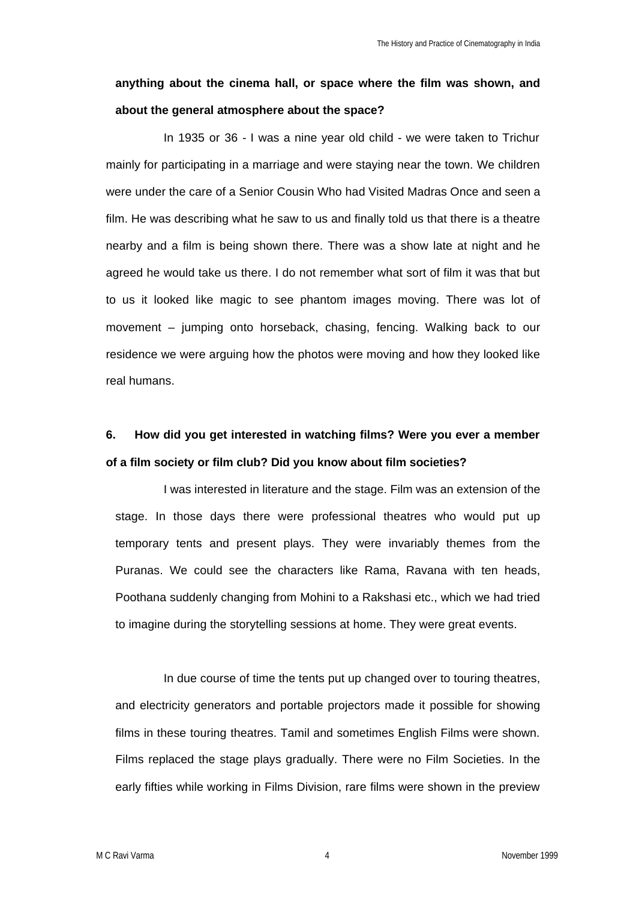**anything about the cinema hall, or space where the film was shown, and about the general atmosphere about the space?**

In 1935 or 36 - I was a nine year old child - we were taken to Trichur mainly for participating in a marriage and were staying near the town. We children were under the care of a Senior Cousin Who had Visited Madras Once and seen a film. He was describing what he saw to us and finally told us that there is a theatre nearby and a film is being shown there. There was a show late at night and he agreed he would take us there. I do not remember what sort of film it was that but to us it looked like magic to see phantom images moving. There was lot of movement – jumping onto horseback, chasing, fencing. Walking back to our residence we were arguing how the photos were moving and how they looked like real humans.

**6. How did you get interested in watching films? Were you ever a member of a film society or film club? Did you know about film societies?**

I was interested in literature and the stage. Film was an extension of the stage. In those days there were professional theatres who would put up temporary tents and present plays. They were invariably themes from the Puranas. We could see the characters like Rama, Ravana with ten heads, Poothana suddenly changing from Mohini to a Rakshasi etc., which we had tried to imagine during the storytelling sessions at home. They were great events.

In due course of time the tents put up changed over to touring theatres, and electricity generators and portable projectors made it possible for showing films in these touring theatres. Tamil and sometimes English Films were shown. Films replaced the stage plays gradually. There were no Film Societies. In the early fifties while working in Films Division, rare films were shown in the preview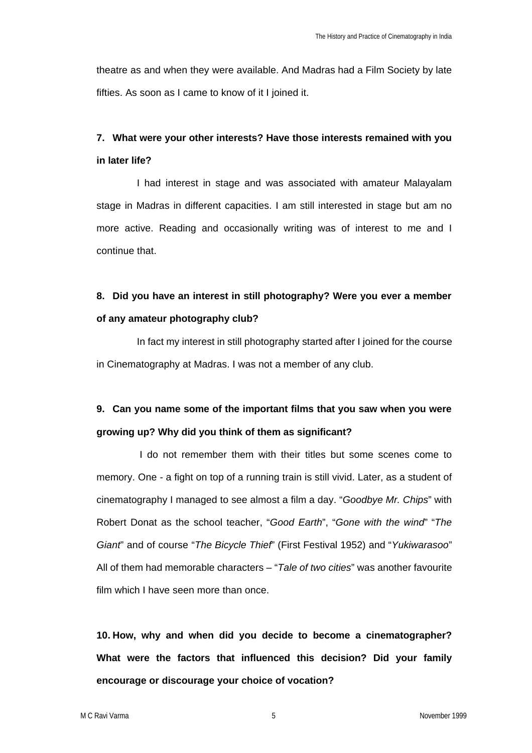theatre as and when they were available. And Madras had a Film Society by late fifties. As soon as I came to know of it I joined it.

**7. What were your other interests? Have those interests remained with you in later life?**

I had interest in stage and was associated with amateur Malayalam stage in Madras in different capacities. I am still interested in stage but am no more active. Reading and occasionally writing was of interest to me and I continue that.

**8. Did you have an interest in still photography? Were you ever a member of any amateur photography club?**

In fact my interest in still photography started after I joined for the course in Cinematography at Madras. I was not a member of any club.

**9. Can you name some of the important films that you saw when you were growing up? Why did you think of them as significant?**

I do not remember them with their titles but some scenes come to memory. One - a fight on top of a running train is still vivid. Later, as a student of cinematography I managed to see almost a film a day. "*Goodbye Mr. Chips*" with Robert Donat as the school teacher, "*Good Earth*", "*Gone with the wind*" "*The Giant*" and of course "*The Bicycle Thief*" (First Festival 1952) and "*Yukiwarasoo*" All of them had memorable characters – "*Tale of two cities*" was another favourite film which I have seen more than once.

**10. How, why and when did you decide to become a cinematographer? What were the factors that influenced this decision? Did your family encourage or discourage your choice of vocation?**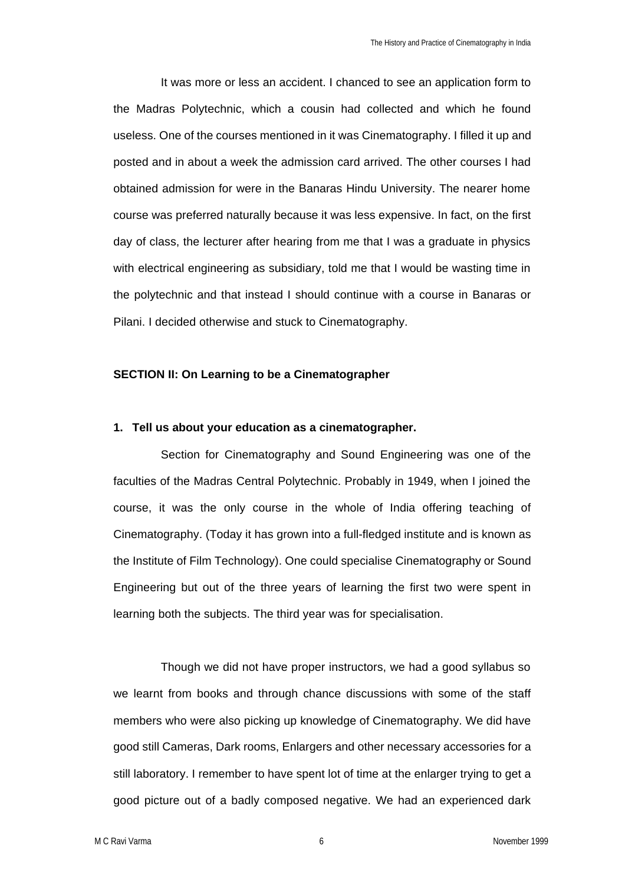It was more or less an accident. I chanced to see an application form to the Madras Polytechnic, which a cousin had collected and which he found useless. One of the courses mentioned in it was Cinematography. I filled it up and posted and in about a week the admission card arrived. The other courses I had obtained admission for were in the Banaras Hindu University. The nearer home course was preferred naturally because it was less expensive. In fact, on the first day of class, the lecturer after hearing from me that I was a graduate in physics with electrical engineering as subsidiary, told me that I would be wasting time in the polytechnic and that instead I should continue with a course in Banaras or Pilani. I decided otherwise and stuck to Cinematography.

## SECTION II: On Learning to be a Cinematographer

### 1. Tell us about your education as a cinematographer.

Section for Cinematography and Sound Engineering was one of the faculties of the Madras Central Polytechnic. Probably in 1949, when I joined the course, it was the only course in the whole of India offering teaching of Cinematography. (Today it has grown into a full-fledged institute and is known as the Institute of Film Technology). One could specialise Cinematography or Sound Engineering but out of the three years of learning the first two were spent in learning both the subjects. The third year was for specialisation.

Though we did not have proper instructors, we had a good syllabus so we learnt from books and through chance discussions with some of the staff members who were also picking up knowledge of Cinematography. We did have good still Cameras, Dark rooms, Enlargers and other necessary accessories for a still laboratory. I remember to have spent lot of time at the enlarger trying to get a good picture out of a badly composed negative. We had an experienced dark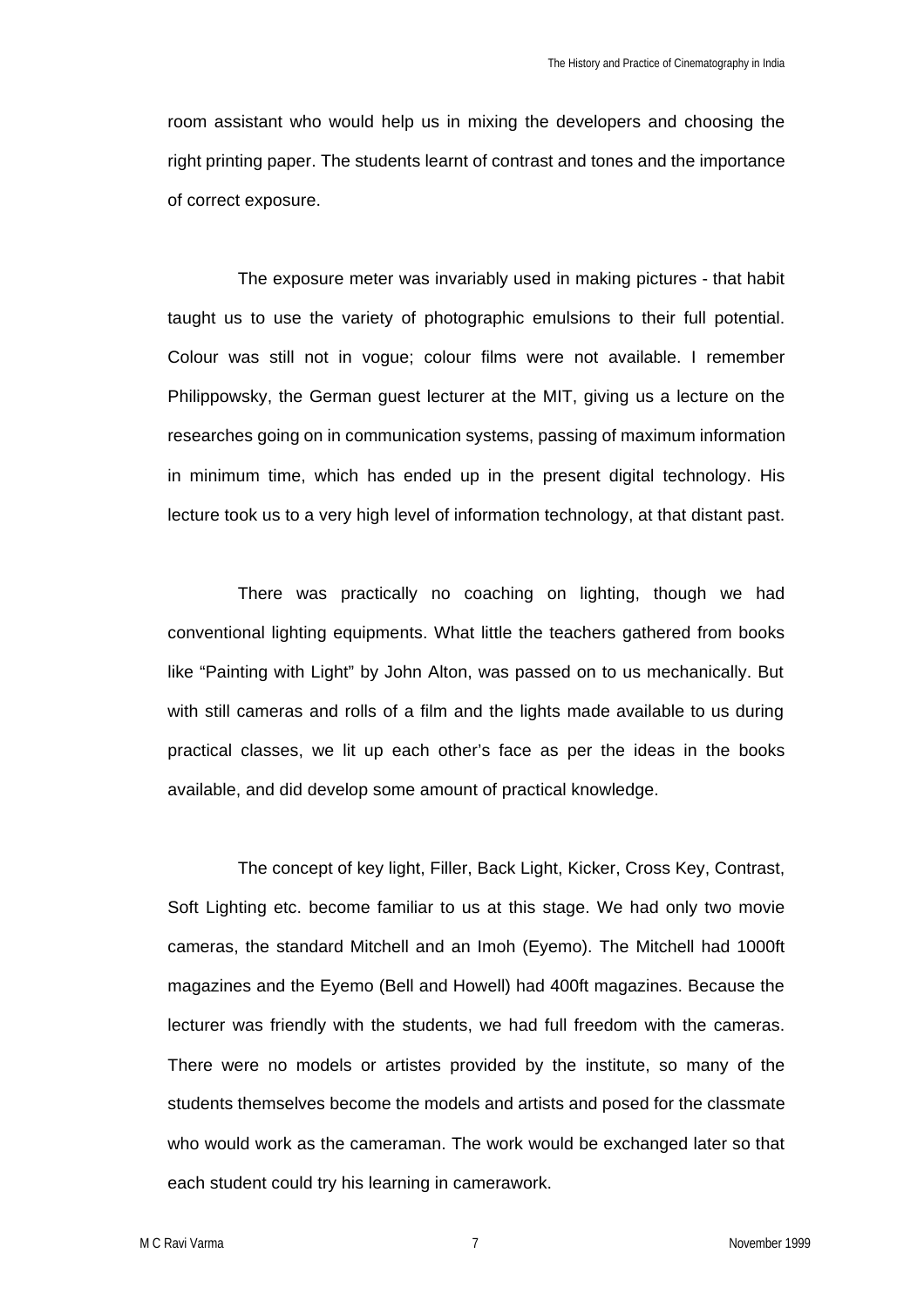room assistant who would help us in mixing the developers and choosing the right printing paper. The students learnt of contrast and tones and the importance of correct exposure.

The exposure meter was invariably used in making pictures - that habit taught us to use the variety of photographic emulsions to their full potential. Colour was still not in vogue; colour films were not available. I remember Philippowsky, the German guest lecturer at the MIT, giving us a lecture on the researches going on in communication systems, passing of maximum information in minimum time, which has ended up in the present digital technology. His lecture took us to a very high level of information technology, at that distant past.

There was practically no coaching on lighting, though we had conventional lighting equipments. What little the teachers gathered from books like “Painting with Light” by John Alton, was passed on to us mechanically. But with still cameras and rolls of a film and the lights made available to us during practical classes, we lit up each other’s face as per the ideas in the books available, and did develop some amount of practical knowledge.

The concept of key light, Filler, Back Light, Kicker, Cross Key, Contrast, Soft Lighting etc. become familiar to us at this stage. We had only two movie cameras, the standard Mitchell and an Imoh (Eyemo). The Mitchell had 1000ft magazines and the Eyemo (Bell and Howell) had 400ft magazines. Because the lecturer was friendly with the students, we had full freedom with the cameras. There were no models or artistes provided by the institute, so many of the students themselves become the models and artists and posed for the classmate who would work as the cameraman. The work would be exchanged later so that each student could try his learning in camerawork.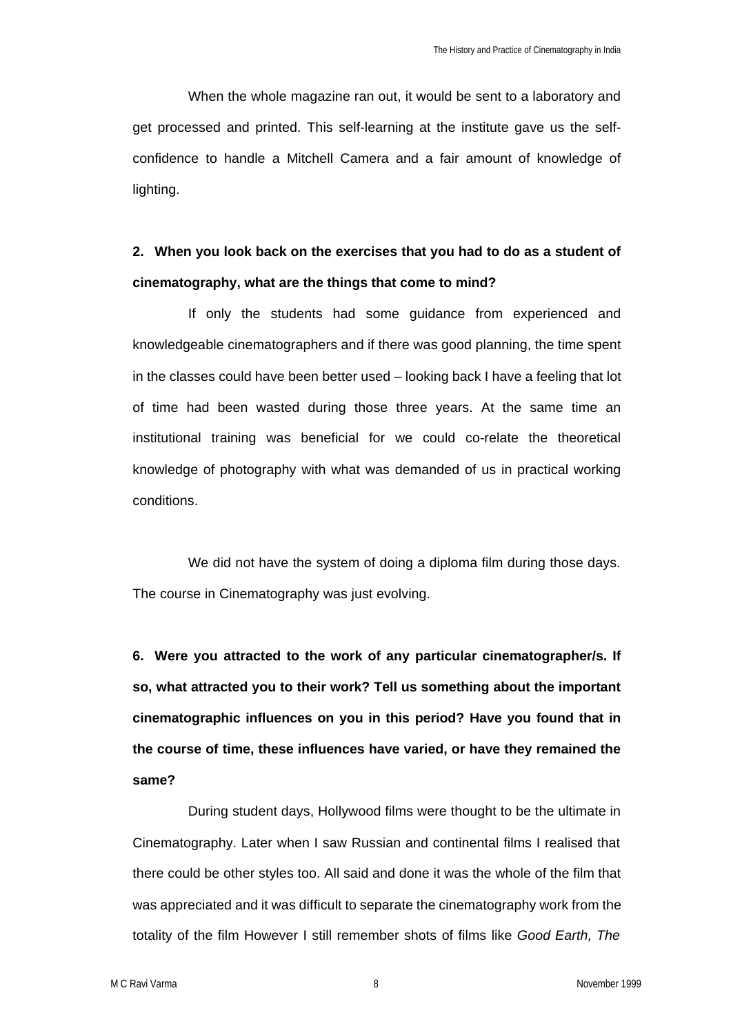When the whole magazine ran out, it would be sent to a laboratory and get processed and printed. This self-learning at the institute gave us the self-confidence to handle a Mitchell Camera and a fair amount of knowledge of lighting.

**2. When you look back on the exercises that you had to do as a student of cinematography, what are the things that come to mind?**

If only the students had some guidance from experienced and knowledgeable cinematographers and if there was good planning, the time spent in the classes could have been better used – looking back I have a feeling that lot of time had been wasted during those three years. At the same time an institutional training was beneficial for we could co-relate the theoretical knowledge of photography with what was demanded of us in practical working conditions.

We did not have the system of doing a diploma film during those days. The course in Cinematography was just evolving.

**6. Were you attracted to the work of any particular cinematographer/s. If so, what attracted you to their work? Tell us something about the important cinematographic influences on you in this period? Have you found that in the course of time, these influences have varied, or have they remained the same?**

During student days, Hollywood films were thought to be the ultimate in Cinematography. Later when I saw Russian and continental films I realised that there could be other styles too. All said and done it was the whole of the film that was appreciated and it was difficult to separate the cinematography work from the totality of the film However I still remember shots of films like *Good Earth, The*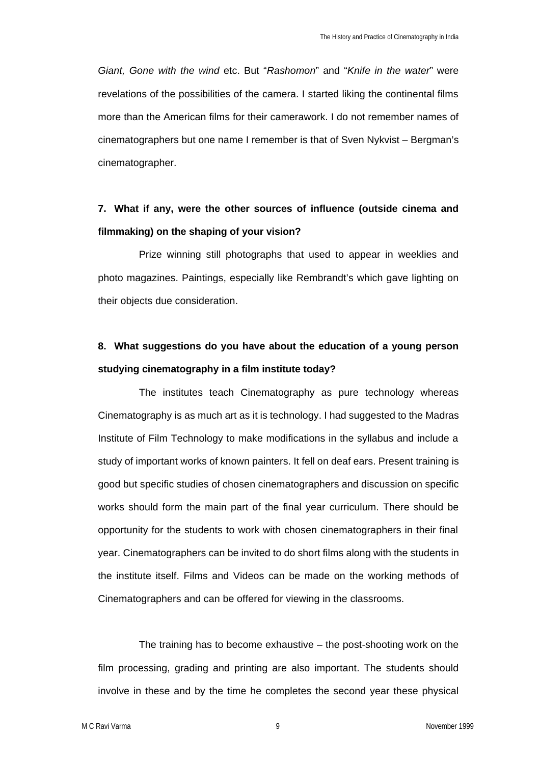*Giant, Gone with the wind* etc. But "*Rashomon*" and "*Knife in the water*" were revelations of the possibilities of the camera. I started liking the continental films more than the American films for their camerawork. I do not remember names of cinematographers but one name I remember is that of Sven Nykvist – Bergman's cinematographer.

**7. What if any, were the other sources of influence (outside cinema and filmmaking) on the shaping of your vision?**

Prize winning still photographs that used to appear in weeklies and photo magazines. Paintings, especially like Rembrandt's which gave lighting on their objects due consideration.

**8. What suggestions do you have about the education of a young person studying cinematography in a film institute today?**

The institutes teach Cinematography as pure technology whereas Cinematography is as much art as it is technology. I had suggested to the Madras Institute of Film Technology to make modifications in the syllabus and include a study of important works of known painters. It fell on deaf ears. Present training is good but specific studies of chosen cinematographers and discussion on specific works should form the main part of the final year curriculum. There should be opportunity for the students to work with chosen cinematographers in their final year. Cinematographers can be invited to do short films along with the students in the institute itself. Films and Videos can be made on the working methods of Cinematographers and can be offered for viewing in the classrooms.

The training has to become exhaustive – the post-shooting work on the film processing, grading and printing are also important. The students should involve in these and by the time he completes the second year these physical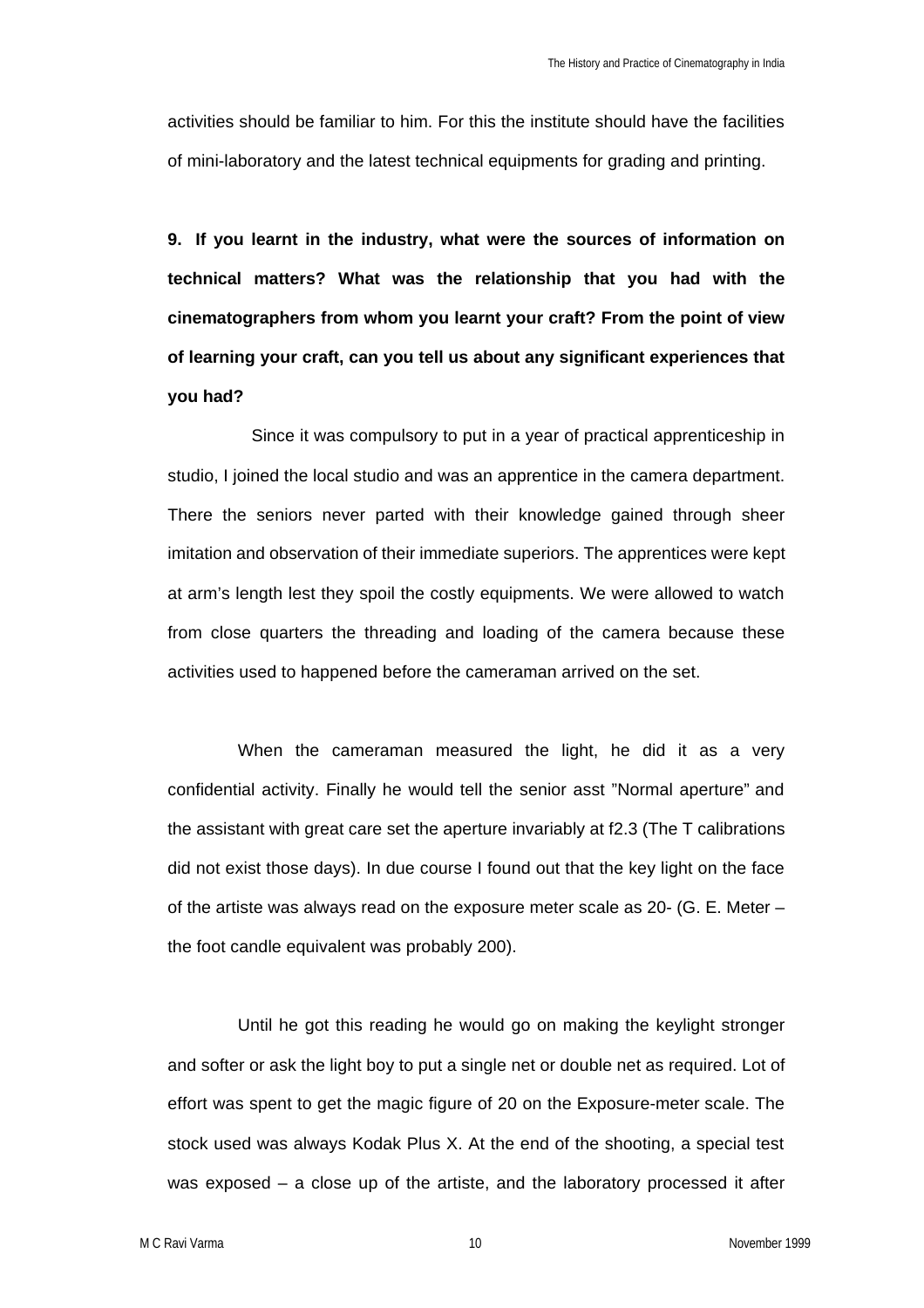activities should be familiar to him. For this the institute should have the facilities of mini-laboratory and the latest technical equipments for grading and printing.

**9. If you learnt in the industry, what were the sources of information on technical matters? What was the relationship that you had with the cinematographers from whom you learnt your craft? From the point of view of learning your craft, can you tell us about any significant experiences that you had?**

Since it was compulsory to put in a year of practical apprenticeship in studio, I joined the local studio and was an apprentice in the camera department. There the seniors never parted with their knowledge gained through sheer imitation and observation of their immediate superiors. The apprentices were kept at arm's length lest they spoil the costly equipments. We were allowed to watch from close quarters the threading and loading of the camera because these activities used to happened before the cameraman arrived on the set.

When the cameraman measured the light, he did it as a very confidential activity. Finally he would tell the senior asst "Normal aperture" and the assistant with great care set the aperture invariably at f2.3 (The T calibrations did not exist those days). In due course I found out that the key light on the face of the artiste was always read on the exposure meter scale as 20- (G. E. Meter – the foot candle equivalent was probably 200).

Until he got this reading he would go on making the keylight stronger and softer or ask the light boy to put a single net or double net as required. Lot of effort was spent to get the magic figure of 20 on the Exposure-meter scale. The stock used was always Kodak Plus X. At the end of the shooting, a special test was exposed – a close up of the artiste, and the laboratory processed it after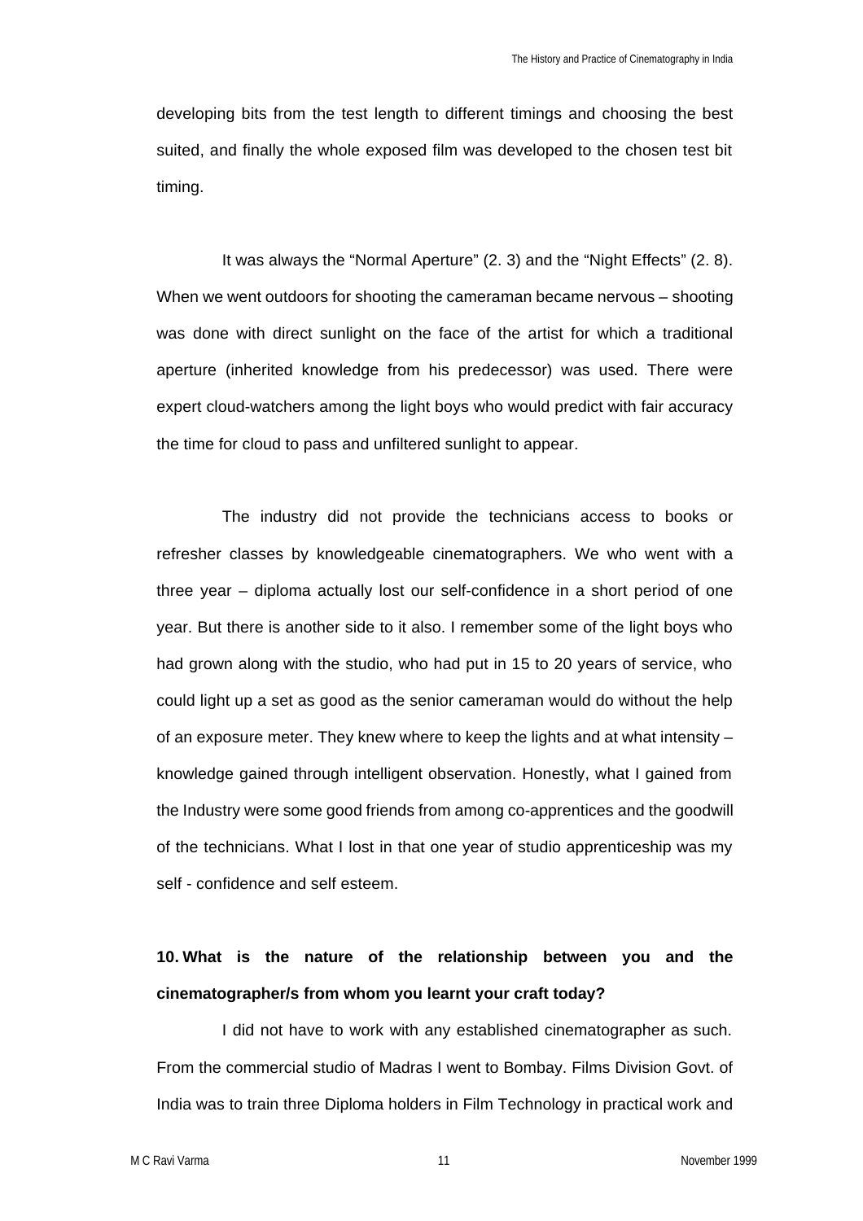developing bits from the test length to different timings and choosing the best suited, and finally the whole exposed film was developed to the chosen test bit timing.

It was always the "Normal Aperture" (2. 3) and the "Night Effects" (2. 8). When we went outdoors for shooting the cameraman became nervous – shooting was done with direct sunlight on the face of the artist for which a traditional aperture (inherited knowledge from his predecessor) was used. There were expert cloud-watchers among the light boys who would predict with fair accuracy the time for cloud to pass and unfiltered sunlight to appear.

The industry did not provide the technicians access to books or refresher classes by knowledgeable cinematographers. We who went with a three year – diploma actually lost our self-confidence in a short period of one year. But there is another side to it also. I remember some of the light boys who had grown along with the studio, who had put in 15 to 20 years of service, who could light up a set as good as the senior cameraman would do without the help of an exposure meter. They knew where to keep the lights and at what intensity – knowledge gained through intelligent observation. Honestly, what I gained from the Industry were some good friends from among co-apprentices and the goodwill of the technicians. What I lost in that one year of studio apprenticeship was my self - confidence and self esteem.

**10. What is the nature of the relationship between you and the cinematographer/s from whom you learnt your craft today?**

I did not have to work with any established cinematographer as such. From the commercial studio of Madras I went to Bombay. Films Division Govt. of India was to train three Diploma holders in Film Technology in practical work and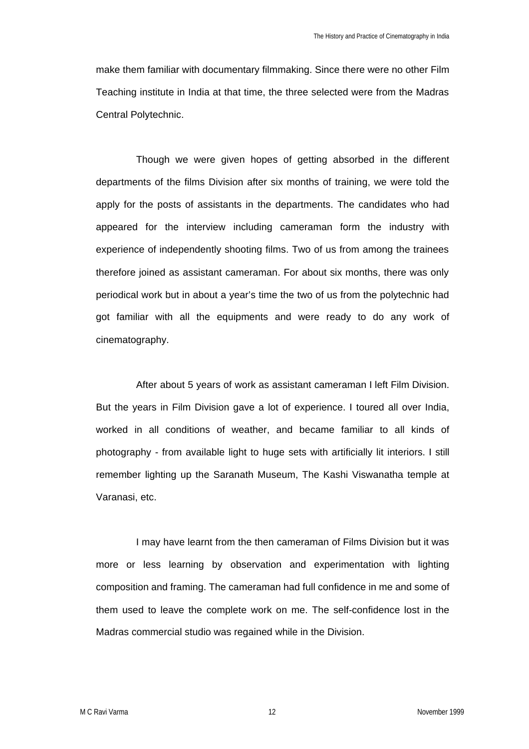make them familiar with documentary filmmaking. Since there were no other Film Teaching institute in India at that time, the three selected were from the Madras Central Polytechnic.

Though we were given hopes of getting absorbed in the different departments of the films Division after six months of training, we were told the apply for the posts of assistants in the departments. The candidates who had appeared for the interview including cameraman form the industry with experience of independently shooting films. Two of us from among the trainees therefore joined as assistant cameraman. For about six months, there was only periodical work but in about a year's time the two of us from the polytechnic had got familiar with all the equipments and were ready to do any work of cinematography.

After about 5 years of work as assistant cameraman I left Film Division. But the years in Film Division gave a lot of experience. I toured all over India, worked in all conditions of weather, and became familiar to all kinds of photography - from available light to huge sets with artificially lit interiors. I still remember lighting up the Saranath Museum, The Kashi Viswanatha temple at Varanasi, etc.

I may have learnt from the then cameraman of Films Division but it was more or less learning by observation and experimentation with lighting composition and framing. The cameraman had full confidence in me and some of them used to leave the complete work on me. The self-confidence lost in the Madras commercial studio was regained while in the Division.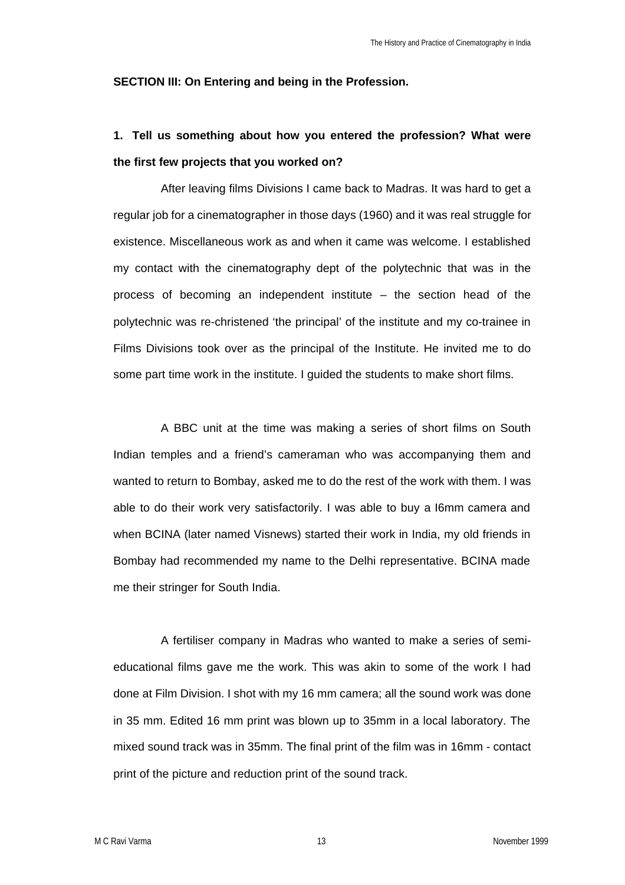**SECTION III: On Entering and being in the Profession.**

**1. Tell us something about how you entered the profession? What were the first few projects that you worked on?**

After leaving films Divisions I came back to Madras. It was hard to get a regular job for a cinematographer in those days (1960) and it was real struggle for existence. Miscellaneous work as and when it came was welcome. I established my contact with the cinematography dept of the polytechnic that was in the process of becoming an independent institute – the section head of the polytechnic was re-christened 'the principal' of the institute and my co-trainee in Films Divisions took over as the principal of the Institute. He invited me to do some part time work in the institute. I guided the students to make short films.

A BBC unit at the time was making a series of short films on South Indian temples and a friend's cameraman who was accompanying them and wanted to return to Bombay, asked me to do the rest of the work with them. I was able to do their work very satisfactorily. I was able to buy a I6mm camera and when BCINA (later named Visnews) started their work in India, my old friends in Bombay had recommended my name to the Delhi representative. BCINA made me their stringer for South India.

A fertiliser company in Madras who wanted to make a series of semi-educational films gave me the work. This was akin to some of the work I had done at Film Division. I shot with my 16 mm camera; all the sound work was done in 35 mm. Edited 16 mm print was blown up to 35mm in a local laboratory. The mixed sound track was in 35mm. The final print of the film was in 16mm - contact print of the picture and reduction print of the sound track.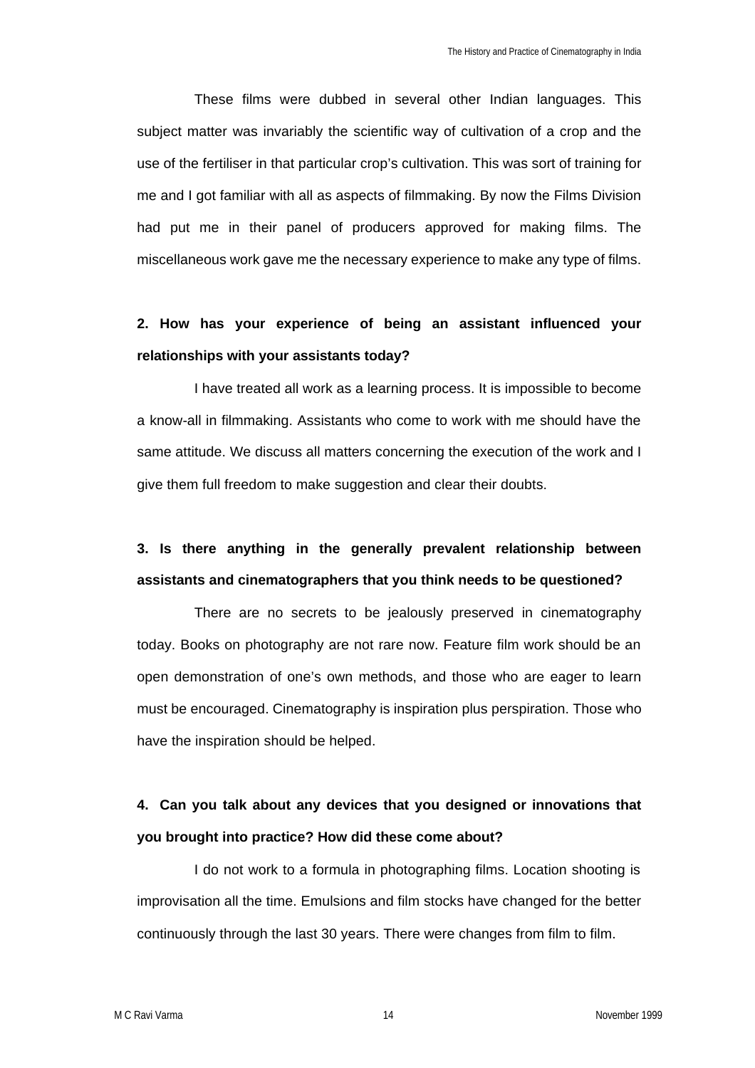These films were dubbed in several other Indian languages. This subject matter was invariably the scientific way of cultivation of a crop and the use of the fertiliser in that particular crop's cultivation. This was sort of training for me and I got familiar with all as aspects of filmmaking. By now the Films Division had put me in their panel of producers approved for making films. The miscellaneous work gave me the necessary experience to make any type of films.

**2. How has your experience of being an assistant influenced your relationships with your assistants today?**

I have treated all work as a learning process. It is impossible to become a know-all in filmmaking. Assistants who come to work with me should have the same attitude. We discuss all matters concerning the execution of the work and I give them full freedom to make suggestion and clear their doubts.

**3. Is there anything in the generally prevalent relationship between assistants and cinematographers that you think needs to be questioned?**

There are no secrets to be jealously preserved in cinematography today. Books on photography are not rare now. Feature film work should be an open demonstration of one's own methods, and those who are eager to learn must be encouraged. Cinematography is inspiration plus perspiration. Those who have the inspiration should be helped.

**4. Can you talk about any devices that you designed or innovations that you brought into practice? How did these come about?**

I do not work to a formula in photographing films. Location shooting is improvisation all the time. Emulsions and film stocks have changed for the better continuously through the last 30 years. There were changes from film to film.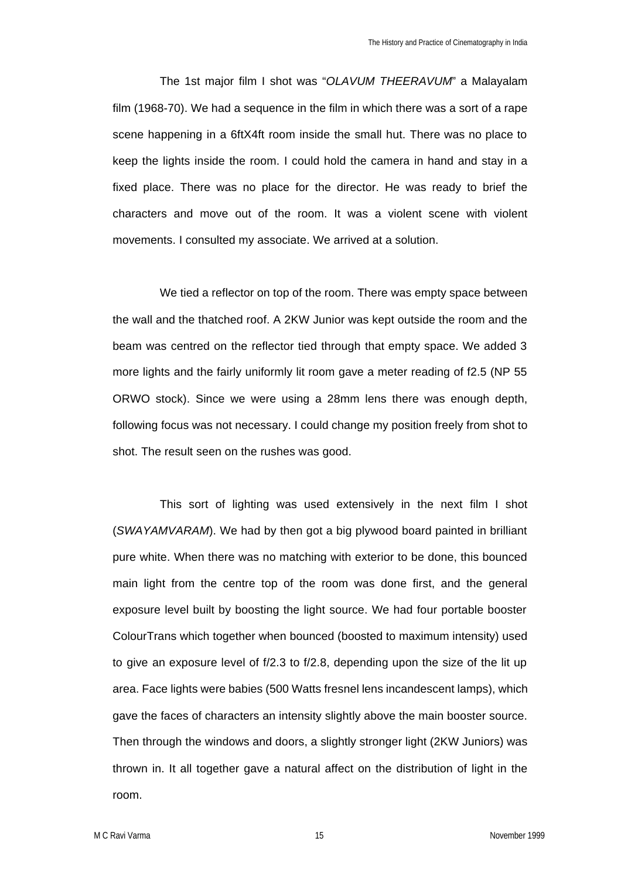The 1st major film I shot was "*OLAVUM THEERAVUM*" a Malayalam film (1968-70). We had a sequence in the film in which there was a sort of a rape scene happening in a 6ftX4ft room inside the small hut. There was no place to keep the lights inside the room. I could hold the camera in hand and stay in a fixed place. There was no place for the director. He was ready to brief the characters and move out of the room. It was a violent scene with violent movements. I consulted my associate. We arrived at a solution.

We tied a reflector on top of the room. There was empty space between the wall and the thatched roof. A 2KW Junior was kept outside the room and the beam was centred on the reflector tied through that empty space. We added 3 more lights and the fairly uniformly lit room gave a meter reading of f2.5 (NP 55 ORWO stock). Since we were using a 28mm lens there was enough depth, following focus was not necessary. I could change my position freely from shot to shot. The result seen on the rushes was good.

This sort of lighting was used extensively in the next film I shot (*SWAYAMVARAM*). We had by then got a big plywood board painted in brilliant pure white. When there was no matching with exterior to be done, this bounced main light from the centre top of the room was done first, and the general exposure level built by boosting the light source. We had four portable booster ColourTrans which together when bounced (boosted to maximum intensity) used to give an exposure level of f/2.3 to f/2.8, depending upon the size of the lit up area. Face lights were babies (500 Watts fresnel lens incandescent lamps), which gave the faces of characters an intensity slightly above the main booster source. Then through the windows and doors, a slightly stronger light (2KW Juniors) was thrown in. It all together gave a natural affect on the distribution of light in the room.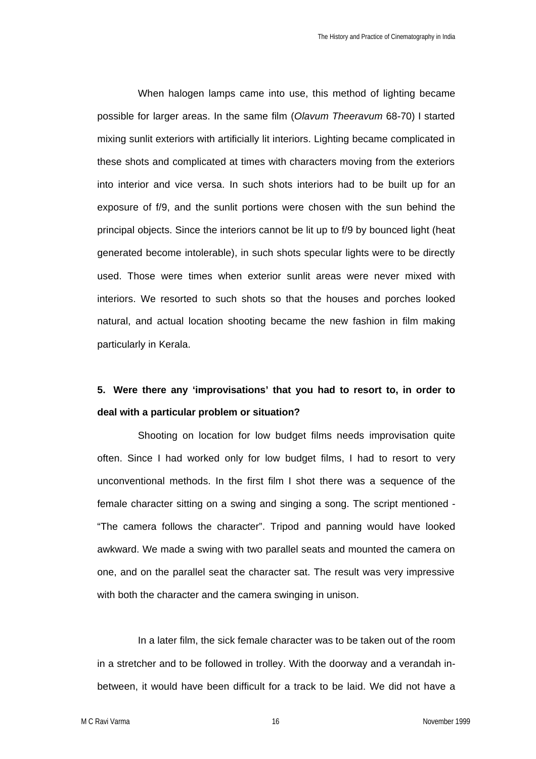When halogen lamps came into use, this method of lighting became possible for larger areas. In the same film (*Olavum Theeravum* 68-70) I started mixing sunlit exteriors with artificially lit interiors. Lighting became complicated in these shots and complicated at times with characters moving from the exteriors into interior and vice versa. In such shots interiors had to be built up for an exposure of f/9, and the sunlit portions were chosen with the sun behind the principal objects. Since the interiors cannot be lit up to f/9 by bounced light (heat generated become intolerable), in such shots specular lights were to be directly used. Those were times when exterior sunlit areas were never mixed with interiors. We resorted to such shots so that the houses and porches looked natural, and actual location shooting became the new fashion in film making particularly in Kerala.

**5. Were there any 'improvisations' that you had to resort to, in order to deal with a particular problem or situation?**

Shooting on location for low budget films needs improvisation quite often. Since I had worked only for low budget films, I had to resort to very unconventional methods. In the first film I shot there was a sequence of the female character sitting on a swing and singing a song. The script mentioned - "The camera follows the character". Tripod and panning would have looked awkward. We made a swing with two parallel seats and mounted the camera on one, and on the parallel seat the character sat. The result was very impressive with both the character and the camera swinging in unison.

In a later film, the sick female character was to be taken out of the room in a stretcher and to be followed in trolley. With the doorway and a verandah in-between, it would have been difficult for a track to be laid. We did not have a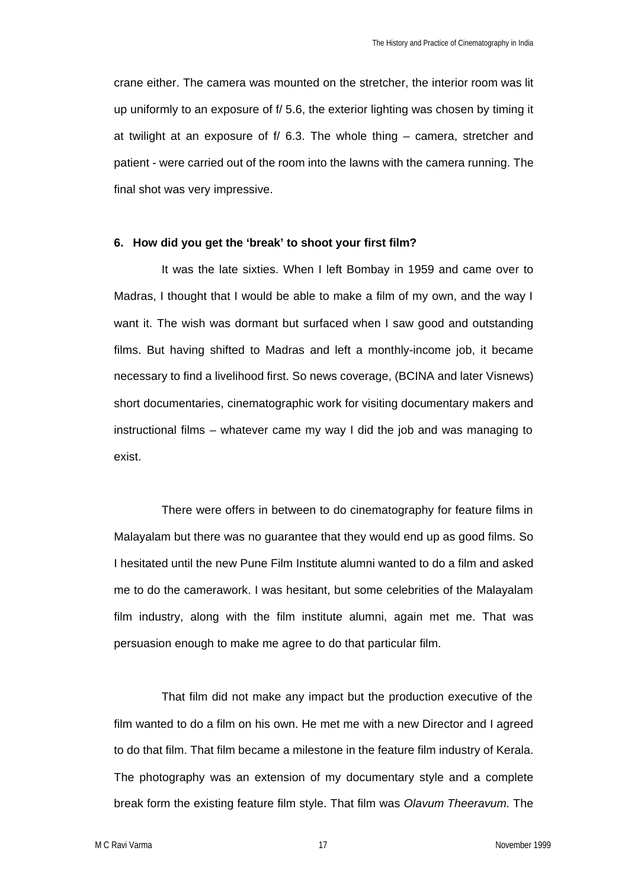crane either. The camera was mounted on the stretcher, the interior room was lit up uniformly to an exposure of f/ 5.6, the exterior lighting was chosen by timing it at twilight at an exposure of f/ 6.3. The whole thing – camera, stretcher and patient - were carried out of the room into the lawns with the camera running. The final shot was very impressive.

**6. How did you get the 'break' to shoot your first film?**

It was the late sixties. When I left Bombay in 1959 and came over to Madras, I thought that I would be able to make a film of my own, and the way I want it. The wish was dormant but surfaced when I saw good and outstanding films. But having shifted to Madras and left a monthly-income job, it became necessary to find a livelihood first. So news coverage, (BCINA and later Visnews) short documentaries, cinematographic work for visiting documentary makers and instructional films – whatever came my way I did the job and was managing to exist.

There were offers in between to do cinematography for feature films in Malayalam but there was no guarantee that they would end up as good films. So I hesitated until the new Pune Film Institute alumni wanted to do a film and asked me to do the camerawork. I was hesitant, but some celebrities of the Malayalam film industry, along with the film institute alumni, again met me. That was persuasion enough to make me agree to do that particular film.

That film did not make any impact but the production executive of the film wanted to do a film on his own. He met me with a new Director and I agreed to do that film. That film became a milestone in the feature film industry of Kerala. The photography was an extension of my documentary style and a complete break form the existing feature film style. That film was *Olavum Theeravum.* The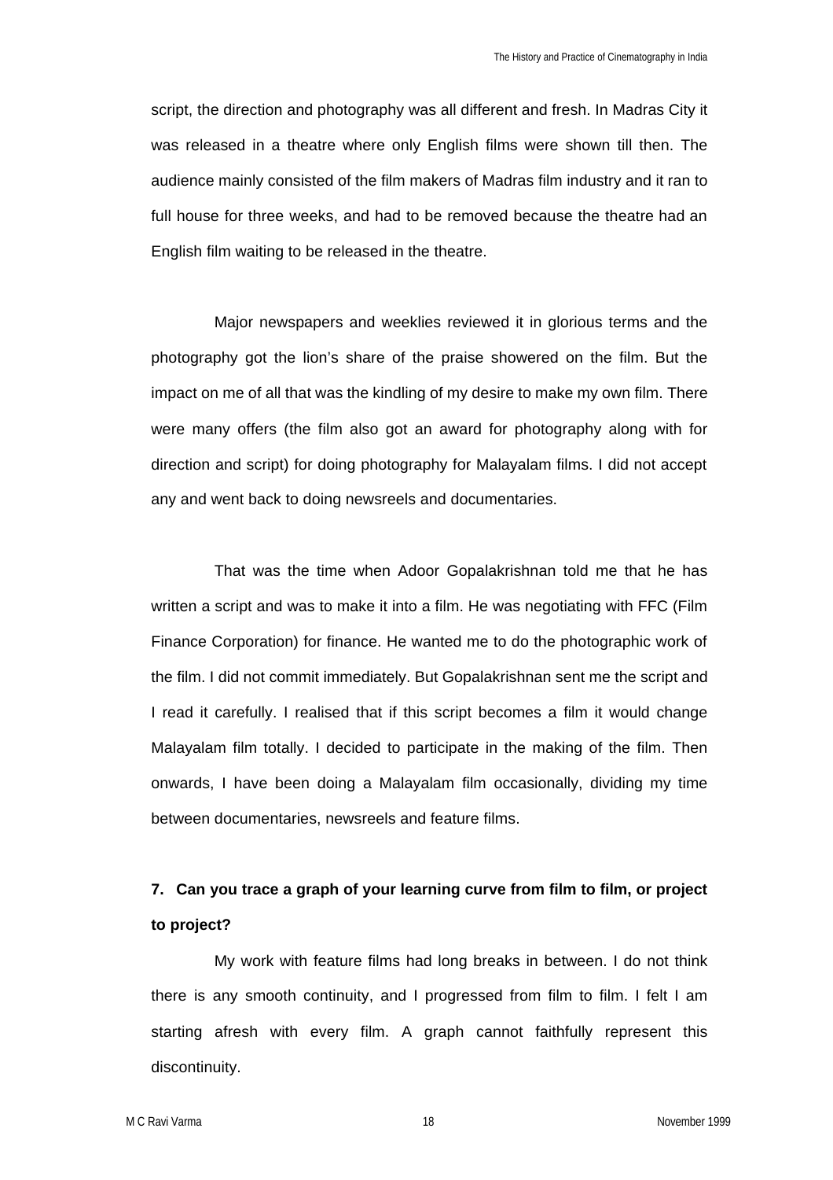script, the direction and photography was all different and fresh. In Madras City it was released in a theatre where only English films were shown till then. The audience mainly consisted of the film makers of Madras film industry and it ran to full house for three weeks, and had to be removed because the theatre had an English film waiting to be released in the theatre.

Major newspapers and weeklies reviewed it in glorious terms and the photography got the lion's share of the praise showered on the film. But the impact on me of all that was the kindling of my desire to make my own film. There were many offers (the film also got an award for photography along with for direction and script) for doing photography for Malayalam films. I did not accept any and went back to doing newsreels and documentaries.

That was the time when Adoor Gopalakrishnan told me that he has written a script and was to make it into a film. He was negotiating with FFC (Film Finance Corporation) for finance. He wanted me to do the photographic work of the film. I did not commit immediately. But Gopalakrishnan sent me the script and I read it carefully. I realised that if this script becomes a film it would change Malayalam film totally. I decided to participate in the making of the film. Then onwards, I have been doing a Malayalam film occasionally, dividing my time between documentaries, newsreels and feature films.

**7. Can you trace a graph of your learning curve from film to film, or project to project?**

My work with feature films had long breaks in between. I do not think there is any smooth continuity, and I progressed from film to film. I felt I am starting afresh with every film. A graph cannot faithfully represent this discontinuity.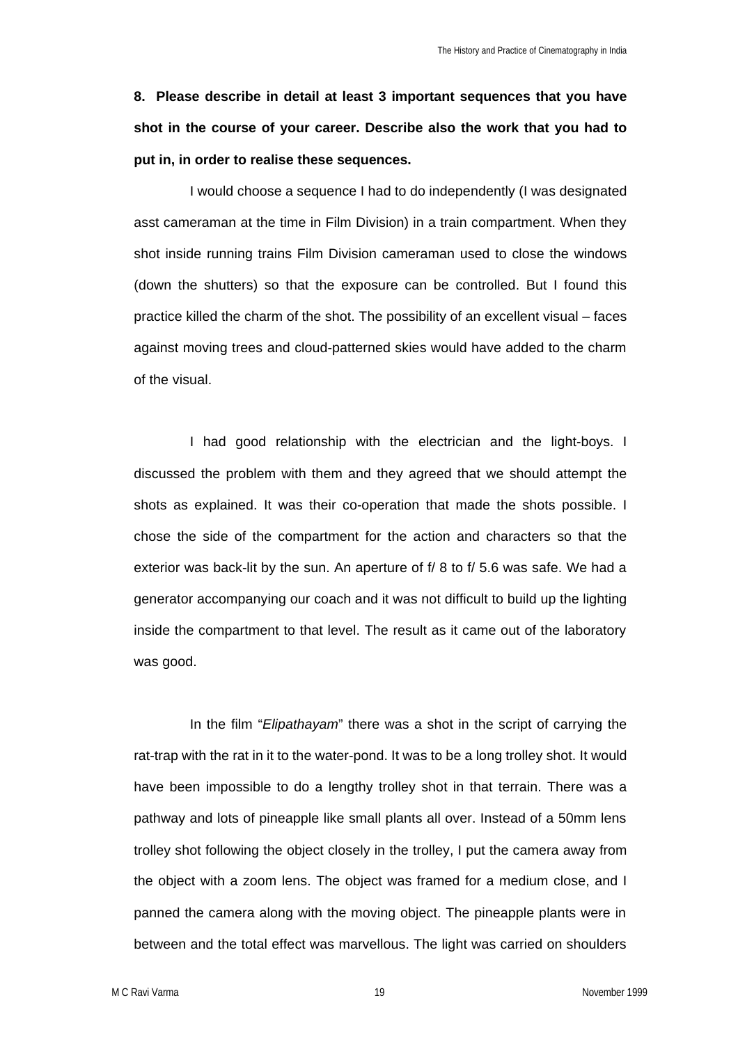**8. Please describe in detail at least 3 important sequences that you have shot in the course of your career. Describe also the work that you had to put in, in order to realise these sequences.**

I would choose a sequence I had to do independently (I was designated asst cameraman at the time in Film Division) in a train compartment. When they shot inside running trains Film Division cameraman used to close the windows (down the shutters) so that the exposure can be controlled. But I found this practice killed the charm of the shot. The possibility of an excellent visual – faces against moving trees and cloud-patterned skies would have added to the charm of the visual.

I had good relationship with the electrician and the light-boys. I discussed the problem with them and they agreed that we should attempt the shots as explained. It was their co-operation that made the shots possible. I chose the side of the compartment for the action and characters so that the exterior was back-lit by the sun. An aperture of f/ 8 to f/ 5.6 was safe. We had a generator accompanying our coach and it was not difficult to build up the lighting inside the compartment to that level. The result as it came out of the laboratory was good.

In the film "*Elipathayam*" there was a shot in the script of carrying the rat-trap with the rat in it to the water-pond. It was to be a long trolley shot. It would have been impossible to do a lengthy trolley shot in that terrain. There was a pathway and lots of pineapple like small plants all over. Instead of a 50mm lens trolley shot following the object closely in the trolley, I put the camera away from the object with a zoom lens. The object was framed for a medium close, and I panned the camera along with the moving object. The pineapple plants were in between and the total effect was marvellous. The light was carried on shoulders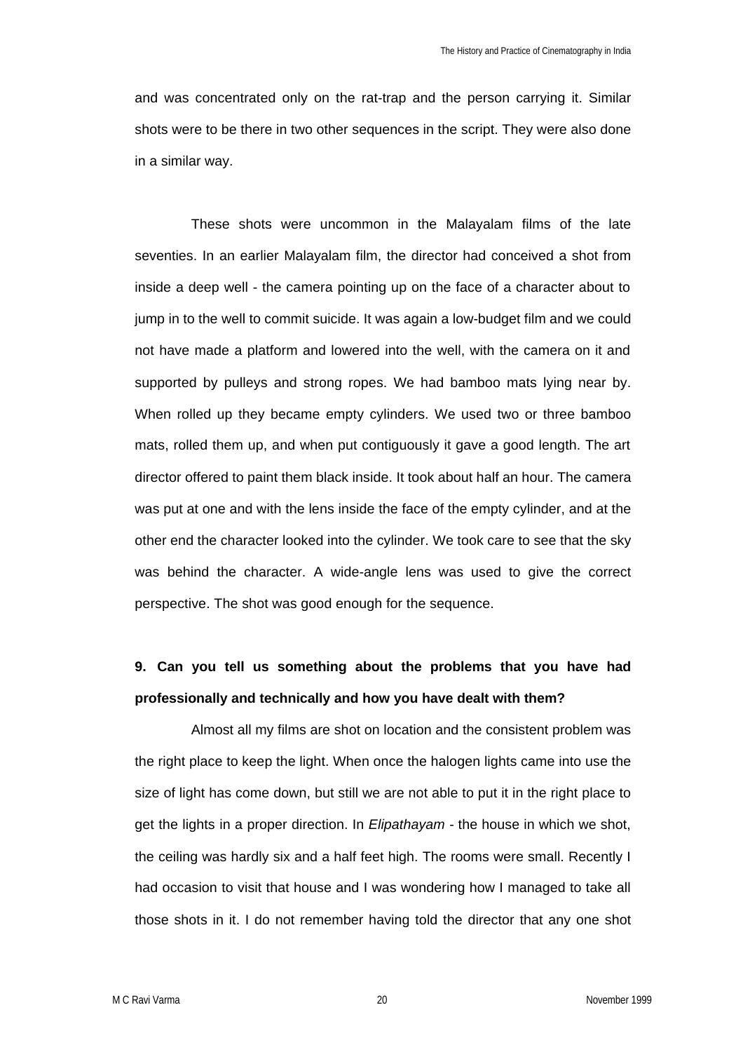and was concentrated only on the rat-trap and the person carrying it. Similar shots were to be there in two other sequences in the script. They were also done in a similar way.

These shots were uncommon in the Malayalam films of the late seventies. In an earlier Malayalam film, the director had conceived a shot from inside a deep well - the camera pointing up on the face of a character about to jump in to the well to commit suicide. It was again a low-budget film and we could not have made a platform and lowered into the well, with the camera on it and supported by pulleys and strong ropes. We had bamboo mats lying near by. When rolled up they became empty cylinders. We used two or three bamboo mats, rolled them up, and when put contiguously it gave a good length. The art director offered to paint them black inside. It took about half an hour. The camera was put at one and with the lens inside the face of the empty cylinder, and at the other end the character looked into the cylinder. We took care to see that the sky was behind the character. A wide-angle lens was used to give the correct perspective. The shot was good enough for the sequence.

**9. Can you tell us something about the problems that you have had professionally and technically and how you have dealt with them?**

Almost all my films are shot on location and the consistent problem was the right place to keep the light. When once the halogen lights came into use the size of light has come down, but still we are not able to put it in the right place to get the lights in a proper direction. In *Elipathayam* - the house in which we shot, the ceiling was hardly six and a half feet high. The rooms were small. Recently I had occasion to visit that house and I was wondering how I managed to take all those shots in it. I do not remember having told the director that any one shot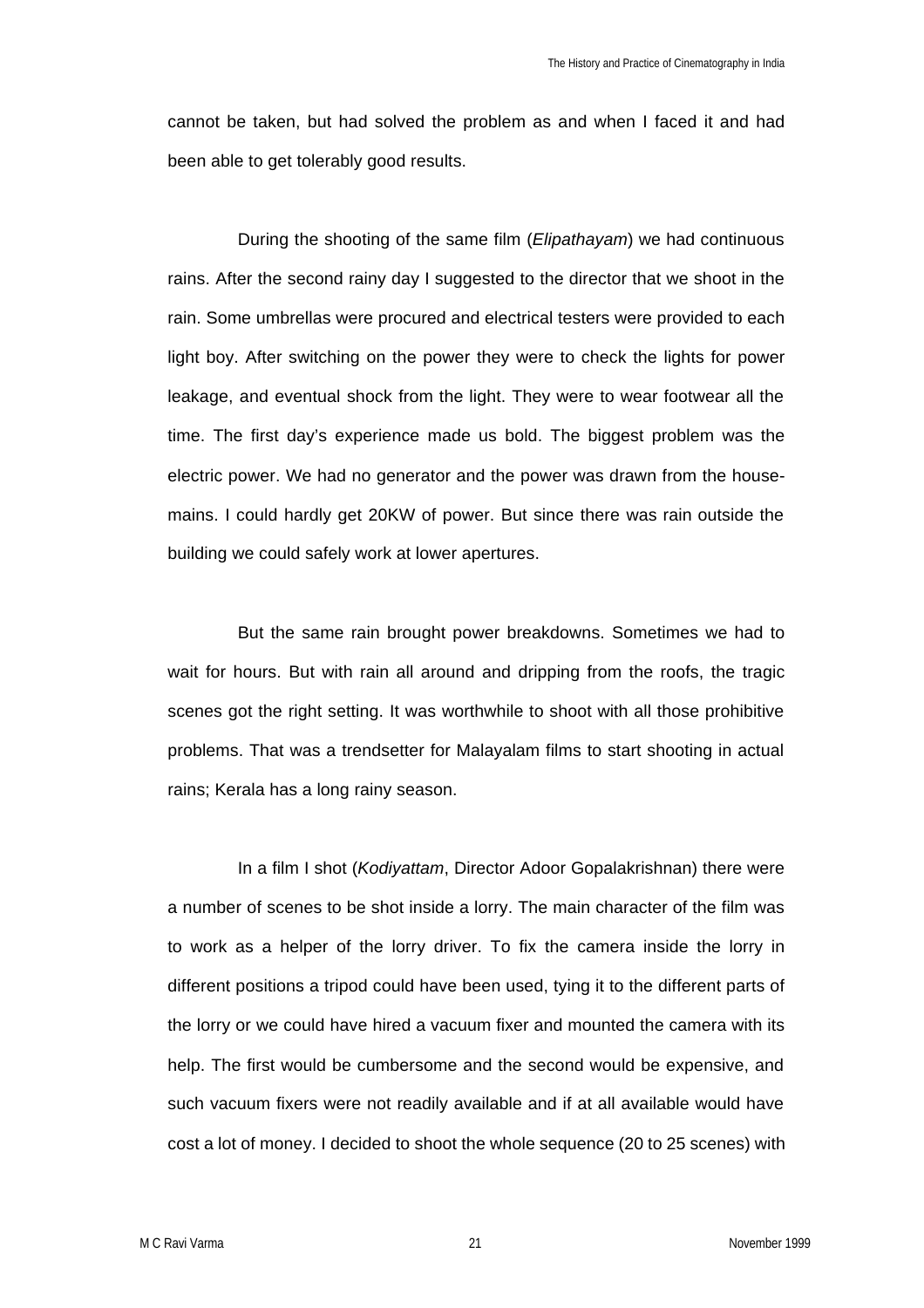cannot be taken, but had solved the problem as and when I faced it and had been able to get tolerably good results.

During the shooting of the same film (*Elipathayam*) we had continuous rains. After the second rainy day I suggested to the director that we shoot in the rain. Some umbrellas were procured and electrical testers were provided to each light boy. After switching on the power they were to check the lights for power leakage, and eventual shock from the light. They were to wear footwear all the time. The first day's experience made us bold. The biggest problem was the electric power. We had no generator and the power was drawn from the house-mains. I could hardly get 20KW of power. But since there was rain outside the building we could safely work at lower apertures.

But the same rain brought power breakdowns. Sometimes we had to wait for hours. But with rain all around and dripping from the roofs, the tragic scenes got the right setting. It was worthwhile to shoot with all those prohibitive problems. That was a trendsetter for Malayalam films to start shooting in actual rains; Kerala has a long rainy season.

In a film I shot (*Kodiyattam*, Director Adoor Gopalakrishnan) there were a number of scenes to be shot inside a lorry. The main character of the film was to work as a helper of the lorry driver. To fix the camera inside the lorry in different positions a tripod could have been used, tying it to the different parts of the lorry or we could have hired a vacuum fixer and mounted the camera with its help. The first would be cumbersome and the second would be expensive, and such vacuum fixers were not readily available and if at all available would have cost a lot of money. I decided to shoot the whole sequence (20 to 25 scenes) with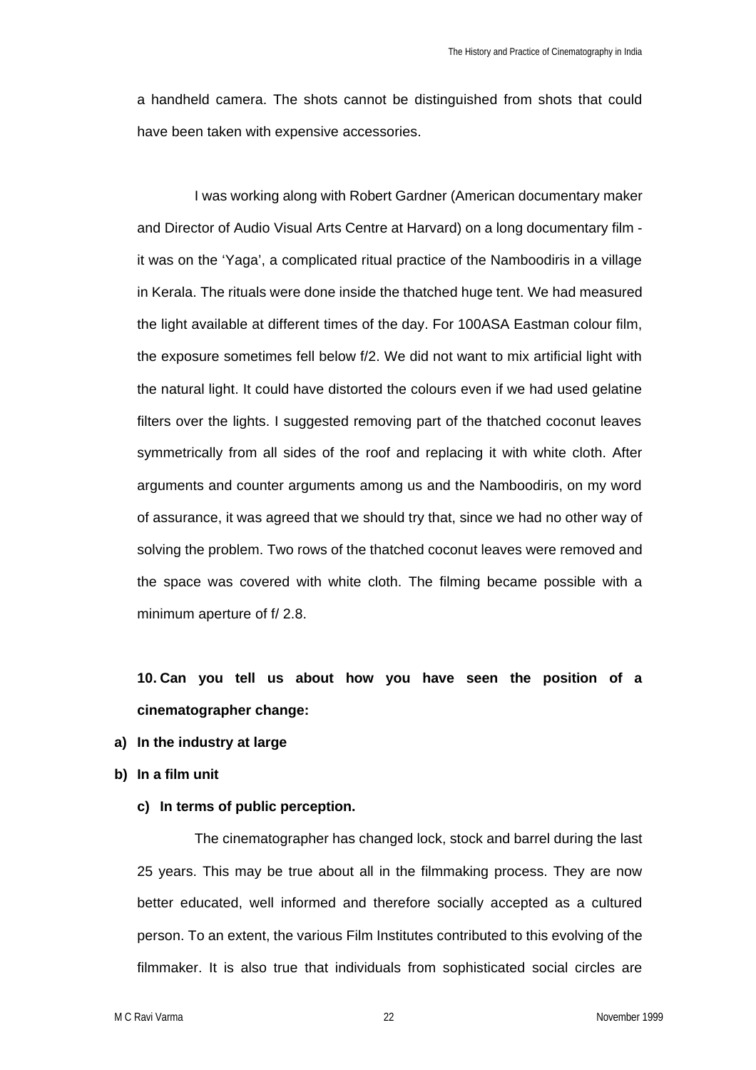a handheld camera. The shots cannot be distinguished from shots that could have been taken with expensive accessories.

I was working along with Robert Gardner (American documentary maker and Director of Audio Visual Arts Centre at Harvard) on a long documentary film - it was on the 'Yaga', a complicated ritual practice of the Namboodiris in a village in Kerala. The rituals were done inside the thatched huge tent. We had measured the light available at different times of the day. For 100ASA Eastman colour film, the exposure sometimes fell below f/2. We did not want to mix artificial light with the natural light. It could have distorted the colours even if we had used gelatine filters over the lights. I suggested removing part of the thatched coconut leaves symmetrically from all sides of the roof and replacing it with white cloth. After arguments and counter arguments among us and the Namboodiris, on my word of assurance, it was agreed that we should try that, since we had no other way of solving the problem. Two rows of the thatched coconut leaves were removed and the space was covered with white cloth. The filming became possible with a minimum aperture of f/ 2.8.

**10. Can you tell us about how you have seen the position of a cinematographer change:**

**a) In the industry at large**

**b) In a film unit**

**c) In terms of public perception.**

The cinematographer has changed lock, stock and barrel during the last 25 years. This may be true about all in the filmmaking process. They are now better educated, well informed and therefore socially accepted as a cultured person. To an extent, the various Film Institutes contributed to this evolving of the filmmaker. It is also true that individuals from sophisticated social circles are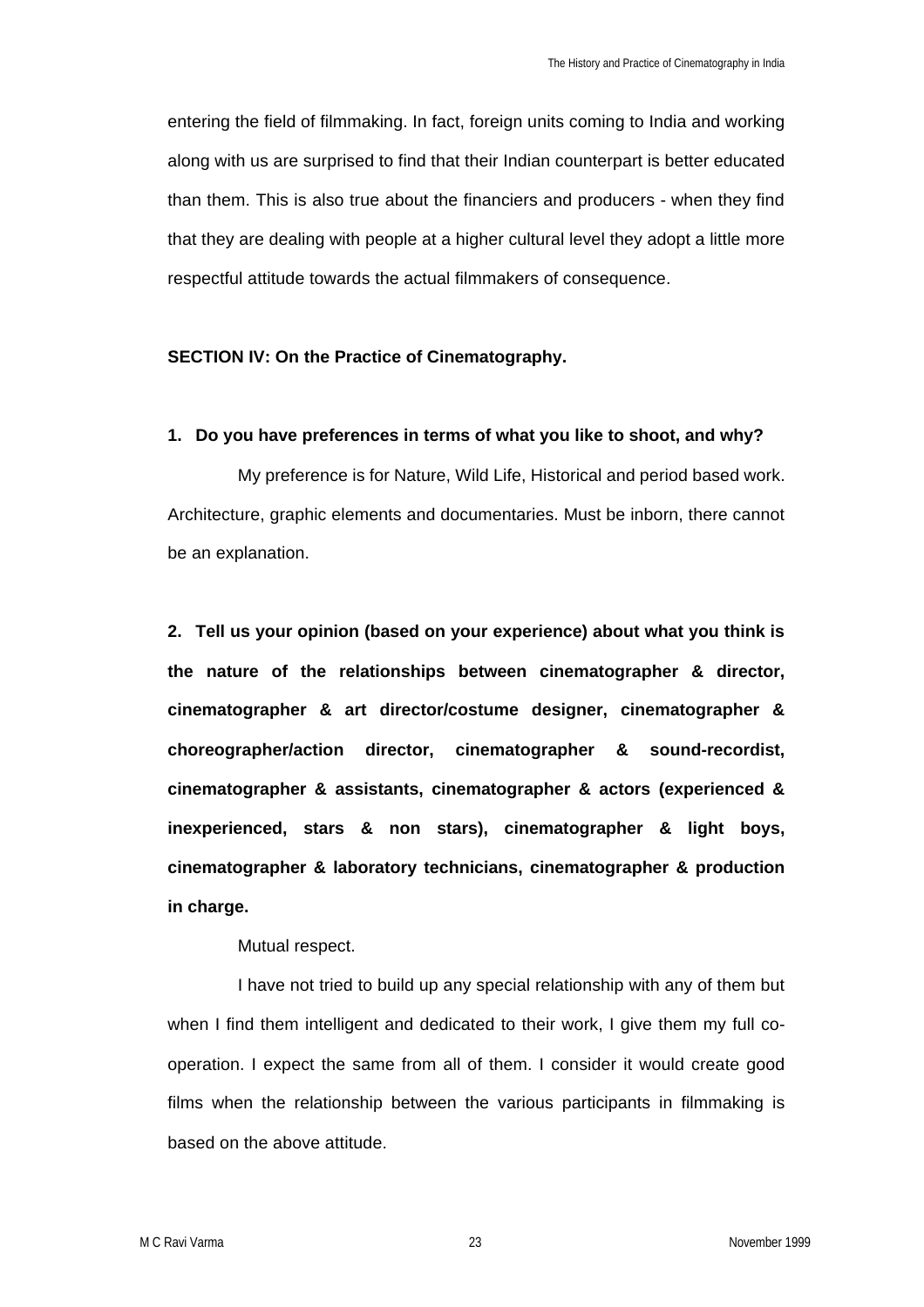entering the field of filmmaking. In fact, foreign units coming to India and working along with us are surprised to find that their Indian counterpart is better educated than them. This is also true about the financiers and producers - when they find that they are dealing with people at a higher cultural level they adopt a little more respectful attitude towards the actual filmmakers of consequence.

**SECTION IV: On the Practice of Cinematography.**

**1. Do you have preferences in terms of what you like to shoot, and why?**

My preference is for Nature, Wild Life, Historical and period based work. Architecture, graphic elements and documentaries. Must be inborn, there cannot be an explanation.

**2. Tell us your opinion (based on your experience) about what you think is the nature of the relationships between cinematographer & director, cinematographer & art director/costume designer, cinematographer & choreographer/action director, cinematographer & sound-recordist, cinematographer & assistants, cinematographer & actors (experienced & inexperienced, stars & non stars), cinematographer & light boys, cinematographer & laboratory technicians, cinematographer & production in charge.**

Mutual respect.

I have not tried to build up any special relationship with any of them but when I find them intelligent and dedicated to their work, I give them my full co-operation. I expect the same from all of them. I consider it would create good films when the relationship between the various participants in filmmaking is based on the above attitude.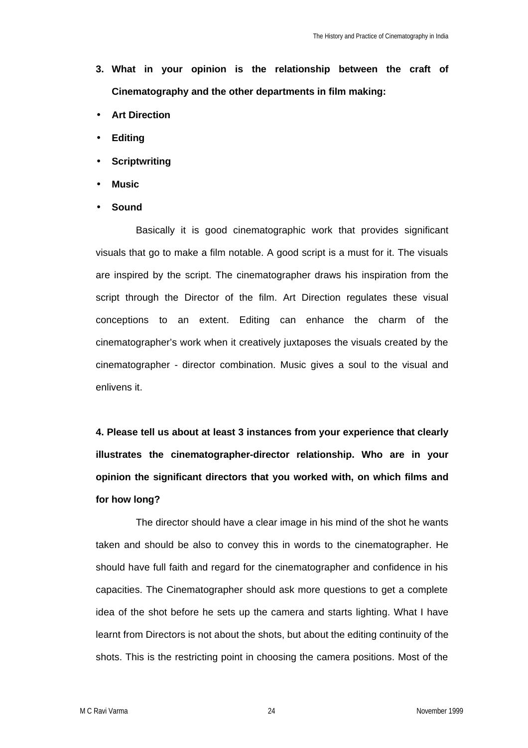**3. What in your opinion is the relationship between the craft of Cinematography and the other departments in film making:**

- **Art Direction**
- **Editing**
- **Scriptwriting**
- **Music**
- **Sound**

Basically it is good cinematographic work that provides significant visuals that go to make a film notable. A good script is a must for it. The visuals are inspired by the script. The cinematographer draws his inspiration from the script through the Director of the film. Art Direction regulates these visual conceptions to an extent. Editing can enhance the charm of the cinematographer's work when it creatively juxtaposes the visuals created by the cinematographer - director combination. Music gives a soul to the visual and enlivens it.

**4. Please tell us about at least 3 instances from your experience that clearly illustrates the cinematographer-director relationship. Who are in your opinion the significant directors that you worked with, on which films and for how long?**

The director should have a clear image in his mind of the shot he wants taken and should be also to convey this in words to the cinematographer. He should have full faith and regard for the cinematographer and confidence in his capacities. The Cinematographer should ask more questions to get a complete idea of the shot before he sets up the camera and starts lighting. What I have learnt from Directors is not about the shots, but about the editing continuity of the shots. This is the restricting point in choosing the camera positions. Most of the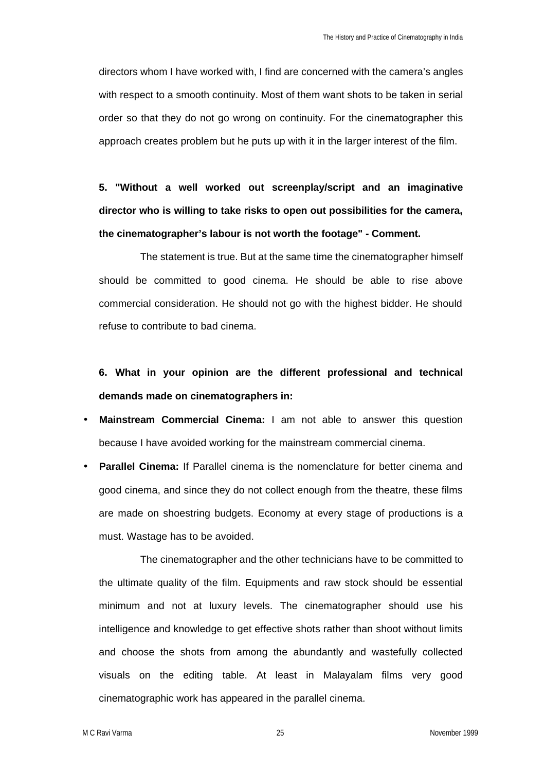directors whom I have worked with, I find are concerned with the camera's angles with respect to a smooth continuity. Most of them want shots to be taken in serial order so that they do not go wrong on continuity. For the cinematographer this approach creates problem but he puts up with it in the larger interest of the film.

**5. "Without a well worked out screenplay/script and an imaginative director who is willing to take risks to open out possibilities for the camera, the cinematographer's labour is not worth the footage" - Comment.**

The statement is true. But at the same time the cinematographer himself should be committed to good cinema. He should be able to rise above commercial consideration. He should not go with the highest bidder. He should refuse to contribute to bad cinema.

**6. What in your opinion are the different professional and technical demands made on cinematographers in:**

- **Mainstream Commercial Cinema:** I am not able to answer this question because I have avoided working for the mainstream commercial cinema.
- **Parallel Cinema:** If Parallel cinema is the nomenclature for better cinema and good cinema, and since they do not collect enough from the theatre, these films are made on shoestring budgets. Economy at every stage of productions is a must. Wastage has to be avoided.

  The cinematographer and the other technicians have to be committed to the ultimate quality of the film. Equipments and raw stock should be essential minimum and not at luxury levels. The cinematographer should use his intelligence and knowledge to get effective shots rather than shoot without limits and choose the shots from among the abundantly and wastefully collected visuals on the editing table. At least in Malayalam films very good cinematographic work has appeared in the parallel cinema.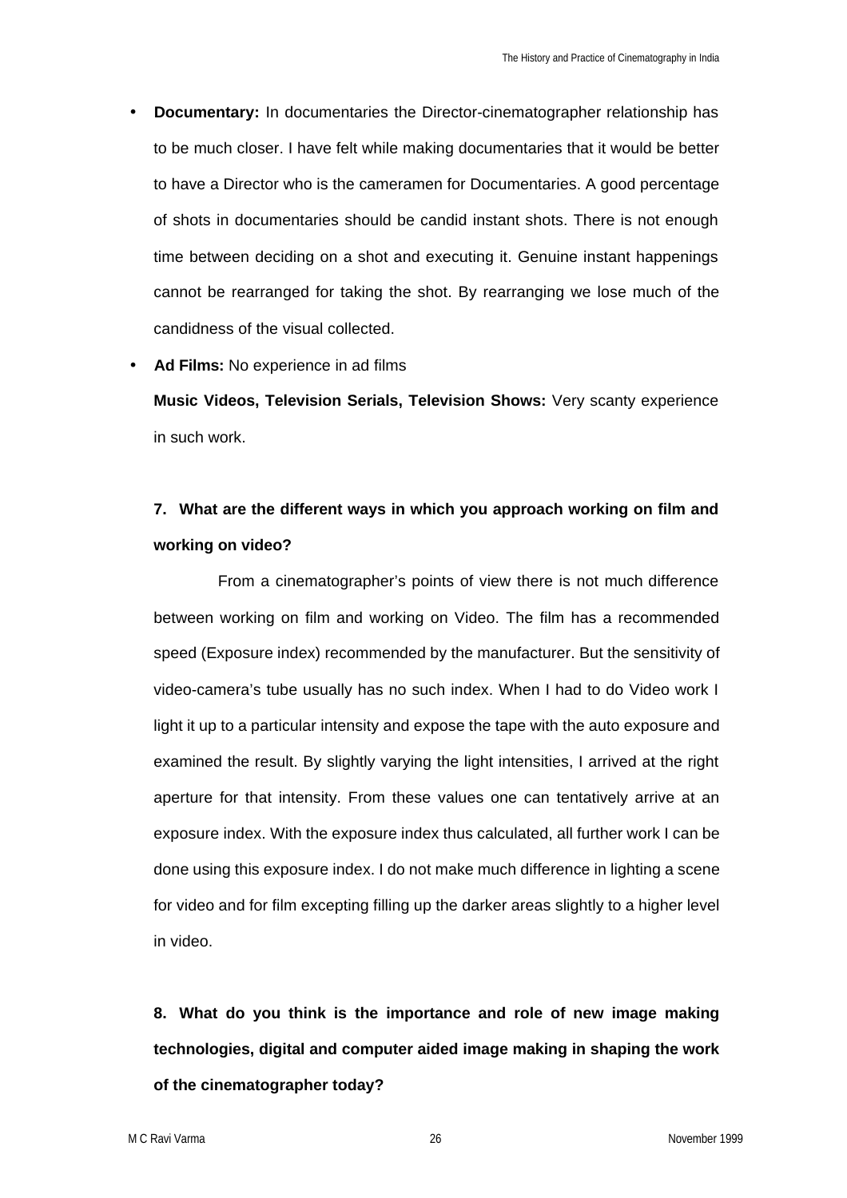- **Documentary:** In documentaries the Director-cinematographer relationship has to be much closer. I have felt while making documentaries that it would be better to have a Director who is the cameramen for Documentaries. A good percentage of shots in documentaries should be candid instant shots. There is not enough time between deciding on a shot and executing it. Genuine instant happenings cannot be rearranged for taking the shot. By rearranging we lose much of the candidness of the visual collected.
- **Ad Films:** No experience in ad films

  **Music Videos, Television Serials, Television Shows:** Very scanty experience in such work.

**7. What are the different ways in which you approach working on film and working on video?**

From a cinematographer's points of view there is not much difference between working on film and working on Video. The film has a recommended speed (Exposure index) recommended by the manufacturer. But the sensitivity of video-camera's tube usually has no such index. When I had to do Video work I light it up to a particular intensity and expose the tape with the auto exposure and examined the result. By slightly varying the light intensities, I arrived at the right aperture for that intensity. From these values one can tentatively arrive at an exposure index. With the exposure index thus calculated, all further work I can be done using this exposure index. I do not make much difference in lighting a scene for video and for film excepting filling up the darker areas slightly to a higher level in video.

**8. What do you think is the importance and role of new image making technologies, digital and computer aided image making in shaping the work of the cinematographer today?**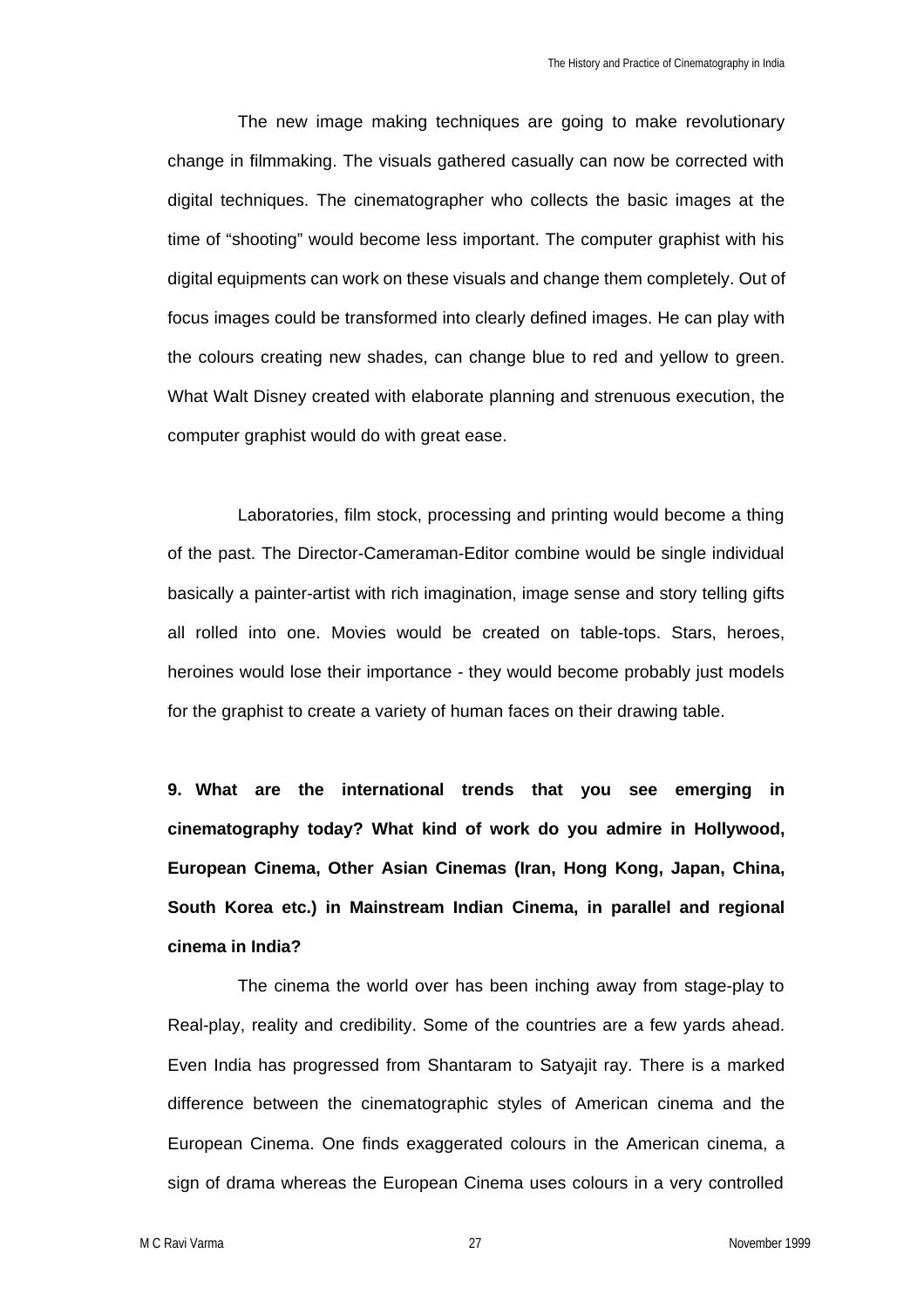The new image making techniques are going to make revolutionary change in filmmaking. The visuals gathered casually can now be corrected with digital techniques. The cinematographer who collects the basic images at the time of “shooting” would become less important. The computer graphist with his digital equipments can work on these visuals and change them completely. Out of focus images could be transformed into clearly defined images. He can play with the colours creating new shades, can change blue to red and yellow to green. What Walt Disney created with elaborate planning and strenuous execution, the computer graphist would do with great ease.

Laboratories, film stock, processing and printing would become a thing of the past. The Director-Cameraman-Editor combine would be single individual basically a painter-artist with rich imagination, image sense and story telling gifts all rolled into one. Movies would be created on table-tops. Stars, heroes, heroines would lose their importance - they would become probably just models for the graphist to create a variety of human faces on their drawing table.

**9. What are the international trends that you see emerging in cinematography today? What kind of work do you admire in Hollywood, European Cinema, Other Asian Cinemas (Iran, Hong Kong, Japan, China, South Korea etc.) in Mainstream Indian Cinema, in parallel and regional cinema in India?**

The cinema the world over has been inching away from stage-play to Real-play, reality and credibility. Some of the countries are a few yards ahead. Even India has progressed from Shantaram to Satyajit ray. There is a marked difference between the cinematographic styles of American cinema and the European Cinema. One finds exaggerated colours in the American cinema, a sign of drama whereas the European Cinema uses colours in a very controlled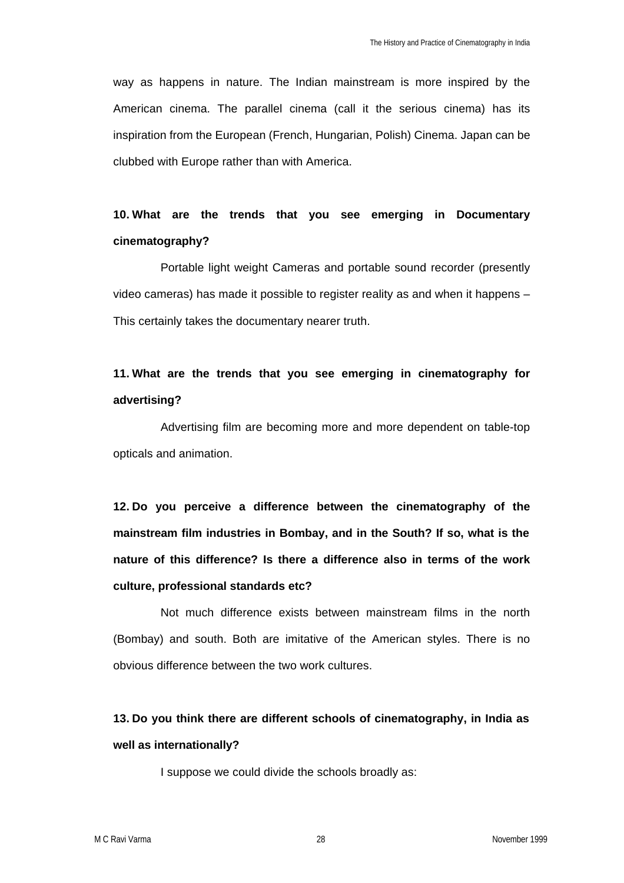way as happens in nature. The Indian mainstream is more inspired by the American cinema. The parallel cinema (call it the serious cinema) has its inspiration from the European (French, Hungarian, Polish) Cinema. Japan can be clubbed with Europe rather than with America.

**10. What are the trends that you see emerging in Documentary cinematography?**

Portable light weight Cameras and portable sound recorder (presently video cameras) has made it possible to register reality as and when it happens – This certainly takes the documentary nearer truth.

**11. What are the trends that you see emerging in cinematography for advertising?**

Advertising film are becoming more and more dependent on table-top opticals and animation.

**12. Do you perceive a difference between the cinematography of the mainstream film industries in Bombay, and in the South? If so, what is the nature of this difference? Is there a difference also in terms of the work culture, professional standards etc?**

Not much difference exists between mainstream films in the north (Bombay) and south. Both are imitative of the American styles. There is no obvious difference between the two work cultures.

**13. Do you think there are different schools of cinematography, in India as well as internationally?**

I suppose we could divide the schools broadly as: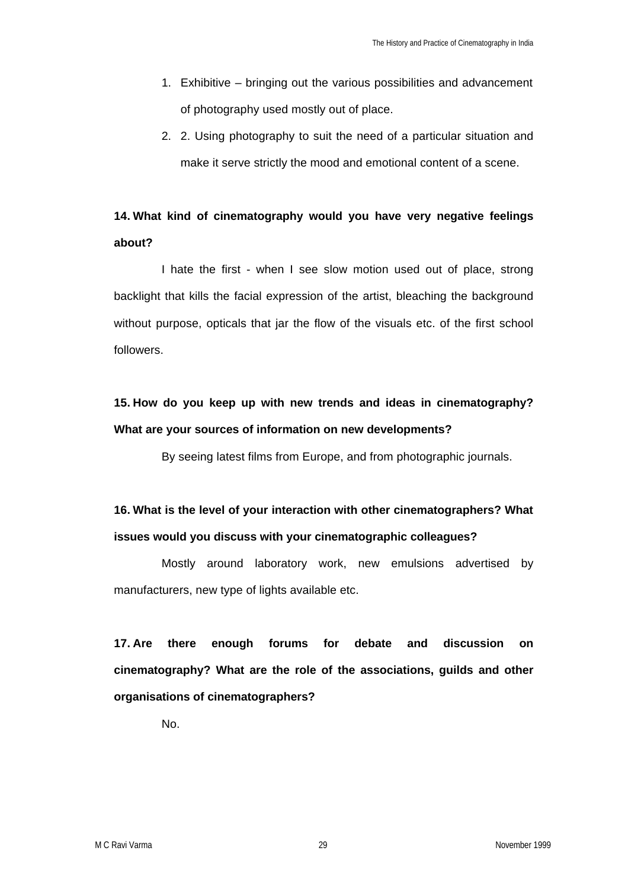1. Exhibitive – bringing out the various possibilities and advancement of photography used mostly out of place.
2. 2. Using photography to suit the need of a particular situation and make it serve strictly the mood and emotional content of a scene.

**14. What kind of cinematography would you have very negative feelings about?**

I hate the first - when I see slow motion used out of place, strong backlight that kills the facial expression of the artist, bleaching the background without purpose, opticals that jar the flow of the visuals etc. of the first school followers.

**15. How do you keep up with new trends and ideas in cinematography? What are your sources of information on new developments?**

By seeing latest films from Europe, and from photographic journals.

**16. What is the level of your interaction with other cinematographers? What issues would you discuss with your cinematographic colleagues?**

Mostly around laboratory work, new emulsions advertised by manufacturers, new type of lights available etc.

**17. Are there enough forums for debate and discussion on cinematography? What are the role of the associations, guilds and other organisations of cinematographers?**

No.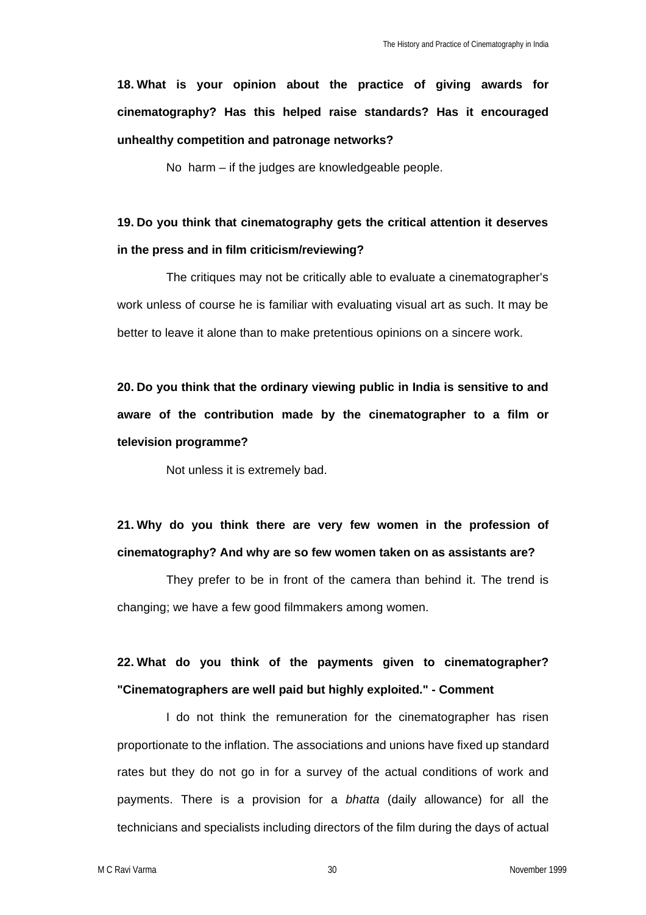**18. What is your opinion about the practice of giving awards for cinematography? Has this helped raise standards? Has it encouraged unhealthy competition and patronage networks?**

No harm – if the judges are knowledgeable people.

**19. Do you think that cinematography gets the critical attention it deserves in the press and in film criticism/reviewing?**

The critiques may not be critically able to evaluate a cinematographer's work unless of course he is familiar with evaluating visual art as such. It may be better to leave it alone than to make pretentious opinions on a sincere work.

**20. Do you think that the ordinary viewing public in India is sensitive to and aware of the contribution made by the cinematographer to a film or television programme?**

Not unless it is extremely bad.

**21. Why do you think there are very few women in the profession of cinematography? And why are so few women taken on as assistants are?**

They prefer to be in front of the camera than behind it. The trend is changing; we have a few good filmmakers among women.

**22. What do you think of the payments given to cinematographer? "Cinematographers are well paid but highly exploited." - Comment**

I do not think the remuneration for the cinematographer has risen proportionate to the inflation. The associations and unions have fixed up standard rates but they do not go in for a survey of the actual conditions of work and payments. There is a provision for a *bhatta* (daily allowance) for all the technicians and specialists including directors of the film during the days of actual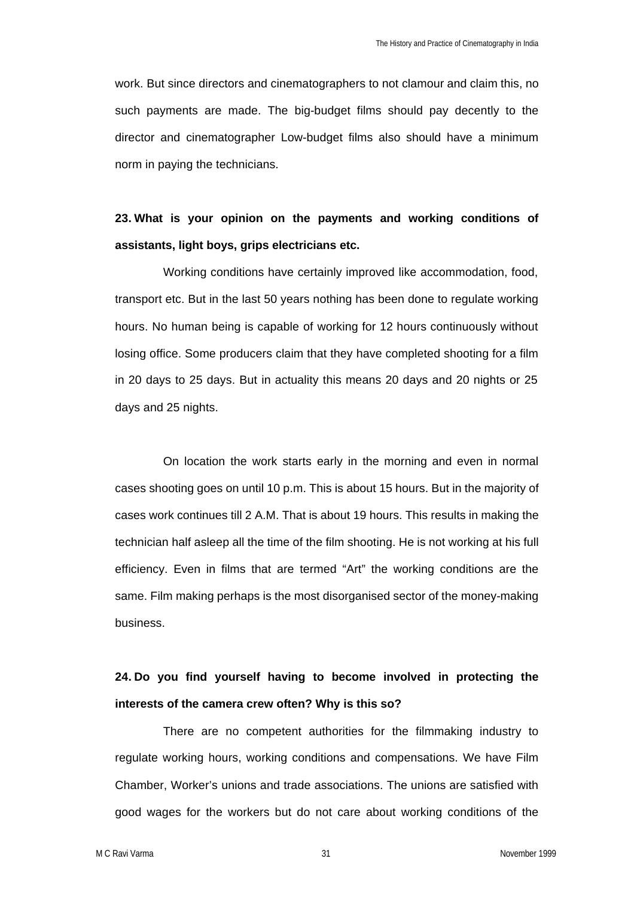work. But since directors and cinematographers to not clamour and claim this, no such payments are made. The big-budget films should pay decently to the director and cinematographer Low-budget films also should have a minimum norm in paying the technicians.

**23. What is your opinion on the payments and working conditions of assistants, light boys, grips electricians etc.**

Working conditions have certainly improved like accommodation, food, transport etc. But in the last 50 years nothing has been done to regulate working hours. No human being is capable of working for 12 hours continuously without losing office. Some producers claim that they have completed shooting for a film in 20 days to 25 days. But in actuality this means 20 days and 20 nights or 25 days and 25 nights.

On location the work starts early in the morning and even in normal cases shooting goes on until 10 p.m. This is about 15 hours. But in the majority of cases work continues till 2 A.M. That is about 19 hours. This results in making the technician half asleep all the time of the film shooting. He is not working at his full efficiency. Even in films that are termed "Art" the working conditions are the same. Film making perhaps is the most disorganised sector of the money-making business.

**24. Do you find yourself having to become involved in protecting the interests of the camera crew often? Why is this so?**

There are no competent authorities for the filmmaking industry to regulate working hours, working conditions and compensations. We have Film Chamber, Worker's unions and trade associations. The unions are satisfied with good wages for the workers but do not care about working conditions of the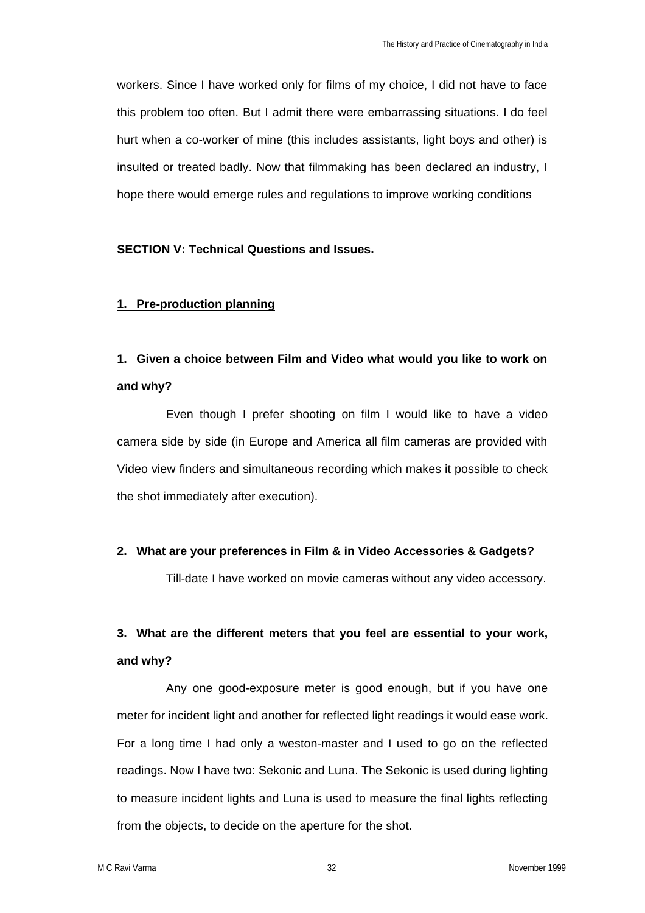workers. Since I have worked only for films of my choice, I did not have to face this problem too often. But I admit there were embarrassing situations. I do feel hurt when a co-worker of mine (this includes assistants, light boys and other) is insulted or treated badly. Now that filmmaking has been declared an industry, I hope there would emerge rules and regulations to improve working conditions

**SECTION V: Technical Questions and Issues.**

**1. Pre-production planning**

**1. Given a choice between Film and Video what would you like to work on and why?**

Even though I prefer shooting on film I would like to have a video camera side by side (in Europe and America all film cameras are provided with Video view finders and simultaneous recording which makes it possible to check the shot immediately after execution).

**2. What are your preferences in Film & in Video Accessories & Gadgets?**

Till-date I have worked on movie cameras without any video accessory.

**3. What are the different meters that you feel are essential to your work, and why?**

Any one good-exposure meter is good enough, but if you have one meter for incident light and another for reflected light readings it would ease work. For a long time I had only a weston-master and I used to go on the reflected readings. Now I have two: Sekonic and Luna. The Sekonic is used during lighting to measure incident lights and Luna is used to measure the final lights reflecting from the objects, to decide on the aperture for the shot.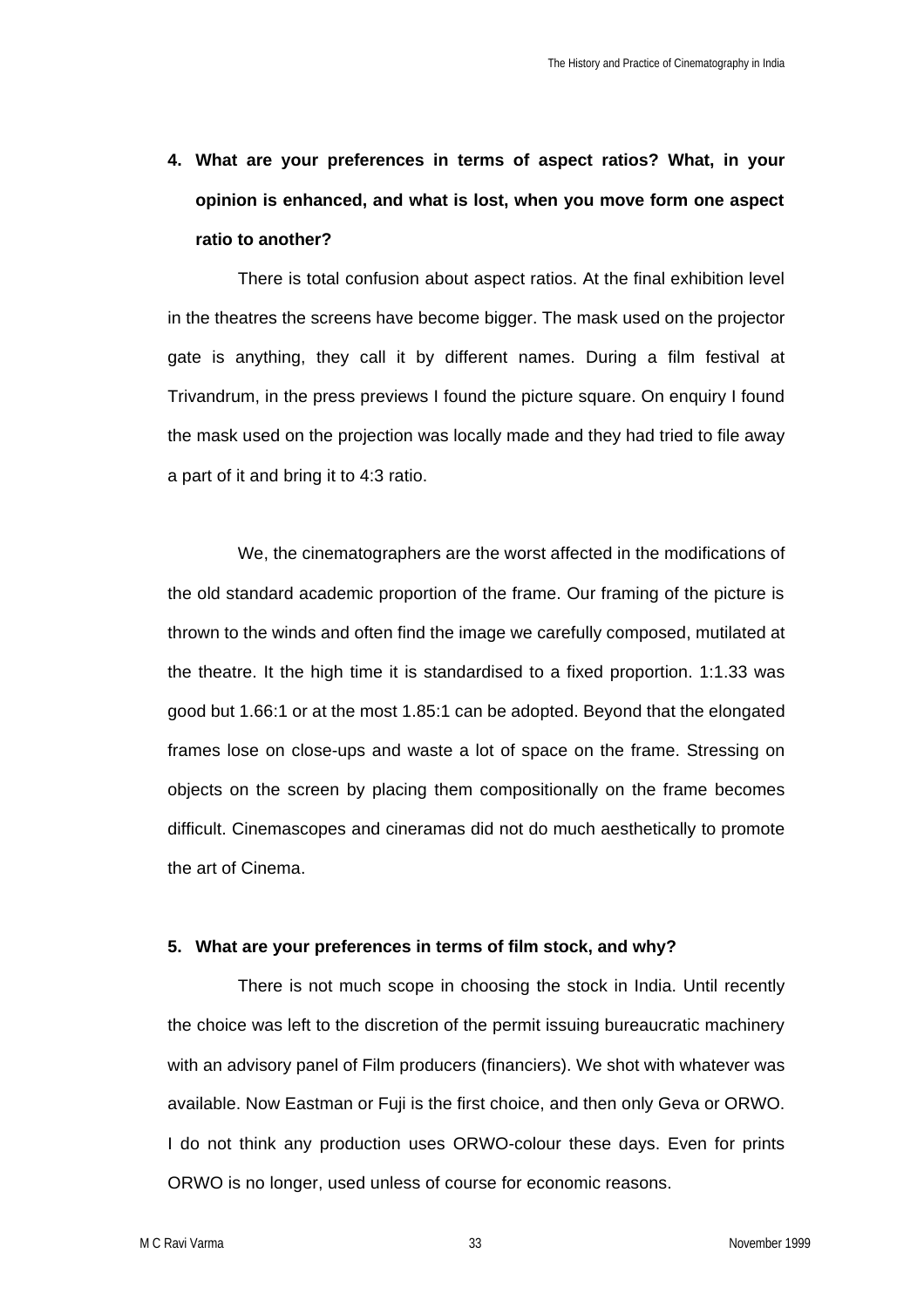4. **What are your preferences in terms of aspect ratios? What, in your opinion is enhanced, and what is lost, when you move form one aspect ratio to another?**

There is total confusion about aspect ratios. At the final exhibition level in the theatres the screens have become bigger. The mask used on the projector gate is anything, they call it by different names. During a film festival at Trivandrum, in the press previews I found the picture square. On enquiry I found the mask used on the projection was locally made and they had tried to file away a part of it and bring it to 4:3 ratio.

We, the cinematographers are the worst affected in the modifications of the old standard academic proportion of the frame. Our framing of the picture is thrown to the winds and often find the image we carefully composed, mutilated at the theatre. It the high time it is standardised to a fixed proportion. 1:1.33 was good but 1.66:1 or at the most 1.85:1 can be adopted. Beyond that the elongated frames lose on close-ups and waste a lot of space on the frame. Stressing on objects on the screen by placing them compositionally on the frame becomes difficult. Cinemascopes and cineramas did not do much aesthetically to promote the art of Cinema.

5. **What are your preferences in terms of film stock, and why?**

There is not much scope in choosing the stock in India. Until recently the choice was left to the discretion of the permit issuing bureaucratic machinery with an advisory panel of Film producers (financiers). We shot with whatever was available. Now Eastman or Fuji is the first choice, and then only Geva or ORWO. I do not think any production uses ORWO-colour these days. Even for prints ORWO is no longer, used unless of course for economic reasons.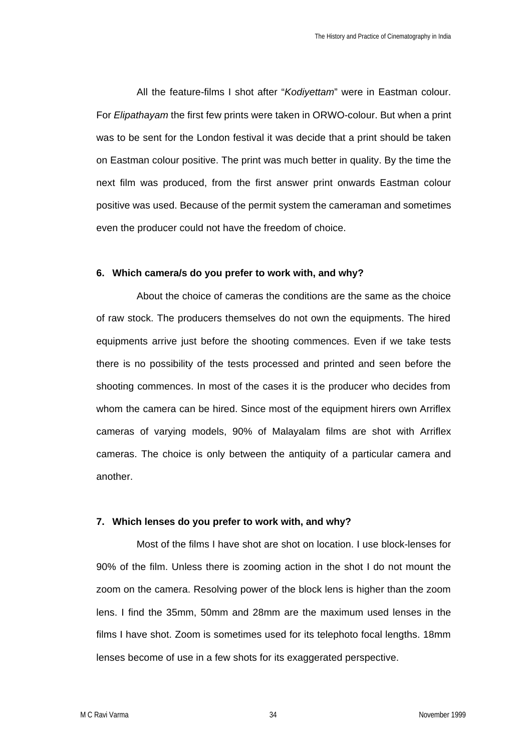All the feature-films I shot after "*Kodiyettam*" were in Eastman colour. For *Elipathayam* the first few prints were taken in ORWO-colour. But when a print was to be sent for the London festival it was decide that a print should be taken on Eastman colour positive. The print was much better in quality. By the time the next film was produced, from the first answer print onwards Eastman colour positive was used. Because of the permit system the cameraman and sometimes even the producer could not have the freedom of choice.

**6. Which camera/s do you prefer to work with, and why?**

About the choice of cameras the conditions are the same as the choice of raw stock. The producers themselves do not own the equipments. The hired equipments arrive just before the shooting commences. Even if we take tests there is no possibility of the tests processed and printed and seen before the shooting commences. In most of the cases it is the producer who decides from whom the camera can be hired. Since most of the equipment hirers own Arriflex cameras of varying models, 90% of Malayalam films are shot with Arriflex cameras. The choice is only between the antiquity of a particular camera and another.

**7. Which lenses do you prefer to work with, and why?**

Most of the films I have shot are shot on location. I use block-lenses for 90% of the film. Unless there is zooming action in the shot I do not mount the zoom on the camera. Resolving power of the block lens is higher than the zoom lens. I find the 35mm, 50mm and 28mm are the maximum used lenses in the films I have shot. Zoom is sometimes used for its telephoto focal lengths. 18mm lenses become of use in a few shots for its exaggerated perspective.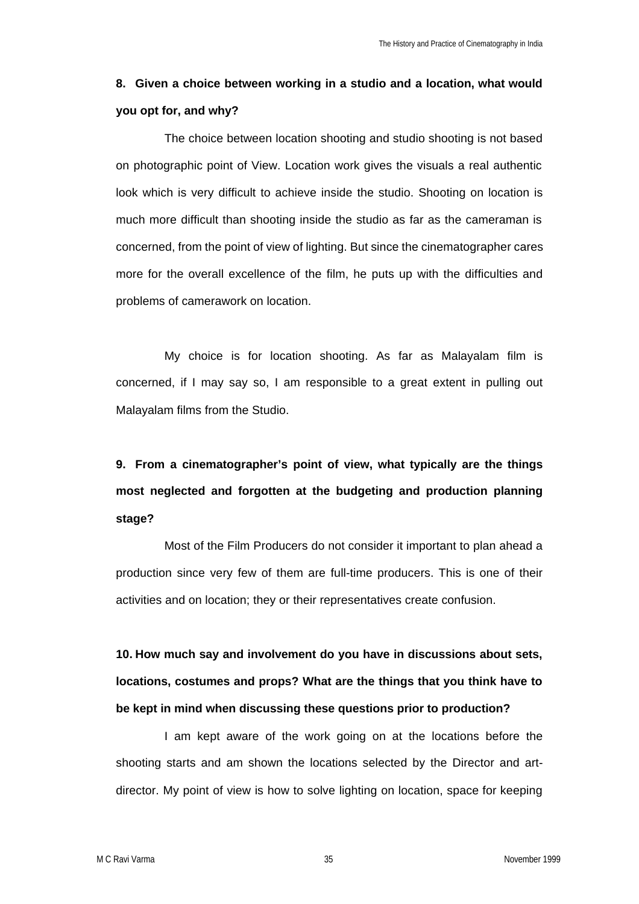**8. Given a choice between working in a studio and a location, what would you opt for, and why?**

The choice between location shooting and studio shooting is not based on photographic point of View. Location work gives the visuals a real authentic look which is very difficult to achieve inside the studio. Shooting on location is much more difficult than shooting inside the studio as far as the cameraman is concerned, from the point of view of lighting. But since the cinematographer cares more for the overall excellence of the film, he puts up with the difficulties and problems of camerawork on location.

My choice is for location shooting. As far as Malayalam film is concerned, if I may say so, I am responsible to a great extent in pulling out Malayalam films from the Studio.

**9. From a cinematographer's point of view, what typically are the things most neglected and forgotten at the budgeting and production planning stage?**

Most of the Film Producers do not consider it important to plan ahead a production since very few of them are full-time producers. This is one of their activities and on location; they or their representatives create confusion.

**10. How much say and involvement do you have in discussions about sets, locations, costumes and props? What are the things that you think have to be kept in mind when discussing these questions prior to production?**

I am kept aware of the work going on at the locations before the shooting starts and am shown the locations selected by the Director and art-director. My point of view is how to solve lighting on location, space for keeping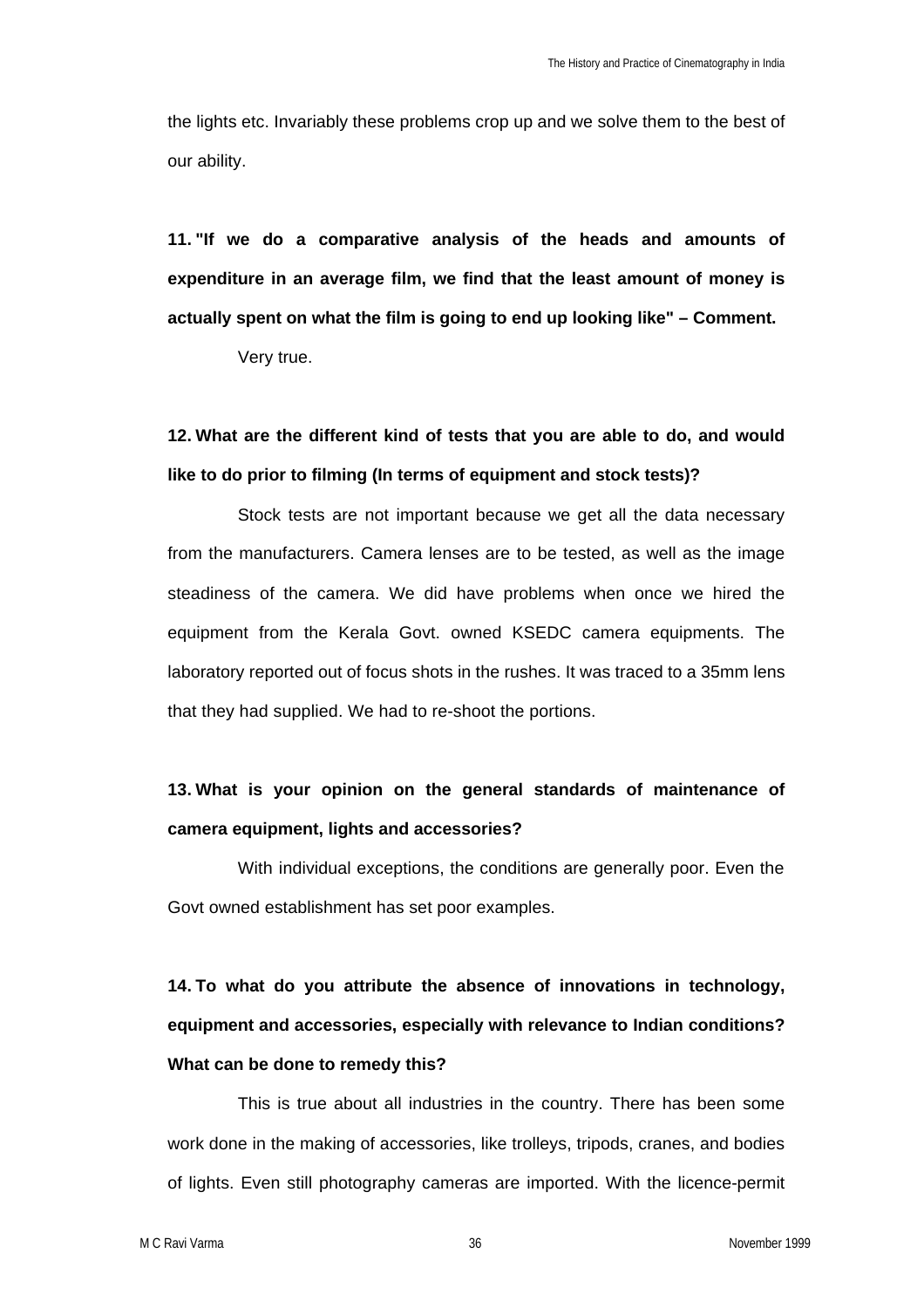the lights etc. Invariably these problems crop up and we solve them to the best of our ability.

**11. "If we do a comparative analysis of the heads and amounts of expenditure in an average film, we find that the least amount of money is actually spent on what the film is going to end up looking like" – Comment.**

Very true.

**12. What are the different kind of tests that you are able to do, and would like to do prior to filming (In terms of equipment and stock tests)?**

Stock tests are not important because we get all the data necessary from the manufacturers. Camera lenses are to be tested, as well as the image steadiness of the camera. We did have problems when once we hired the equipment from the Kerala Govt. owned KSEDC camera equipments. The laboratory reported out of focus shots in the rushes. It was traced to a 35mm lens that they had supplied. We had to re-shoot the portions.

**13. What is your opinion on the general standards of maintenance of camera equipment, lights and accessories?**

With individual exceptions, the conditions are generally poor. Even the Govt owned establishment has set poor examples.

**14. To what do you attribute the absence of innovations in technology, equipment and accessories, especially with relevance to Indian conditions? What can be done to remedy this?**

This is true about all industries in the country. There has been some work done in the making of accessories, like trolleys, tripods, cranes, and bodies of lights. Even still photography cameras are imported. With the licence-permit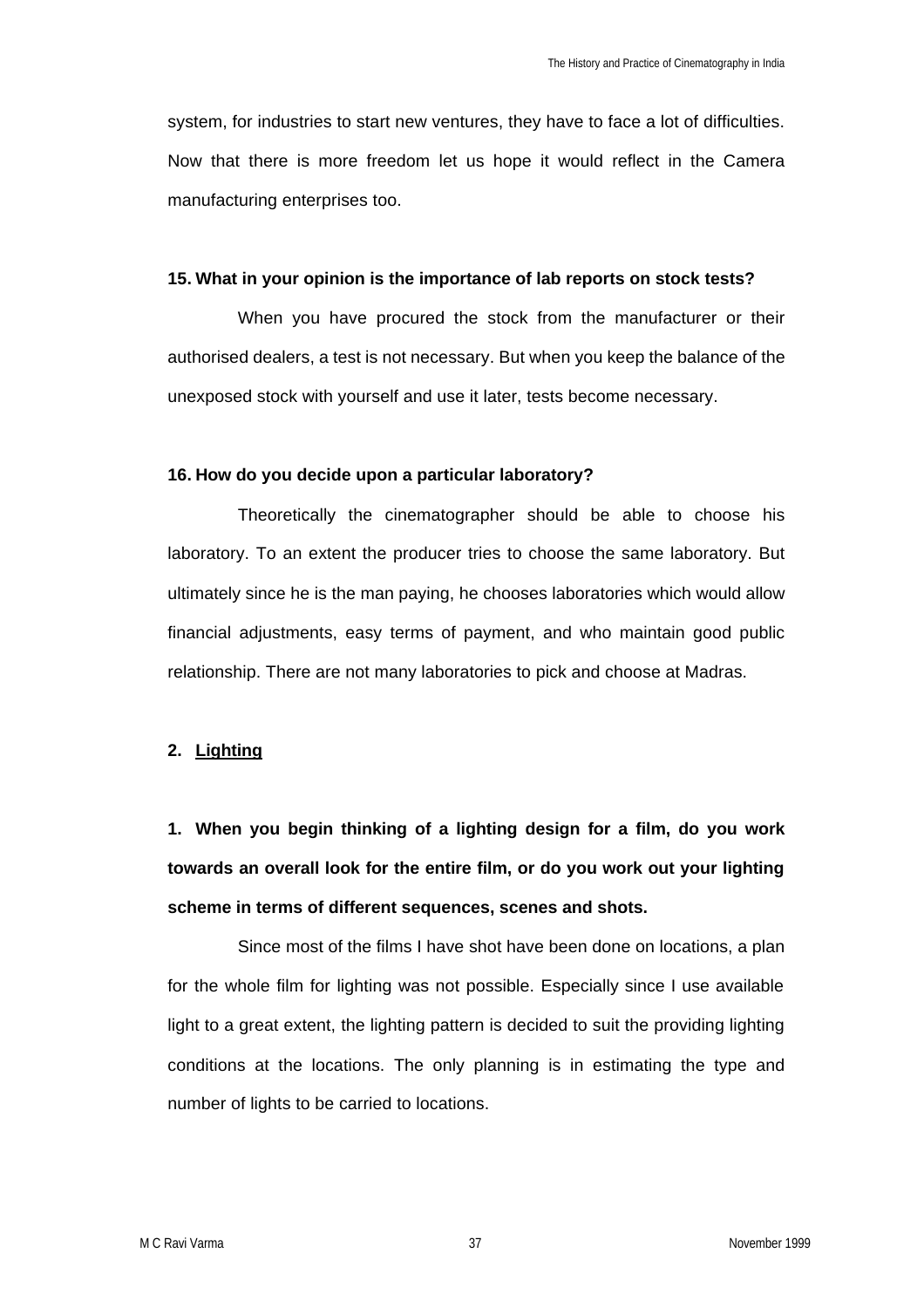system, for industries to start new ventures, they have to face a lot of difficulties. Now that there is more freedom let us hope it would reflect in the Camera manufacturing enterprises too.

**15. What in your opinion is the importance of lab reports on stock tests?**

When you have procured the stock from the manufacturer or their authorised dealers, a test is not necessary. But when you keep the balance of the unexposed stock with yourself and use it later, tests become necessary.

**16. How do you decide upon a particular laboratory?**

Theoretically the cinematographer should be able to choose his laboratory. To an extent the producer tries to choose the same laboratory. But ultimately since he is the man paying, he chooses laboratories which would allow financial adjustments, easy terms of payment, and who maintain good public relationship. There are not many laboratories to pick and choose at Madras.

## 2. Lighting

**1. When you begin thinking of a lighting design for a film, do you work towards an overall look for the entire film, or do you work out your lighting scheme in terms of different sequences, scenes and shots.**

Since most of the films I have shot have been done on locations, a plan for the whole film for lighting was not possible. Especially since I use available light to a great extent, the lighting pattern is decided to suit the providing lighting conditions at the locations. The only planning is in estimating the type and number of lights to be carried to locations.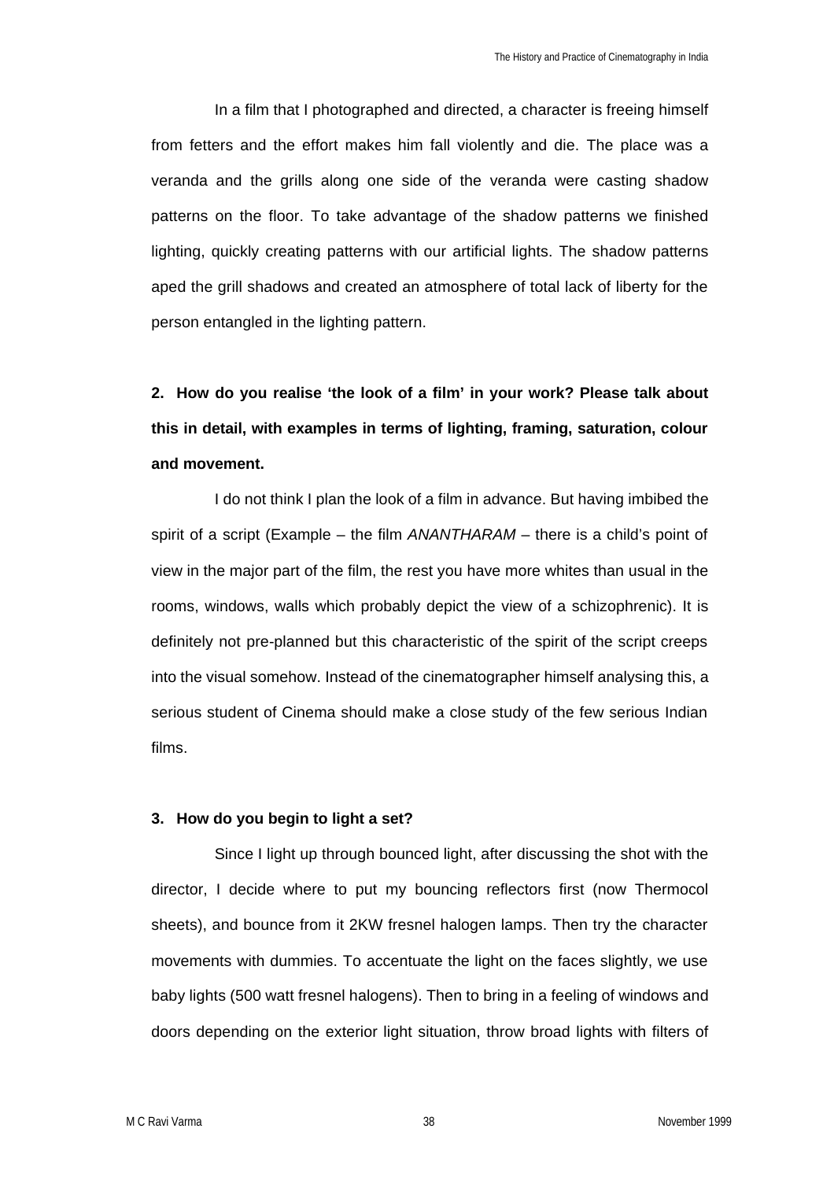In a film that I photographed and directed, a character is freeing himself from fetters and the effort makes him fall violently and die. The place was a veranda and the grills along one side of the veranda were casting shadow patterns on the floor. To take advantage of the shadow patterns we finished lighting, quickly creating patterns with our artificial lights. The shadow patterns aped the grill shadows and created an atmosphere of total lack of liberty for the person entangled in the lighting pattern.

**2. How do you realise 'the look of a film' in your work? Please talk about this in detail, with examples in terms of lighting, framing, saturation, colour and movement.**

I do not think I plan the look of a film in advance. But having imbibed the spirit of a script (Example – the film *ANANTHARAM* – there is a child's point of view in the major part of the film, the rest you have more whites than usual in the rooms, windows, walls which probably depict the view of a schizophrenic). It is definitely not pre-planned but this characteristic of the spirit of the script creeps into the visual somehow. Instead of the cinematographer himself analysing this, a serious student of Cinema should make a close study of the few serious Indian films.

**3. How do you begin to light a set?**

Since I light up through bounced light, after discussing the shot with the director, I decide where to put my bouncing reflectors first (now Thermocol sheets), and bounce from it 2KW fresnel halogen lamps. Then try the character movements with dummies. To accentuate the light on the faces slightly, we use baby lights (500 watt fresnel halogens). Then to bring in a feeling of windows and doors depending on the exterior light situation, throw broad lights with filters of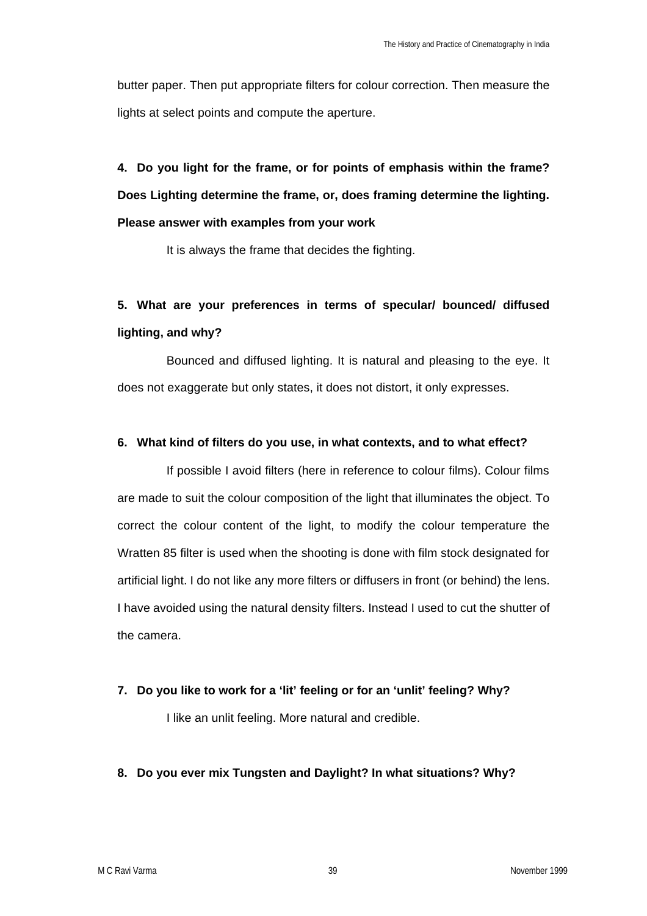butter paper. Then put appropriate filters for colour correction. Then measure the lights at select points and compute the aperture.

**4. Do you light for the frame, or for points of emphasis within the frame? Does Lighting determine the frame, or, does framing determine the lighting. Please answer with examples from your work**

It is always the frame that decides the fighting.

**5. What are your preferences in terms of specular/ bounced/ diffused lighting, and why?**

Bounced and diffused lighting. It is natural and pleasing to the eye. It does not exaggerate but only states, it does not distort, it only expresses.

**6. What kind of filters do you use, in what contexts, and to what effect?**

If possible I avoid filters (here in reference to colour films). Colour films are made to suit the colour composition of the light that illuminates the object. To correct the colour content of the light, to modify the colour temperature the Wratten 85 filter is used when the shooting is done with film stock designated for artificial light. I do not like any more filters or diffusers in front (or behind) the lens. I have avoided using the natural density filters. Instead I used to cut the shutter of the camera.

**7. Do you like to work for a 'lit' feeling or for an 'unlit' feeling? Why?**

I like an unlit feeling. More natural and credible.

**8. Do you ever mix Tungsten and Daylight? In what situations? Why?**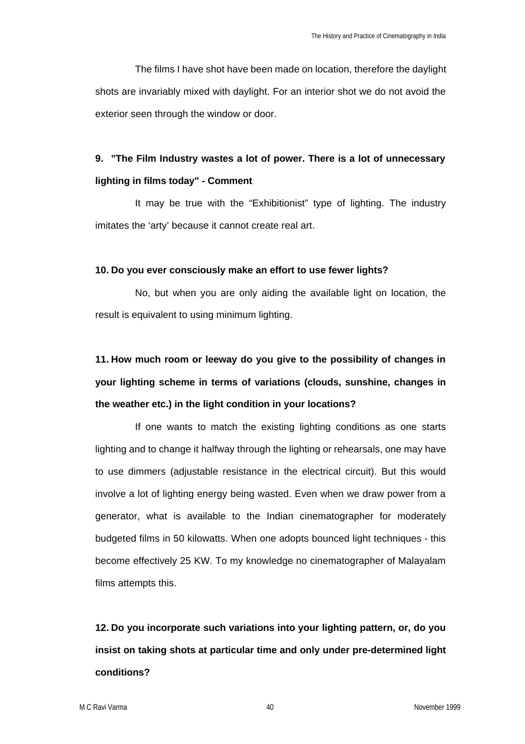The films I have shot have been made on location, therefore the daylight shots are invariably mixed with daylight. For an interior shot we do not avoid the exterior seen through the window or door.

**9. "The Film Industry wastes a lot of power. There is a lot of unnecessary lighting in films today" - Comment**

It may be true with the “Exhibitionist” type of lighting. The industry imitates the ‘arty’ because it cannot create real art.

**10. Do you ever consciously make an effort to use fewer lights?**

No, but when you are only aiding the available light on location, the result is equivalent to using minimum lighting.

**11. How much room or leeway do you give to the possibility of changes in your lighting scheme in terms of variations (clouds, sunshine, changes in the weather etc.) in the light condition in your locations?**

If one wants to match the existing lighting conditions as one starts lighting and to change it halfway through the lighting or rehearsals, one may have to use dimmers (adjustable resistance in the electrical circuit). But this would involve a lot of lighting energy being wasted. Even when we draw power from a generator, what is available to the Indian cinematographer for moderately budgeted films in 50 kilowatts. When one adopts bounced light techniques - this become effectively 25 KW. To my knowledge no cinematographer of Malayalam films attempts this.

**12. Do you incorporate such variations into your lighting pattern, or, do you insist on taking shots at particular time and only under pre-determined light conditions?**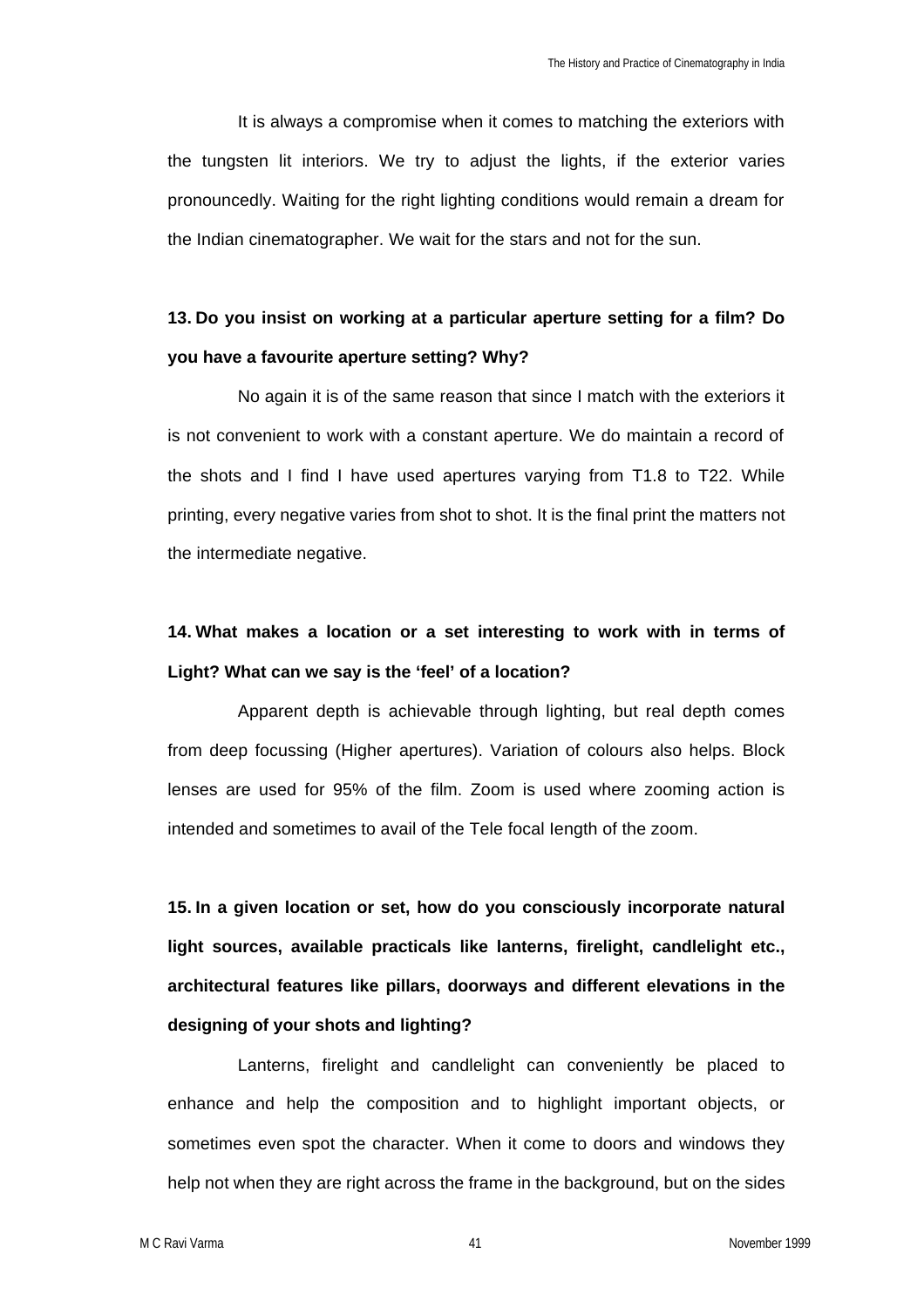It is always a compromise when it comes to matching the exteriors with the tungsten lit interiors. We try to adjust the lights, if the exterior varies pronouncedly. Waiting for the right lighting conditions would remain a dream for the Indian cinematographer. We wait for the stars and not for the sun.

**13. Do you insist on working at a particular aperture setting for a film? Do you have a favourite aperture setting? Why?**

No again it is of the same reason that since I match with the exteriors it is not convenient to work with a constant aperture. We do maintain a record of the shots and I find I have used apertures varying from T1.8 to T22. While printing, every negative varies from shot to shot. It is the final print the matters not the intermediate negative.

**14. What makes a location or a set interesting to work with in terms of Light? What can we say is the 'feel' of a location?**

Apparent depth is achievable through lighting, but real depth comes from deep focussing (Higher apertures). Variation of colours also helps. Block lenses are used for 95% of the film. Zoom is used where zooming action is intended and sometimes to avail of the Tele focal Iength of the zoom.

**15. In a given location or set, how do you consciously incorporate natural light sources, available practicals like lanterns, firelight, candlelight etc., architectural features like pillars, doorways and different elevations in the designing of your shots and lighting?**

Lanterns, firelight and candlelight can conveniently be placed to enhance and help the composition and to highlight important objects, or sometimes even spot the character. When it come to doors and windows they help not when they are right across the frame in the background, but on the sides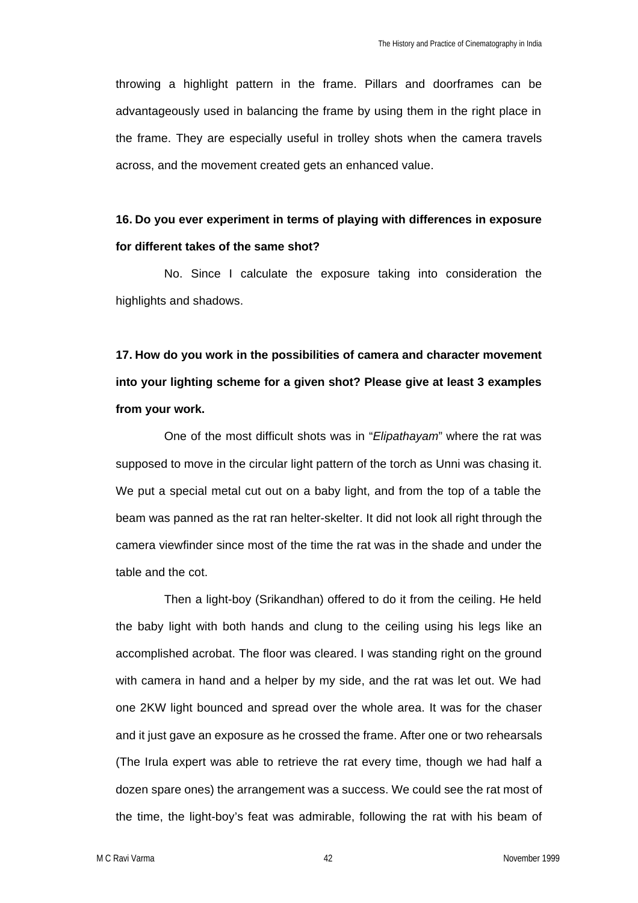throwing a highlight pattern in the frame. Pillars and doorframes can be advantageously used in balancing the frame by using them in the right place in the frame. They are especially useful in trolley shots when the camera travels across, and the movement created gets an enhanced value.

**16. Do you ever experiment in terms of playing with differences in exposure for different takes of the same shot?**

No. Since I calculate the exposure taking into consideration the highlights and shadows.

**17. How do you work in the possibilities of camera and character movement into your lighting scheme for a given shot? Please give at least 3 examples from your work.**

One of the most difficult shots was in "*Elipathayam*" where the rat was supposed to move in the circular light pattern of the torch as Unni was chasing it. We put a special metal cut out on a baby light, and from the top of a table the beam was panned as the rat ran helter-skelter. It did not look all right through the camera viewfinder since most of the time the rat was in the shade and under the table and the cot.

Then a light-boy (Srikandhan) offered to do it from the ceiling. He held the baby light with both hands and clung to the ceiling using his legs like an accomplished acrobat. The floor was cleared. I was standing right on the ground with camera in hand and a helper by my side, and the rat was let out. We had one 2KW light bounced and spread over the whole area. It was for the chaser and it just gave an exposure as he crossed the frame. After one or two rehearsals (The Irula expert was able to retrieve the rat every time, though we had half a dozen spare ones) the arrangement was a success. We could see the rat most of the time, the light-boy's feat was admirable, following the rat with his beam of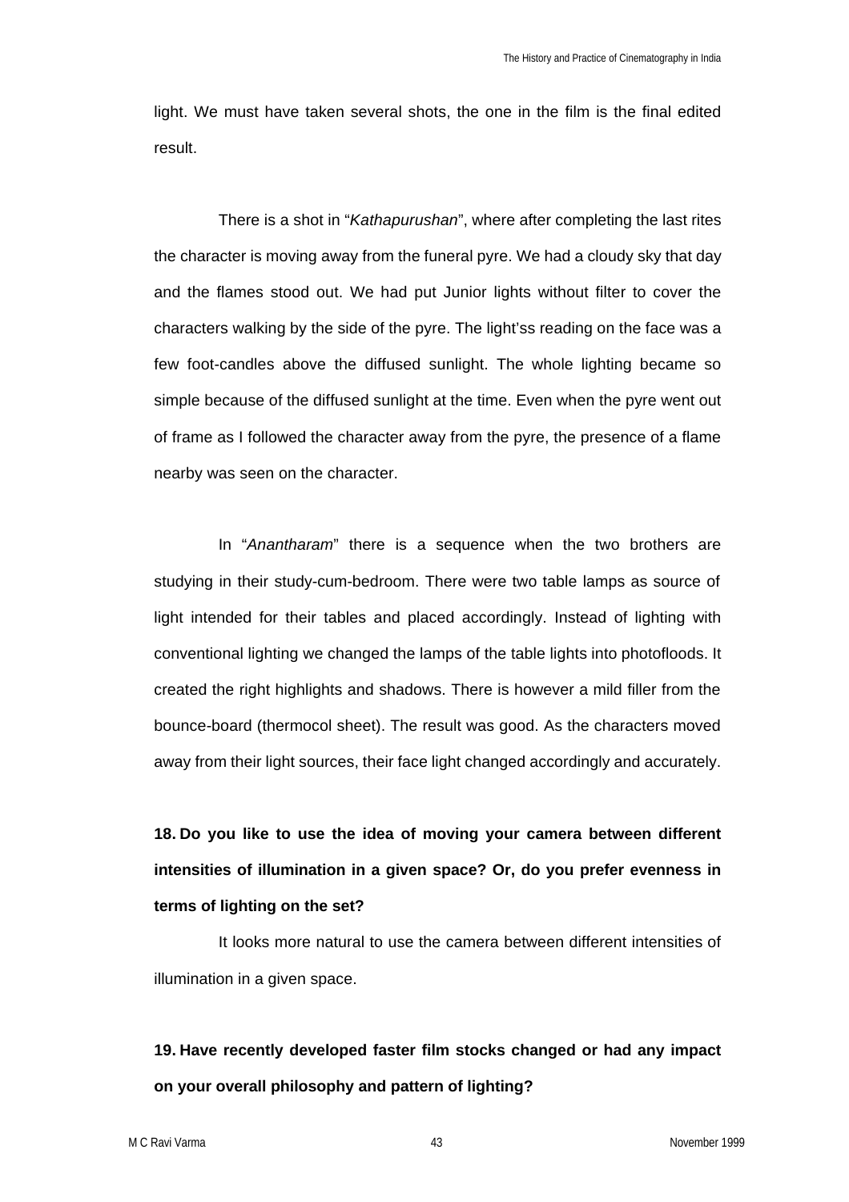light. We must have taken several shots, the one in the film is the final edited result.

There is a shot in "*Kathapurushan*", where after completing the last rites the character is moving away from the funeral pyre. We had a cloudy sky that day and the flames stood out. We had put Junior lights without filter to cover the characters walking by the side of the pyre. The light'ss reading on the face was a few foot-candles above the diffused sunlight. The whole lighting became so simple because of the diffused sunlight at the time. Even when the pyre went out of frame as I followed the character away from the pyre, the presence of a flame nearby was seen on the character.

In "*Anantharam*" there is a sequence when the two brothers are studying in their study-cum-bedroom. There were two table lamps as source of light intended for their tables and placed accordingly. Instead of lighting with conventional lighting we changed the lamps of the table lights into photofloods. It created the right highlights and shadows. There is however a mild filler from the bounce-board (thermocol sheet). The result was good. As the characters moved away from their light sources, their face light changed accordingly and accurately.

**18. Do you like to use the idea of moving your camera between different intensities of illumination in a given space? Or, do you prefer evenness in terms of lighting on the set?**

It looks more natural to use the camera between different intensities of illumination in a given space.

**19. Have recently developed faster film stocks changed or had any impact on your overall philosophy and pattern of lighting?**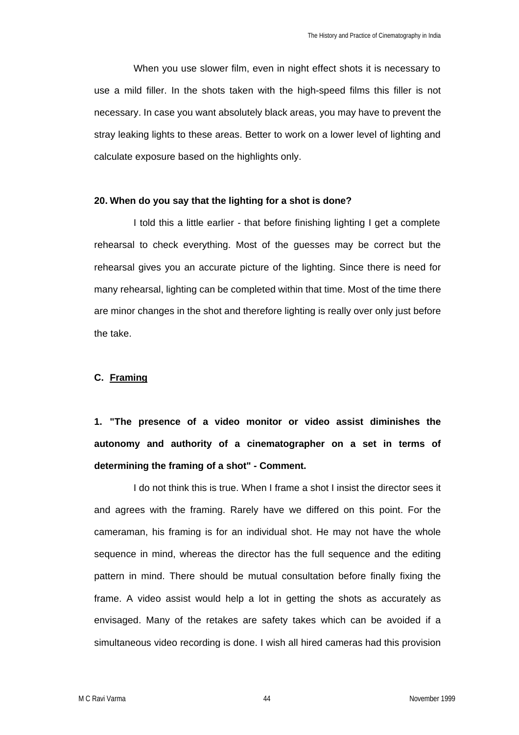When you use slower film, even in night effect shots it is necessary to use a mild filler. In the shots taken with the high-speed films this filler is not necessary. In case you want absolutely black areas, you may have to prevent the stray leaking lights to these areas. Better to work on a lower level of lighting and calculate exposure based on the highlights only.

**20. When do you say that the lighting for a shot is done?**

I told this a little earlier - that before finishing lighting I get a complete rehearsal to check everything. Most of the guesses may be correct but the rehearsal gives you an accurate picture of the lighting. Since there is need for many rehearsal, lighting can be completed within that time. Most of the time there are minor changes in the shot and therefore lighting is really over only just before the take.

## C. <u>Framing</u>

**1. "The presence of a video monitor or video assist diminishes the autonomy and authority of a cinematographer on a set in terms of determining the framing of a shot" - Comment.**

I do not think this is true. When I frame a shot I insist the director sees it and agrees with the framing. Rarely have we differed on this point. For the cameraman, his framing is for an individual shot. He may not have the whole sequence in mind, whereas the director has the full sequence and the editing pattern in mind. There should be mutual consultation before finally fixing the frame. A video assist would help a lot in getting the shots as accurately as envisaged. Many of the retakes are safety takes which can be avoided if a simultaneous video recording is done. I wish all hired cameras had this provision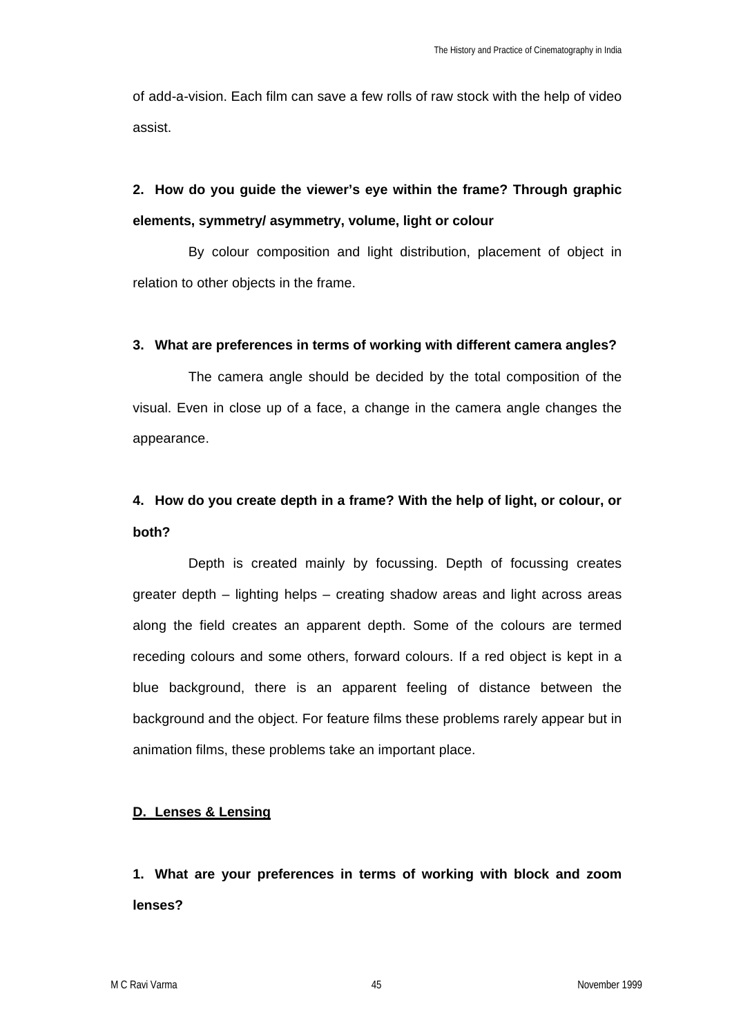of add-a-vision. Each film can save a few rolls of raw stock with the help of video assist.

**2. How do you guide the viewer's eye within the frame? Through graphic elements, symmetry/ asymmetry, volume, light or colour**

By colour composition and light distribution, placement of object in relation to other objects in the frame.

**3. What are preferences in terms of working with different camera angles?**

The camera angle should be decided by the total composition of the visual. Even in close up of a face, a change in the camera angle changes the appearance.

**4. How do you create depth in a frame? With the help of light, or colour, or both?**

Depth is created mainly by focussing. Depth of focussing creates greater depth – lighting helps – creating shadow areas and light across areas along the field creates an apparent depth. Some of the colours are termed receding colours and some others, forward colours. If a red object is kept in a blue background, there is an apparent feeling of distance between the background and the object. For feature films these problems rarely appear but in animation films, these problems take an important place.

## D. Lenses & Lensing

**1. What are your preferences in terms of working with block and zoom lenses?**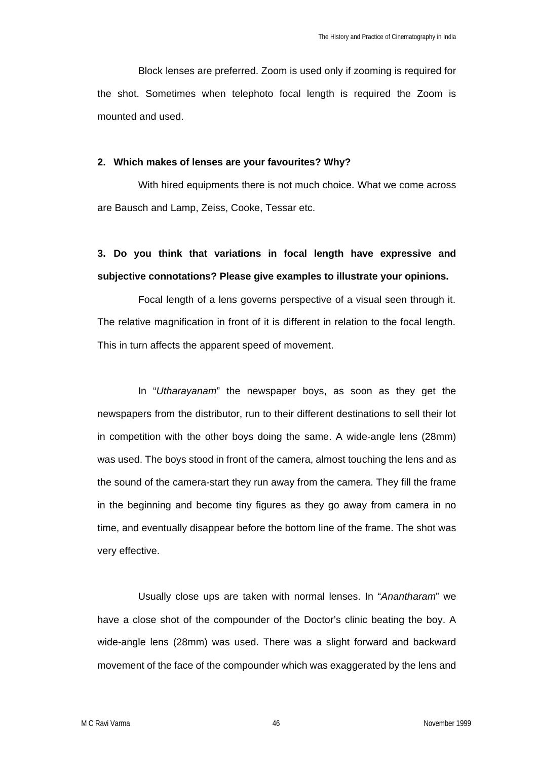Block lenses are preferred. Zoom is used only if zooming is required for the shot. Sometimes when telephoto focal length is required the Zoom is mounted and used.

**2. Which makes of lenses are your favourites? Why?**

With hired equipments there is not much choice. What we come across are Bausch and Lamp, Zeiss, Cooke, Tessar etc.

**3. Do you think that variations in focal length have expressive and subjective connotations? Please give examples to illustrate your opinions.**

Focal length of a lens governs perspective of a visual seen through it. The relative magnification in front of it is different in relation to the focal length. This in turn affects the apparent speed of movement.

In "*Utharayanam*" the newspaper boys, as soon as they get the newspapers from the distributor, run to their different destinations to sell their lot in competition with the other boys doing the same. A wide-angle lens (28mm) was used. The boys stood in front of the camera, almost touching the lens and as the sound of the camera-start they run away from the camera. They fill the frame in the beginning and become tiny figures as they go away from camera in no time, and eventually disappear before the bottom line of the frame. The shot was very effective.

Usually close ups are taken with normal lenses. In "*Anantharam*" we have a close shot of the compounder of the Doctor's clinic beating the boy. A wide-angle lens (28mm) was used. There was a slight forward and backward movement of the face of the compounder which was exaggerated by the lens and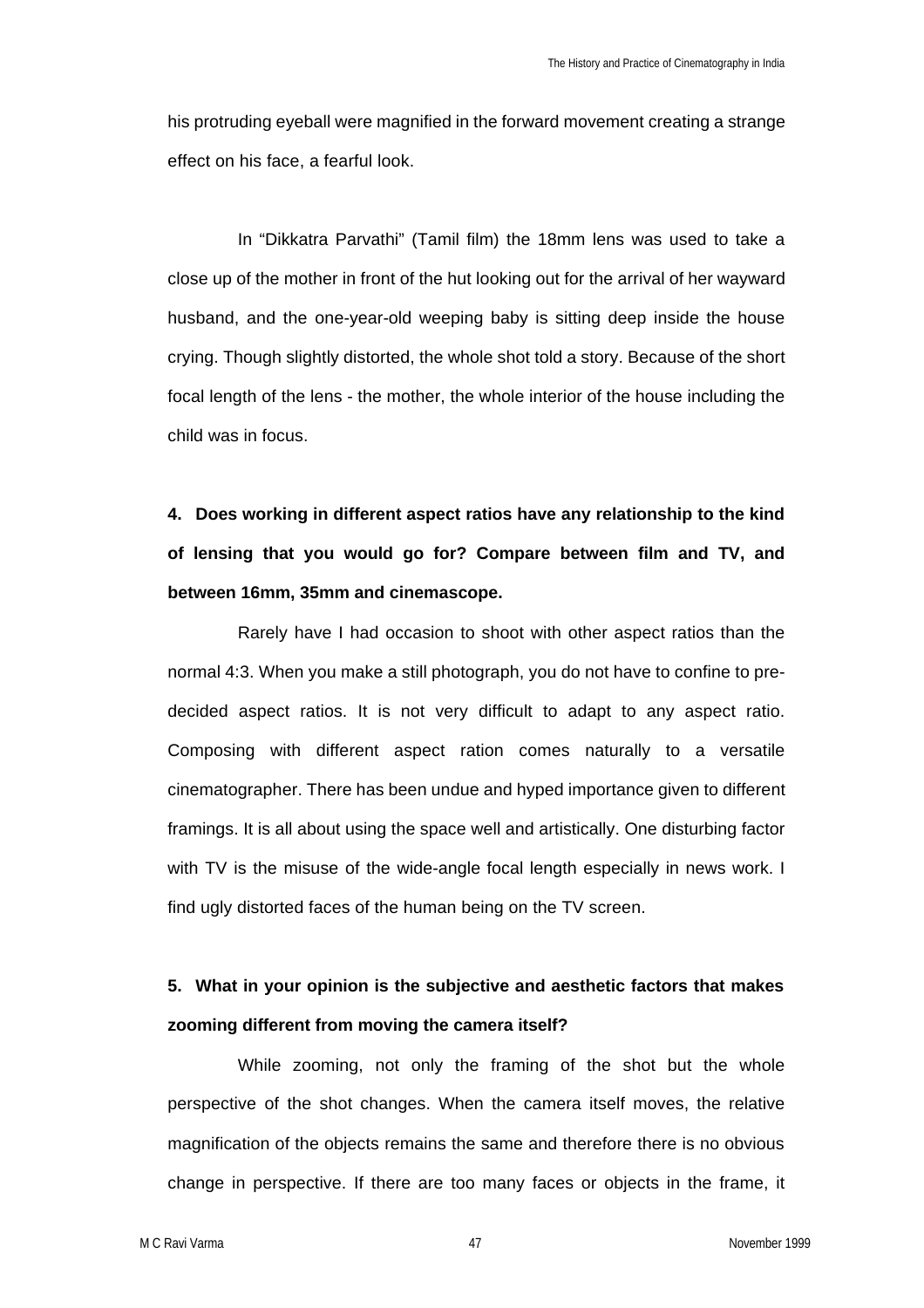his protruding eyeball were magnified in the forward movement creating a strange effect on his face, a fearful look.

In “Dikkatra Parvathi” (Tamil film) the 18mm lens was used to take a close up of the mother in front of the hut looking out for the arrival of her wayward husband, and the one-year-old weeping baby is sitting deep inside the house crying. Though slightly distorted, the whole shot told a story. Because of the short focal length of the lens - the mother, the whole interior of the house including the child was in focus.

**4. Does working in different aspect ratios have any relationship to the kind of lensing that you would go for? Compare between film and TV, and between 16mm, 35mm and cinemascope.**

Rarely have I had occasion to shoot with other aspect ratios than the normal 4:3. When you make a still photograph, you do not have to confine to pre-decided aspect ratios. It is not very difficult to adapt to any aspect ratio. Composing with different aspect ration comes naturally to a versatile cinematographer. There has been undue and hyped importance given to different framings. It is all about using the space well and artistically. One disturbing factor with TV is the misuse of the wide-angle focal length especially in news work. I find ugly distorted faces of the human being on the TV screen.

**5. What in your opinion is the subjective and aesthetic factors that makes zooming different from moving the camera itself?**

While zooming, not only the framing of the shot but the whole perspective of the shot changes. When the camera itself moves, the relative magnification of the objects remains the same and therefore there is no obvious change in perspective. If there are too many faces or objects in the frame, it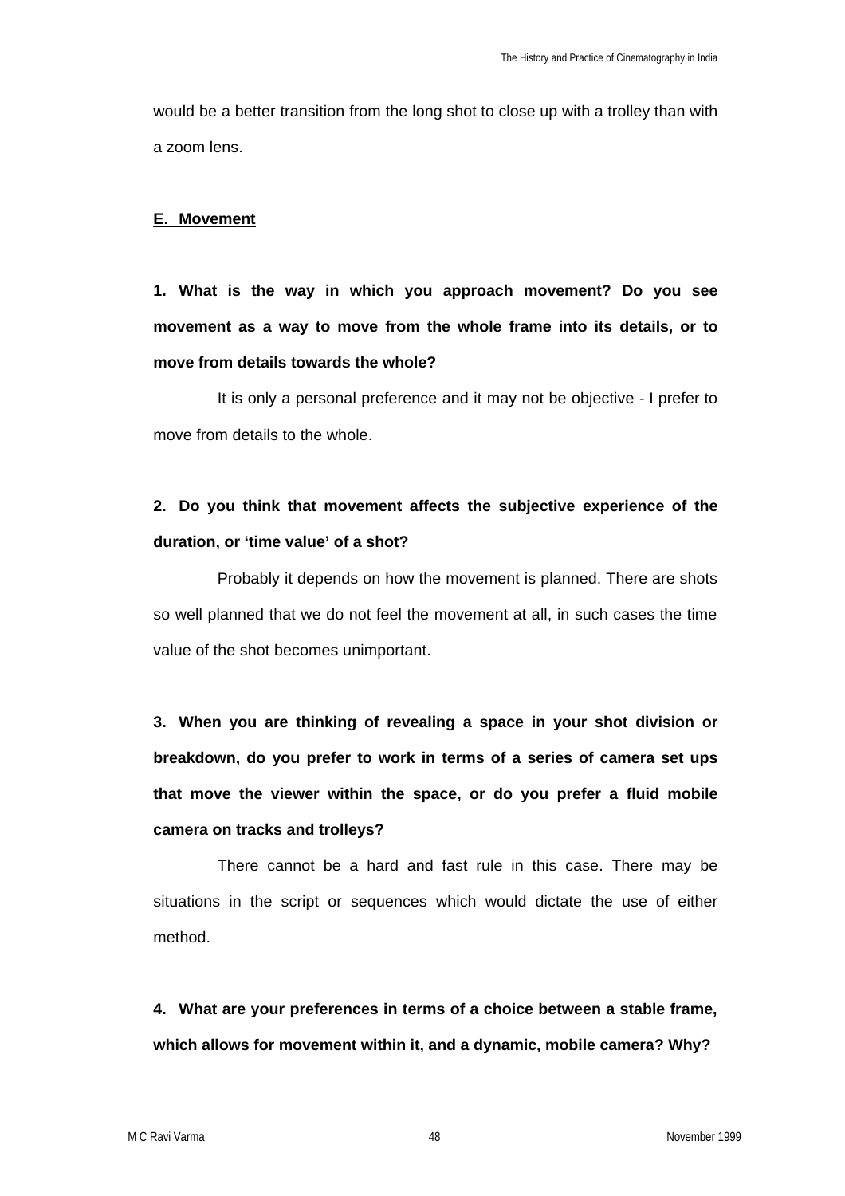would be a better transition from the long shot to close up with a trolley than with a zoom lens.

## E. Movement

**1. What is the way in which you approach movement? Do you see movement as a way to move from the whole frame into its details, or to move from details towards the whole?**

It is only a personal preference and it may not be objective - I prefer to move from details to the whole.

**2. Do you think that movement affects the subjective experience of the duration, or 'time value' of a shot?**

Probably it depends on how the movement is planned. There are shots so well planned that we do not feel the movement at all, in such cases the time value of the shot becomes unimportant.

**3. When you are thinking of revealing a space in your shot division or breakdown, do you prefer to work in terms of a series of camera set ups that move the viewer within the space, or do you prefer a fluid mobile camera on tracks and trolleys?**

There cannot be a hard and fast rule in this case. There may be situations in the script or sequences which would dictate the use of either method.

**4. What are your preferences in terms of a choice between a stable frame, which allows for movement within it, and a dynamic, mobile camera? Why?**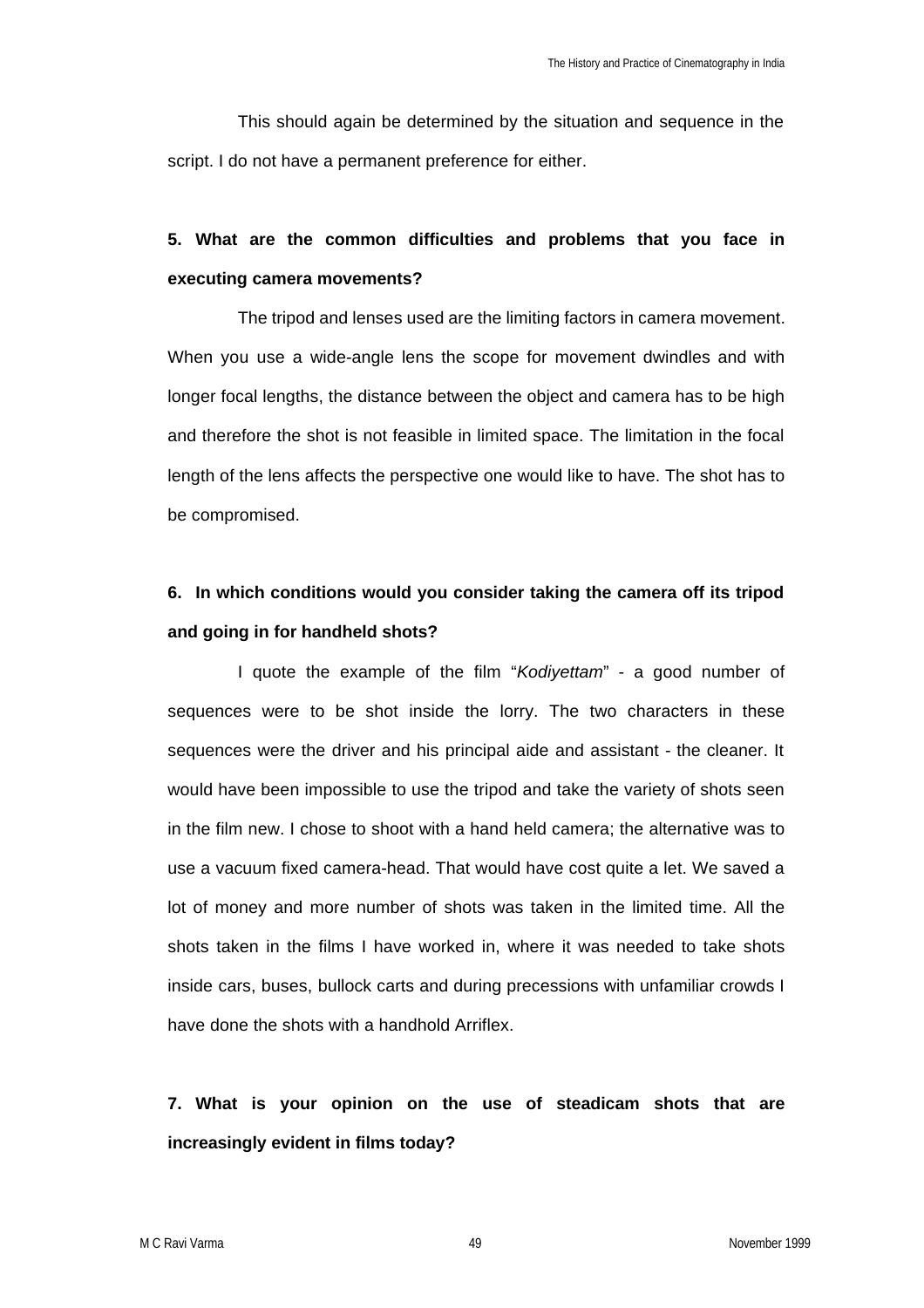This should again be determined by the situation and sequence in the script. I do not have a permanent preference for either.

**5. What are the common difficulties and problems that you face in executing camera movements?**

The tripod and lenses used are the limiting factors in camera movement. When you use a wide-angle lens the scope for movement dwindles and with longer focal lengths, the distance between the object and camera has to be high and therefore the shot is not feasible in limited space. The limitation in the focal length of the lens affects the perspective one would like to have. The shot has to be compromised.

**6. In which conditions would you consider taking the camera off its tripod and going in for handheld shots?**

I quote the example of the film "*Kodiyettam*" - a good number of sequences were to be shot inside the lorry. The two characters in these sequences were the driver and his principal aide and assistant - the cleaner. It would have been impossible to use the tripod and take the variety of shots seen in the film new. I chose to shoot with a hand held camera; the alternative was to use a vacuum fixed camera-head. That would have cost quite a let. We saved a lot of money and more number of shots was taken in the limited time. All the shots taken in the films I have worked in, where it was needed to take shots inside cars, buses, bullock carts and during precessions with unfamiliar crowds I have done the shots with a handhold Arriflex.

**7. What is your opinion on the use of steadicam shots that are increasingly evident in films today?**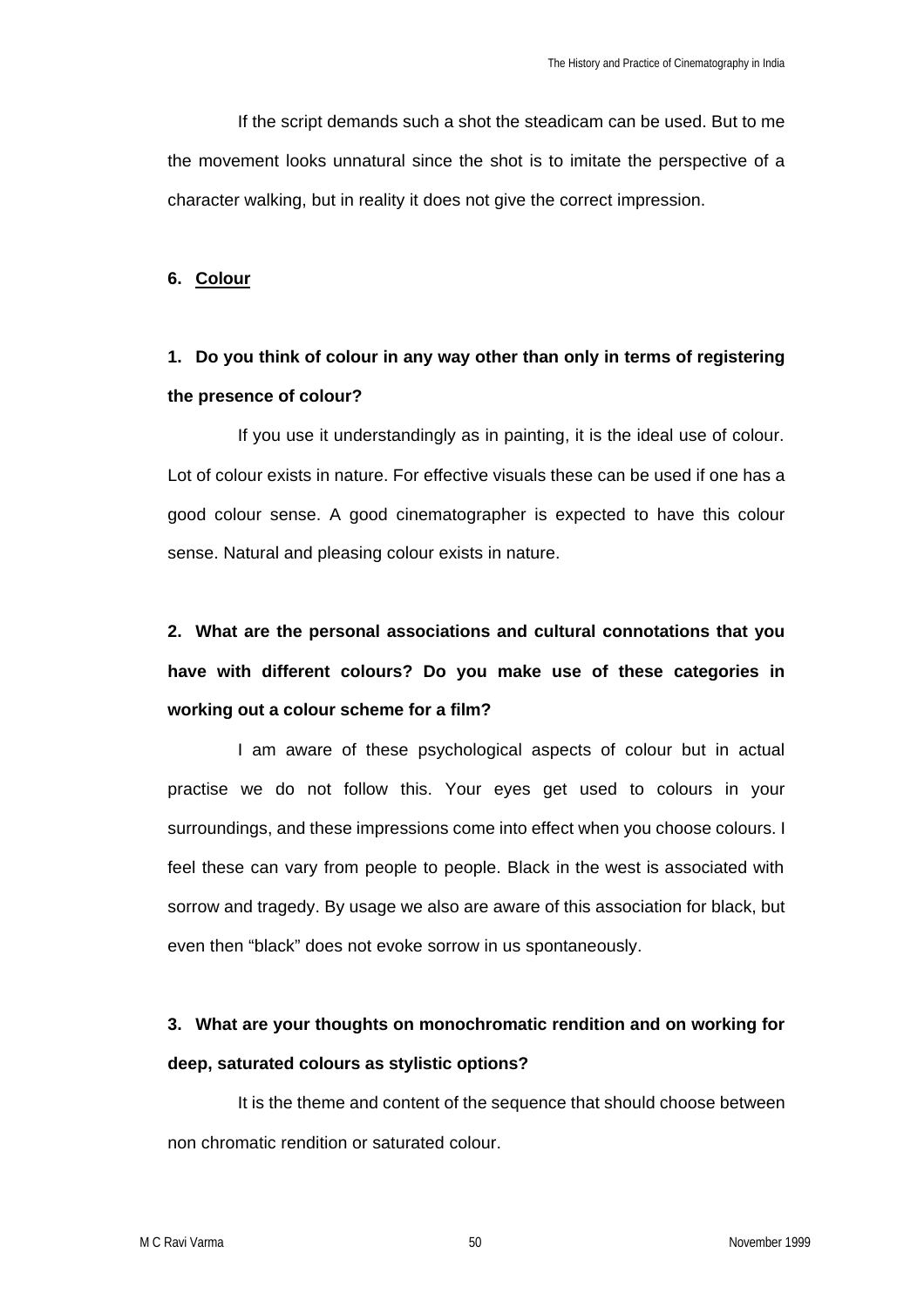If the script demands such a shot the steadicam can be used. But to me the movement looks unnatural since the shot is to imitate the perspective of a character walking, but in reality it does not give the correct impression.

### 6. Colour

**1. Do you think of colour in any way other than only in terms of registering the presence of colour?**

If you use it understandingly as in painting, it is the ideal use of colour. Lot of colour exists in nature. For effective visuals these can be used if one has a good colour sense. A good cinematographer is expected to have this colour sense. Natural and pleasing colour exists in nature.

**2. What are the personal associations and cultural connotations that you have with different colours? Do you make use of these categories in working out a colour scheme for a film?**

I am aware of these psychological aspects of colour but in actual practise we do not follow this. Your eyes get used to colours in your surroundings, and these impressions come into effect when you choose colours. I feel these can vary from people to people. Black in the west is associated with sorrow and tragedy. By usage we also are aware of this association for black, but even then "black" does not evoke sorrow in us spontaneously.

**3. What are your thoughts on monochromatic rendition and on working for deep, saturated colours as stylistic options?**

It is the theme and content of the sequence that should choose between non chromatic rendition or saturated colour.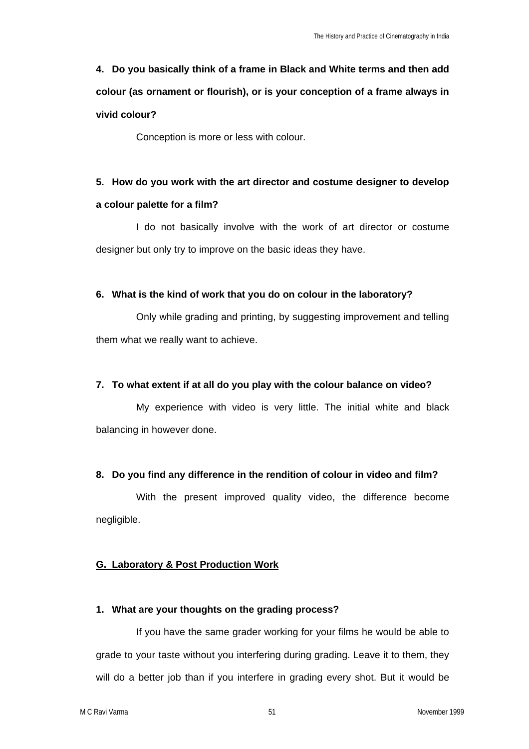**4. Do you basically think of a frame in Black and White terms and then add colour (as ornament or flourish), or is your conception of a frame always in vivid colour?**

Conception is more or less with colour.

**5. How do you work with the art director and costume designer to develop a colour palette for a film?**

I do not basically involve with the work of art director or costume designer but only try to improve on the basic ideas they have.

**6. What is the kind of work that you do on colour in the laboratory?**

Only while grading and printing, by suggesting improvement and telling them what we really want to achieve.

**7. To what extent if at all do you play with the colour balance on video?**

My experience with video is very little. The initial white and black balancing in however done.

**8. Do you find any difference in the rendition of colour in video and film?**

With the present improved quality video, the difference become negligible.

## G. Laboratory & Post Production Work

**1. What are your thoughts on the grading process?**

If you have the same grader working for your films he would be able to grade to your taste without you interfering during grading. Leave it to them, they will do a better job than if you interfere in grading every shot. But it would be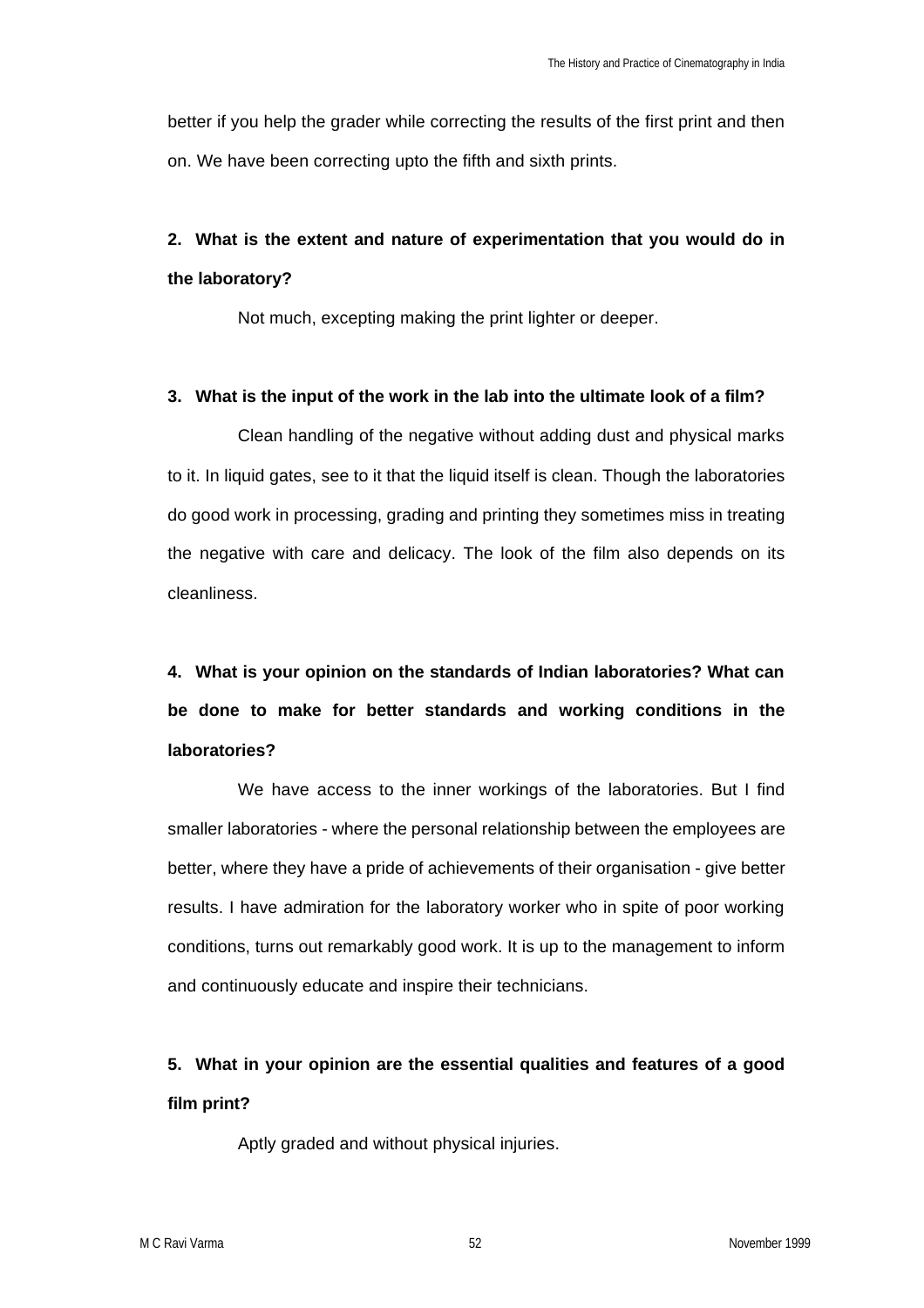better if you help the grader while correcting the results of the first print and then on. We have been correcting upto the fifth and sixth prints.

**2. What is the extent and nature of experimentation that you would do in the laboratory?**

Not much, excepting making the print lighter or deeper.

**3. What is the input of the work in the lab into the ultimate look of a film?**

Clean handling of the negative without adding dust and physical marks to it. In liquid gates, see to it that the liquid itself is clean. Though the laboratories do good work in processing, grading and printing they sometimes miss in treating the negative with care and delicacy. The look of the film also depends on its cleanliness.

**4. What is your opinion on the standards of Indian laboratories? What can be done to make for better standards and working conditions in the laboratories?**

We have access to the inner workings of the laboratories. But I find smaller laboratories - where the personal relationship between the employees are better, where they have a pride of achievements of their organisation - give better results. I have admiration for the laboratory worker who in spite of poor working conditions, turns out remarkably good work. It is up to the management to inform and continuously educate and inspire their technicians.

**5. What in your opinion are the essential qualities and features of a good film print?**

Aptly graded and without physical injuries.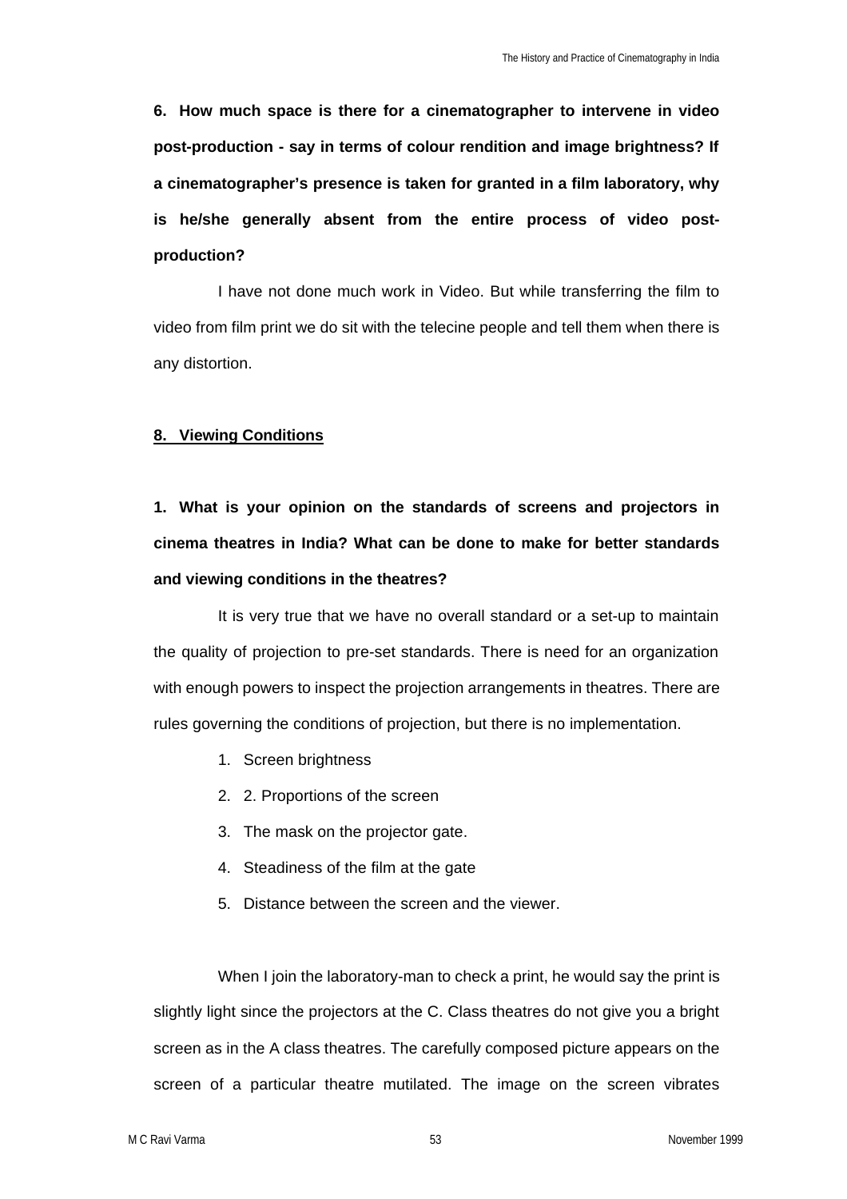**6. How much space is there for a cinematographer to intervene in video post-production - say in terms of colour rendition and image brightness? If a cinematographer's presence is taken for granted in a film laboratory, why is he/she generally absent from the entire process of video post-production?**

I have not done much work in Video. But while transferring the film to video from film print we do sit with the telecine people and tell them when there is any distortion.

**8. Viewing Conditions**

**1. What is your opinion on the standards of screens and projectors in cinema theatres in India? What can be done to make for better standards and viewing conditions in the theatres?**

It is very true that we have no overall standard or a set-up to maintain the quality of projection to pre-set standards. There is need for an organization with enough powers to inspect the projection arrangements in theatres. There are rules governing the conditions of projection, but there is no implementation.

1. Screen brightness
2. 2. Proportions of the screen
3. The mask on the projector gate.
4. Steadiness of the film at the gate
5. Distance between the screen and the viewer.

When I join the laboratory-man to check a print, he would say the print is slightly light since the projectors at the C. Class theatres do not give you a bright screen as in the A class theatres. The carefully composed picture appears on the screen of a particular theatre mutilated. The image on the screen vibrates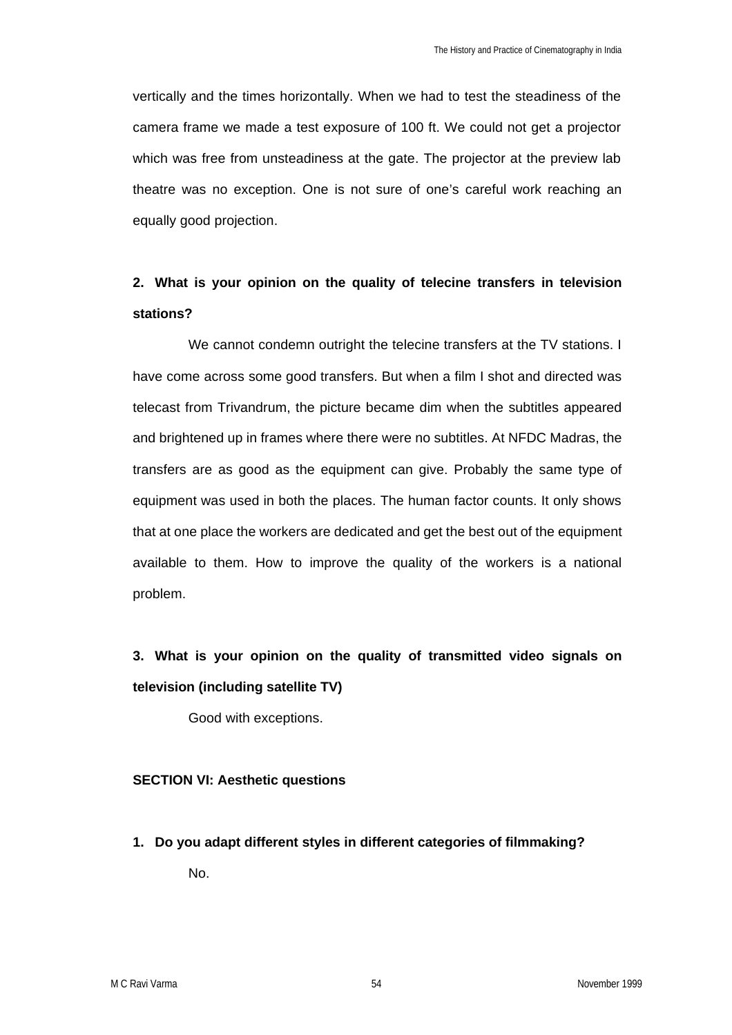vertically and the times horizontally. When we had to test the steadiness of the camera frame we made a test exposure of 100 ft. We could not get a projector which was free from unsteadiness at the gate. The projector at the preview lab theatre was no exception. One is not sure of one's careful work reaching an equally good projection.

**2. What is your opinion on the quality of telecine transfers in television stations?**

We cannot condemn outright the telecine transfers at the TV stations. I have come across some good transfers. But when a film I shot and directed was telecast from Trivandrum, the picture became dim when the subtitles appeared and brightened up in frames where there were no subtitles. At NFDC Madras, the transfers are as good as the equipment can give. Probably the same type of equipment was used in both the places. The human factor counts. It only shows that at one place the workers are dedicated and get the best out of the equipment available to them. How to improve the quality of the workers is a national problem.

**3. What is your opinion on the quality of transmitted video signals on television (including satellite TV)**

Good with exceptions.

**SECTION VI: Aesthetic questions**

**1. Do you adapt different styles in different categories of filmmaking?**

No.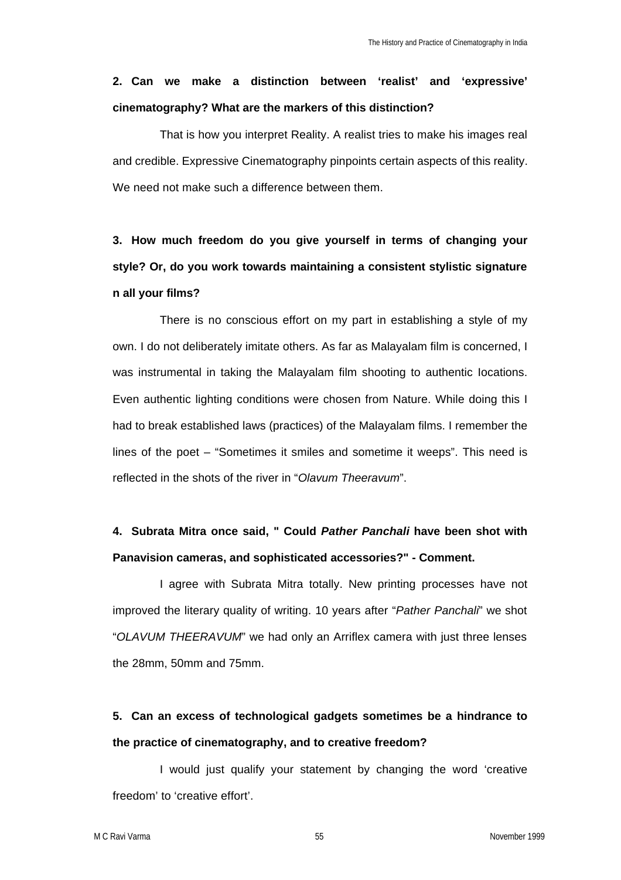**2. Can we make a distinction between 'realist' and 'expressive' cinematography? What are the markers of this distinction?**

That is how you interpret Reality. A realist tries to make his images real and credible. Expressive Cinematography pinpoints certain aspects of this reality. We need not make such a difference between them.

**3. How much freedom do you give yourself in terms of changing your style? Or, do you work towards maintaining a consistent stylistic signature n all your films?**

There is no conscious effort on my part in establishing a style of my own. I do not deliberately imitate others. As far as Malayalam film is concerned, I was instrumental in taking the Malayalam film shooting to authentic Iocations. Even authentic lighting conditions were chosen from Nature. While doing this I had to break established laws (practices) of the Malayalam films. I remember the lines of the poet – "Sometimes it smiles and sometime it weeps". This need is reflected in the shots of the river in "*Olavum Theeravum*".

**4. Subrata Mitra once said, " Could *Pather Panchali* have been shot with Panavision cameras, and sophisticated accessories?" - Comment.**

I agree with Subrata Mitra totally. New printing processes have not improved the literary quality of writing. 10 years after "*Pather Panchali*" we shot "*OLAVUM THEERAVUM*" we had only an Arriflex camera with just three lenses the 28mm, 50mm and 75mm.

**5. Can an excess of technological gadgets sometimes be a hindrance to the practice of cinematography, and to creative freedom?**

I would just qualify your statement by changing the word 'creative freedom' to 'creative effort'.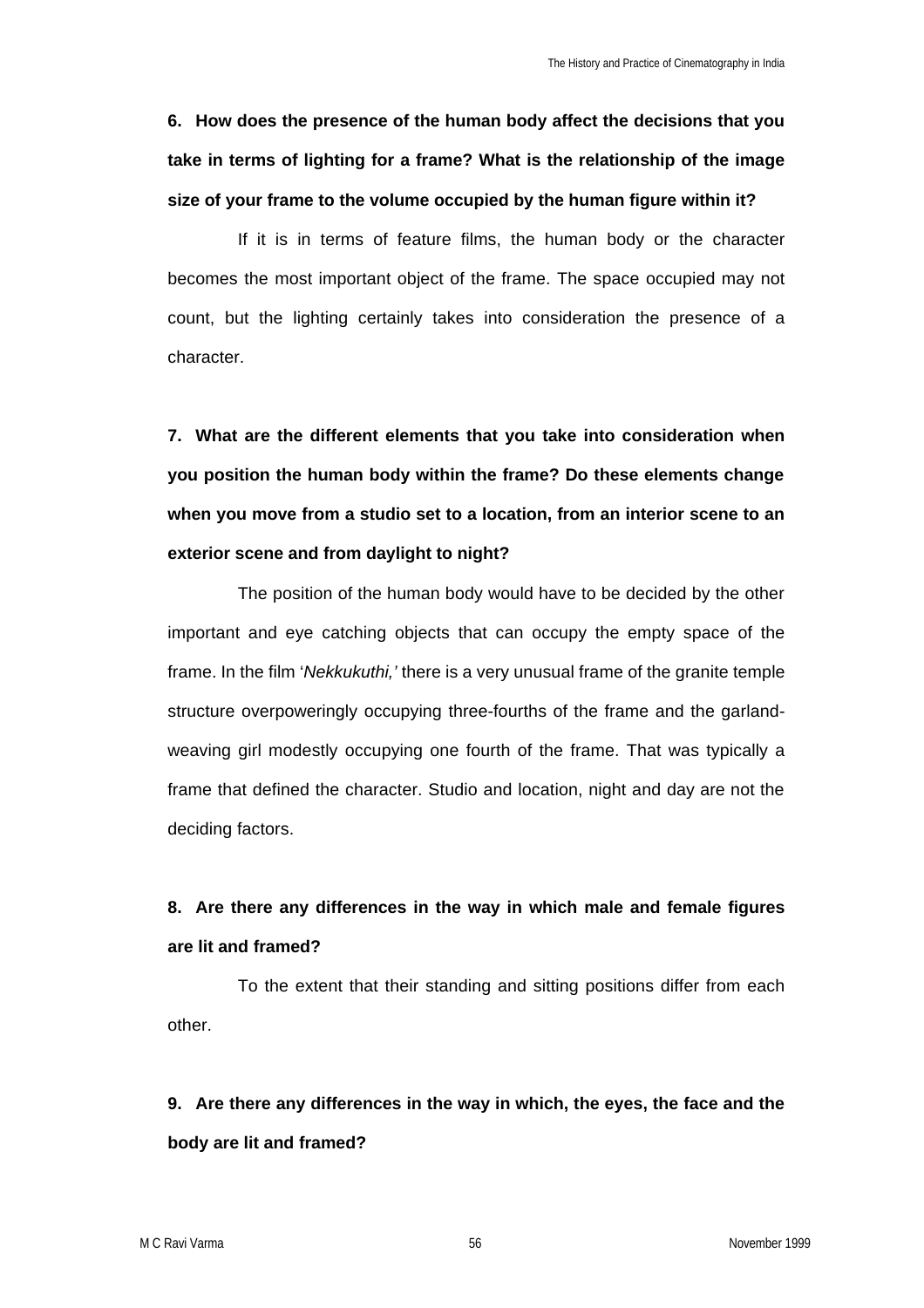**6. How does the presence of the human body affect the decisions that you take in terms of lighting for a frame? What is the relationship of the image size of your frame to the volume occupied by the human figure within it?**

If it is in terms of feature films, the human body or the character becomes the most important object of the frame. The space occupied may not count, but the lighting certainly takes into consideration the presence of a character.

**7. What are the different elements that you take into consideration when you position the human body within the frame? Do these elements change when you move from a studio set to a location, from an interior scene to an exterior scene and from daylight to night?**

The position of the human body would have to be decided by the other important and eye catching objects that can occupy the empty space of the frame. In the film '*Nekkukuthi,'* there is a very unusual frame of the granite temple structure overpoweringly occupying three-fourths of the frame and the garland-weaving girl modestly occupying one fourth of the frame. That was typically a frame that defined the character. Studio and location, night and day are not the deciding factors.

**8. Are there any differences in the way in which male and female figures are lit and framed?**

To the extent that their standing and sitting positions differ from each other.

**9. Are there any differences in the way in which, the eyes, the face and the body are lit and framed?**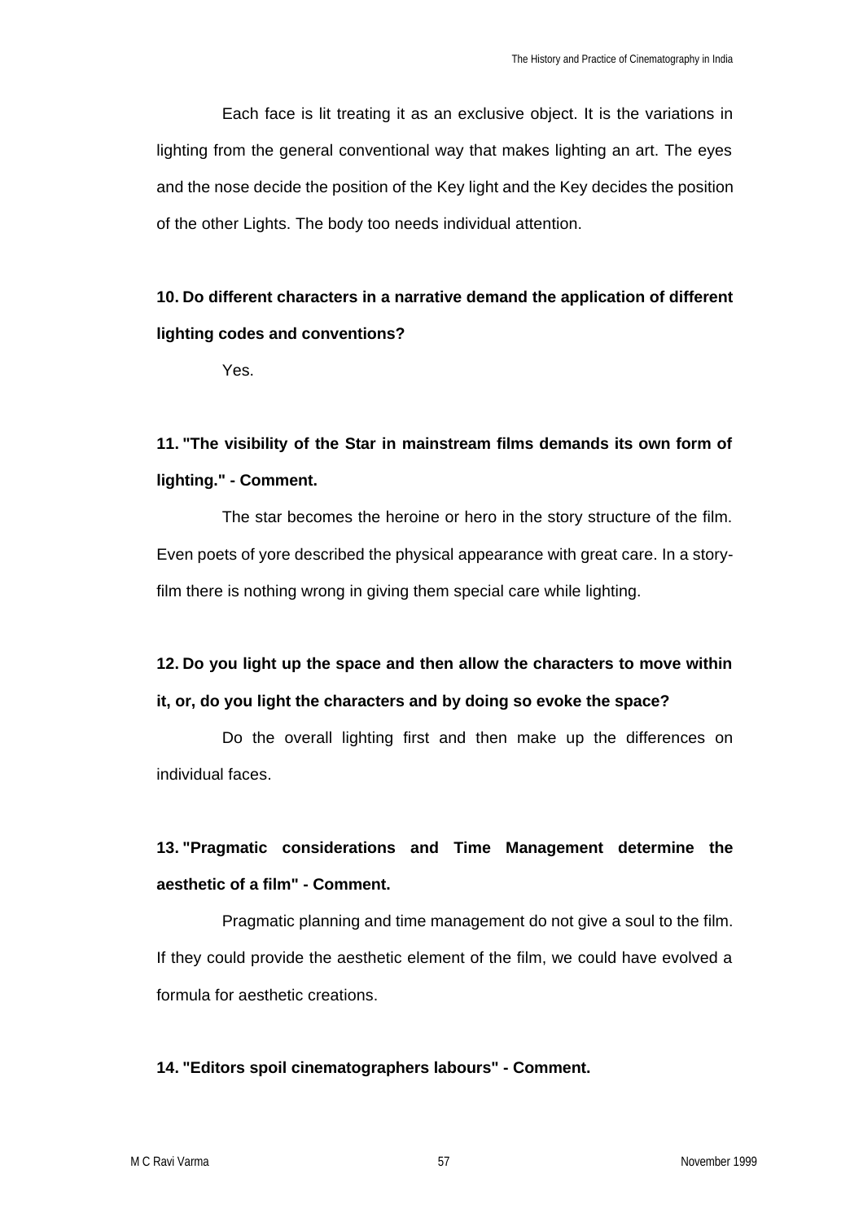Each face is lit treating it as an exclusive object. It is the variations in lighting from the general conventional way that makes lighting an art. The eyes and the nose decide the position of the Key light and the Key decides the position of the other Lights. The body too needs individual attention.

**10. Do different characters in a narrative demand the application of different lighting codes and conventions?**

Yes.

**11. "The visibility of the Star in mainstream films demands its own form of lighting." - Comment.**

The star becomes the heroine or hero in the story structure of the film. Even poets of yore described the physical appearance with great care. In a story-film there is nothing wrong in giving them special care while lighting.

**12. Do you light up the space and then allow the characters to move within it, or, do you light the characters and by doing so evoke the space?**

Do the overall lighting first and then make up the differences on individual faces.

**13. "Pragmatic considerations and Time Management determine the aesthetic of a film" - Comment.**

Pragmatic planning and time management do not give a soul to the film. If they could provide the aesthetic element of the film, we could have evolved a formula for aesthetic creations.

**14. "Editors spoil cinematographers labours" - Comment.**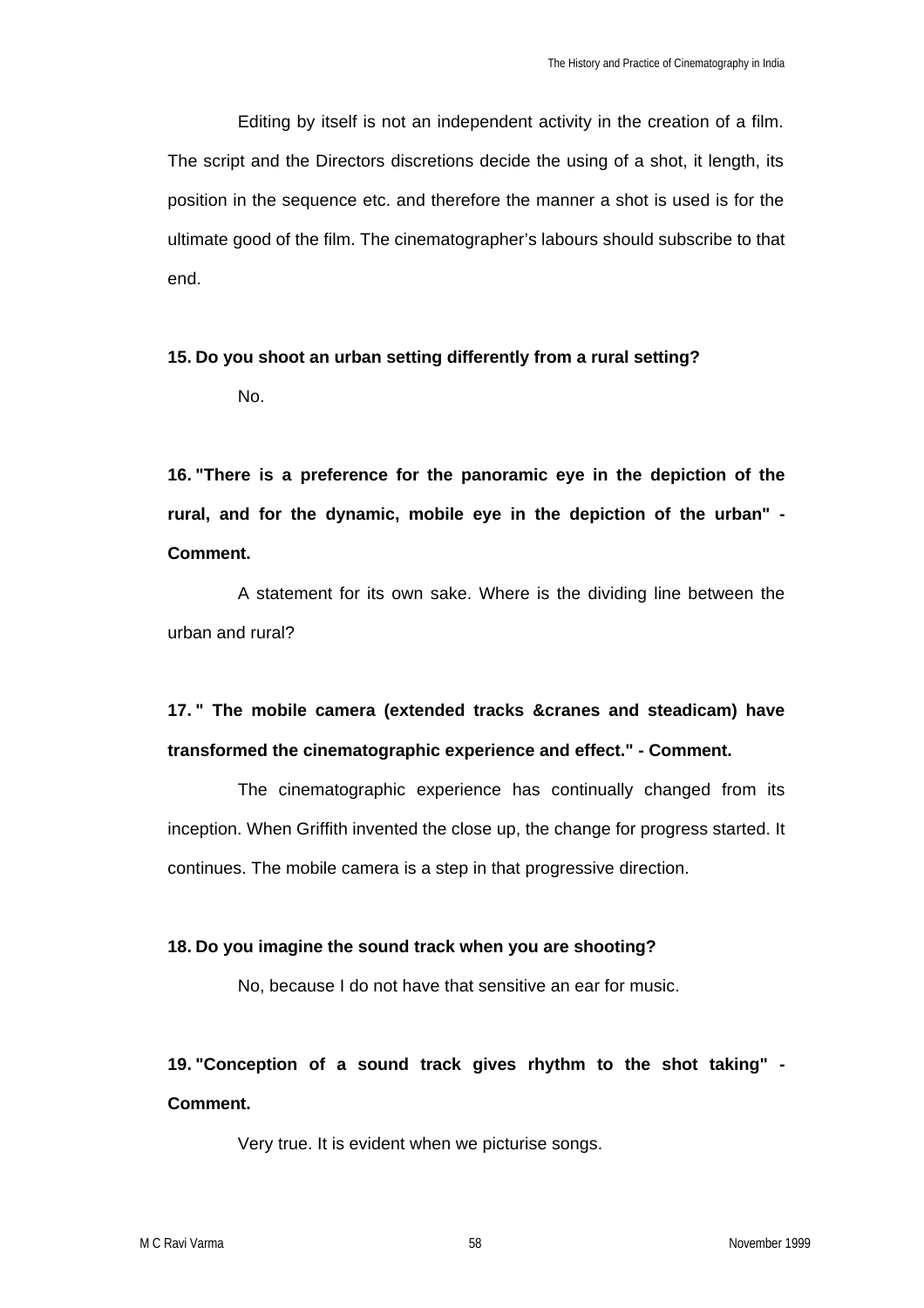Editing by itself is not an independent activity in the creation of a film. The script and the Directors discretions decide the using of a shot, it length, its position in the sequence etc. and therefore the manner a shot is used is for the ultimate good of the film. The cinematographer’s labours should subscribe to that end.

**15. Do you shoot an urban setting differently from a rural setting?**

No.

**16. "There is a preference for the panoramic eye in the depiction of the rural, and for the dynamic, mobile eye in the depiction of the urban" - Comment.**

A statement for its own sake. Where is the dividing line between the urban and rural?

**17. " The mobile camera (extended tracks &cranes and steadicam) have transformed the cinematographic experience and effect." - Comment.**

The cinematographic experience has continually changed from its inception. When Griffith invented the close up, the change for progress started. It continues. The mobile camera is a step in that progressive direction.

**18. Do you imagine the sound track when you are shooting?**

No, because I do not have that sensitive an ear for music.

**19. "Conception of a sound track gives rhythm to the shot taking" - Comment.**

Very true. It is evident when we picturise songs.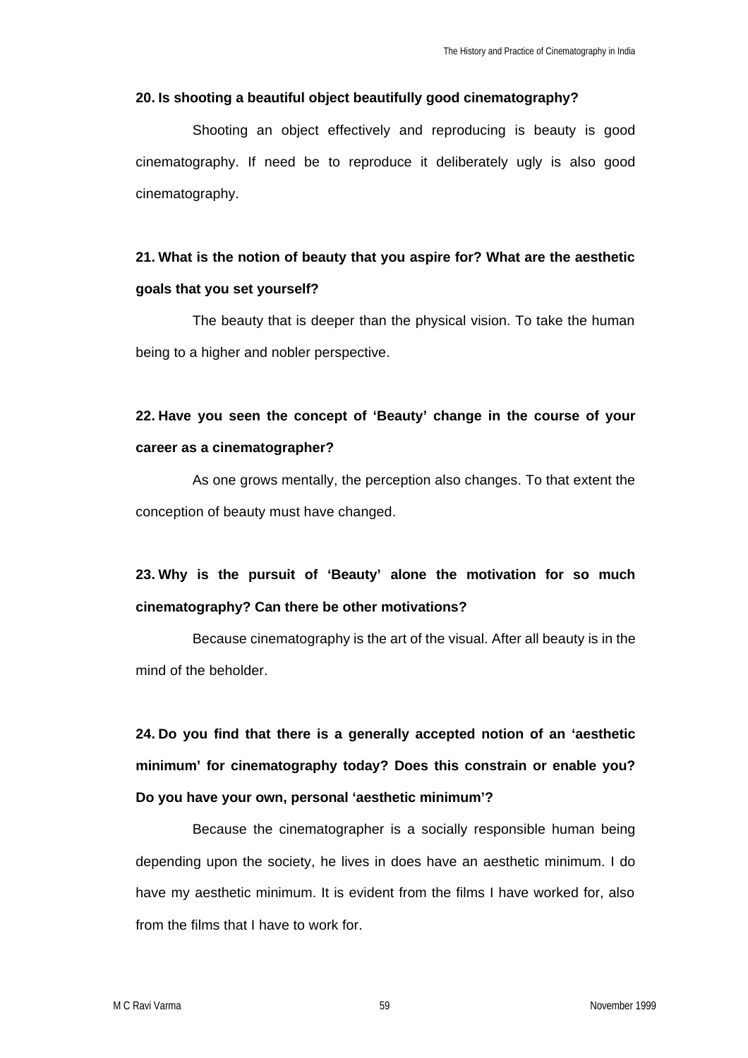**20. Is shooting a beautiful object beautifully good cinematography?**

Shooting an object effectively and reproducing is beauty is good cinematography. If need be to reproduce it deliberately ugly is also good cinematography.

**21. What is the notion of beauty that you aspire for? What are the aesthetic goals that you set yourself?**

The beauty that is deeper than the physical vision. To take the human being to a higher and nobler perspective.

**22. Have you seen the concept of 'Beauty' change in the course of your career as a cinematographer?**

As one grows mentally, the perception also changes. To that extent the conception of beauty must have changed.

**23. Why is the pursuit of 'Beauty' alone the motivation for so much cinematography? Can there be other motivations?**

Because cinematography is the art of the visual. After all beauty is in the mind of the beholder.

**24. Do you find that there is a generally accepted notion of an 'aesthetic minimum' for cinematography today? Does this constrain or enable you? Do you have your own, personal 'aesthetic minimum'?**

Because the cinematographer is a socially responsible human being depending upon the society, he lives in does have an aesthetic minimum. I do have my aesthetic minimum. It is evident from the films I have worked for, also from the films that I have to work for.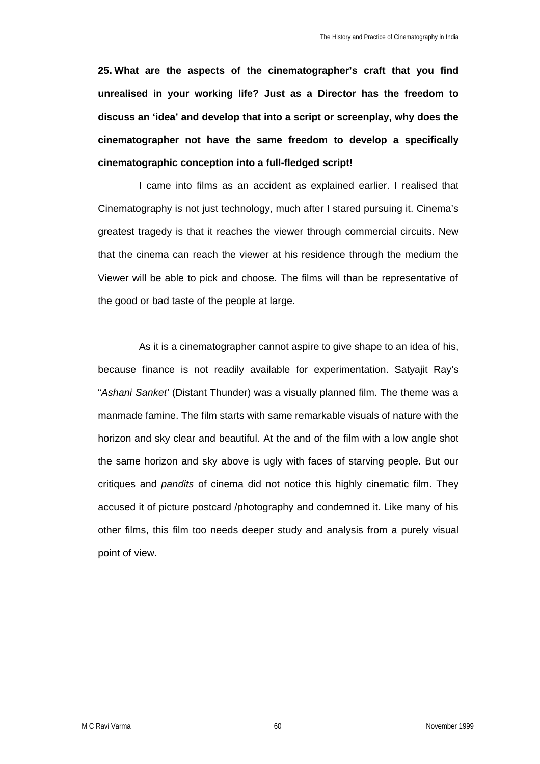**25. What are the aspects of the cinematographer's craft that you find unrealised in your working life? Just as a Director has the freedom to discuss an 'idea' and develop that into a script or screenplay, why does the cinematographer not have the same freedom to develop a specifically cinematographic conception into a full-fledged script!**

I came into films as an accident as explained earlier. I realised that Cinematography is not just technology, much after I stared pursuing it. Cinema's greatest tragedy is that it reaches the viewer through commercial circuits. New that the cinema can reach the viewer at his residence through the medium the Viewer will be able to pick and choose. The films will than be representative of the good or bad taste of the people at large.

As it is a cinematographer cannot aspire to give shape to an idea of his, because finance is not readily available for experimentation. Satyajit Ray's "*Ashani Sanket'* (Distant Thunder) was a visually planned film. The theme was a manmade famine. The film starts with same remarkable visuals of nature with the horizon and sky clear and beautiful. At the and of the film with a low angle shot the same horizon and sky above is ugly with faces of starving people. But our critiques and *pandits* of cinema did not notice this highly cinematic film. They accused it of picture postcard /photography and condemned it. Like many of his other films, this film too needs deeper study and analysis from a purely visual point of view.